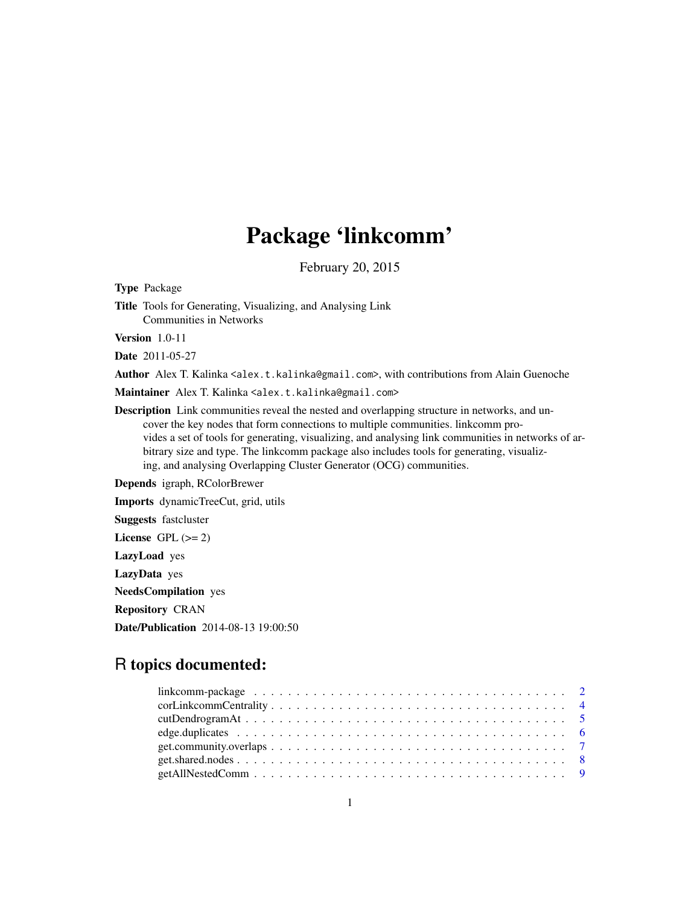# Package 'linkcomm'

February 20, 2015

**Type** Package

**Title** Tools for Generating, Visualizing, and Analysing Link Communities in Networks

**Version** 1.0-11

**Date** 2011-05-27

**Author** Alex T. Kalinka <alex.t.kalinka@gmail.com>, with contributions from Alain Guenoche

**Maintainer** Alex T. Kalinka <alex.t.kalinka@gmail.com>

**Description** Link communities reveal the nested and overlapping structure in networks, and uncover the key nodes that form connections to multiple communities. linkcomm provides a set of tools for generating, visualizing, and analysing link communities in networks of arbitrary size and type. The linkcomm package also includes tools for generating, visualizing, and analysing Overlapping Cluster Generator (OCG) communities.

**Depends** igraph, RColorBrewer

**Imports** dynamicTreeCut, grid, utils

**Suggests** fastcluster

**License** GPL (>= 2)

**LazyLoad** yes

**LazyData** yes

**NeedsCompilation** yes

**Repository** CRAN

**Date/Publication** 2014-08-13 19:00:50

## R topics documented:

- linkcomm-package . . . . . . . . . . 2
- corLinkcommCentrality . . . . . . . . . . 4
- cutDendrogramAt . . . . . . . . . . 5
- edge.duplicates . . . . . . . . . . 6
- get.community.overlaps . . . . . . . . . . 7
- get.shared.nodes . . . . . . . . . . 8
- getAllNestedComm . . . . . . . . . . 9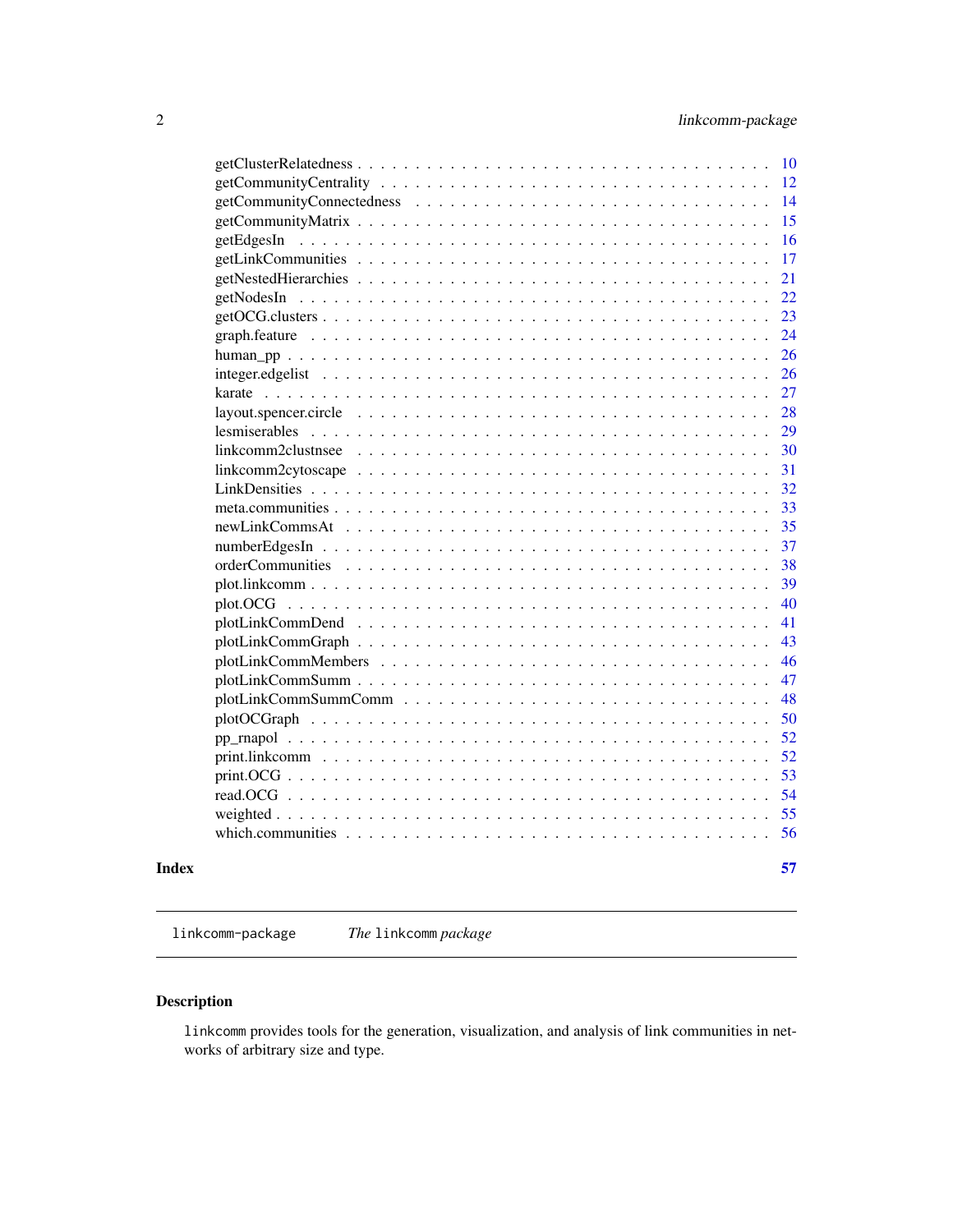getClusterRelatedness . . . . . . . . . . . . . . . . . . . . . . . . . . . . . . . . . 10
getCommunityCentrality . . . . . . . . . . . . . . . . . . . . . . . . . . . . . . . . 12
getCommunityConnectedness . . . . . . . . . . . . . . . . . . . . . . . . . . . . . 14
getCommunityMatrix . . . . . . . . . . . . . . . . . . . . . . . . . . . . . . . . . . 15
getEdgesIn . . . . . . . . . . . . . . . . . . . . . . . . . . . . . . . . . . . . . . . 16
getLinkCommunities . . . . . . . . . . . . . . . . . . . . . . . . . . . . . . . . . . 17
getNestedHierarchies . . . . . . . . . . . . . . . . . . . . . . . . . . . . . . . . . 21
getNodesIn . . . . . . . . . . . . . . . . . . . . . . . . . . . . . . . . . . . . . . . 22
getOCG.clusters . . . . . . . . . . . . . . . . . . . . . . . . . . . . . . . . . . . . 23
graph.feature . . . . . . . . . . . . . . . . . . . . . . . . . . . . . . . . . . . . . 24
human_pp . . . . . . . . . . . . . . . . . . . . . . . . . . . . . . . . . . . . . . . . 26
integer.edgelist . . . . . . . . . . . . . . . . . . . . . . . . . . . . . . . . . . . . 26
karate . . . . . . . . . . . . . . . . . . . . . . . . . . . . . . . . . . . . . . . . . . 27
layout.spencer.circle . . . . . . . . . . . . . . . . . . . . . . . . . . . . . . . . . 28
lesmiserables . . . . . . . . . . . . . . . . . . . . . . . . . . . . . . . . . . . . . 29
linkcomm2clustnsee . . . . . . . . . . . . . . . . . . . . . . . . . . . . . . . . . . 30
linkcomm2cytoscape . . . . . . . . . . . . . . . . . . . . . . . . . . . . . . . . . . 31
LinkDensities . . . . . . . . . . . . . . . . . . . . . . . . . . . . . . . . . . . . . 32
meta.communities . . . . . . . . . . . . . . . . . . . . . . . . . . . . . . . . . . . 33
newLinkCommsAt . . . . . . . . . . . . . . . . . . . . . . . . . . . . . . . . . . . . 35
numberEdgesIn . . . . . . . . . . . . . . . . . . . . . . . . . . . . . . . . . . . . 37
orderCommunities . . . . . . . . . . . . . . . . . . . . . . . . . . . . . . . . . . . 38
plot.linkcomm . . . . . . . . . . . . . . . . . . . . . . . . . . . . . . . . . . . . . 39
plot.OCG . . . . . . . . . . . . . . . . . . . . . . . . . . . . . . . . . . . . . . . . 40
plotLinkCommDend . . . . . . . . . . . . . . . . . . . . . . . . . . . . . . . . . . . 41
plotLinkCommGraph . . . . . . . . . . . . . . . . . . . . . . . . . . . . . . . . . . 43
plotLinkCommMembers . . . . . . . . . . . . . . . . . . . . . . . . . . . . . . . . . 46
plotLinkCommSumm . . . . . . . . . . . . . . . . . . . . . . . . . . . . . . . . . . . 47
plotLinkCommSummComm . . . . . . . . . . . . . . . . . . . . . . . . . . . . . . . . 48
plotOCGraph . . . . . . . . . . . . . . . . . . . . . . . . . . . . . . . . . . . . . . 50
pp_rnapol . . . . . . . . . . . . . . . . . . . . . . . . . . . . . . . . . . . . . . . 52
print.linkcomm . . . . . . . . . . . . . . . . . . . . . . . . . . . . . . . . . . . . 52
print.OCG . . . . . . . . . . . . . . . . . . . . . . . . . . . . . . . . . . . . . . . 53
read.OCG . . . . . . . . . . . . . . . . . . . . . . . . . . . . . . . . . . . . . . . . 54
weighted . . . . . . . . . . . . . . . . . . . . . . . . . . . . . . . . . . . . . . . . 55
which.communities . . . . . . . . . . . . . . . . . . . . . . . . . . . . . . . . . . . 56

**Index** **57**

---

linkcomm-package *The* linkcomm *package*

---

## Description

linkcomm provides tools for the generation, visualization, and analysis of link communities in networks of arbitrary size and type.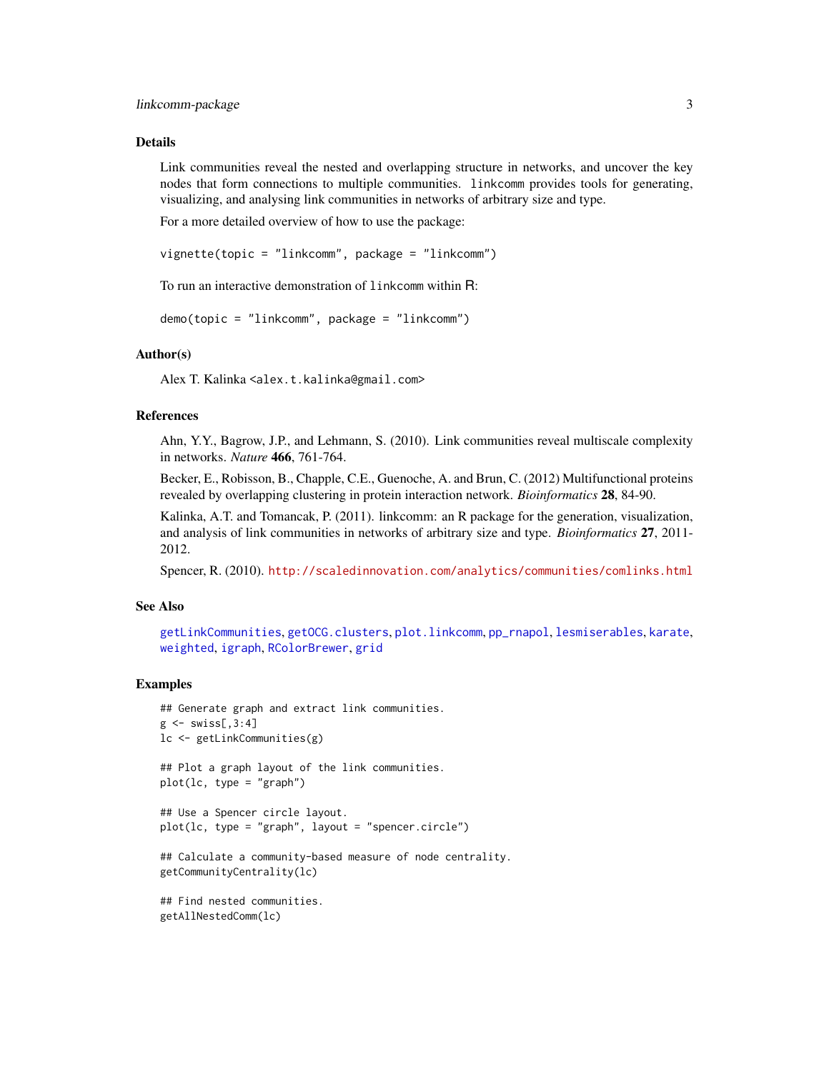## Details

Link communities reveal the nested and overlapping structure in networks, and uncover the key nodes that form connections to multiple communities. linkcomm provides tools for generating, visualizing, and analysing link communities in networks of arbitrary size and type.

For a more detailed overview of how to use the package:

```
vignette(topic = "linkcomm", package = "linkcomm")
```

To run an interactive demonstration of linkcomm within R:

```
demo(topic = "linkcomm", package = "linkcomm")
```

## Author(s)

Alex T. Kalinka <alex.t.kalinka@gmail.com>

## References

Ahn, Y.Y., Bagrow, J.P., and Lehmann, S. (2010). Link communities reveal multiscale complexity in networks. *Nature* **466**, 761-764.

Becker, E., Robisson, B., Chapple, C.E., Guenoche, A. and Brun, C. (2012) Multifunctional proteins revealed by overlapping clustering in protein interaction network. *Bioinformatics* **28**, 84-90.

Kalinka, A.T. and Tomancak, P. (2011). linkcomm: an R package for the generation, visualization, and analysis of link communities in networks of arbitrary size and type. *Bioinformatics* **27**, 2011-2012.

Spencer, R. (2010). http://scaledinnovation.com/analytics/communities/comlinks.html

## See Also

getLinkCommunities, getOCG.clusters, plot.linkcomm, pp_rnapol, lesmiserables, karate, weighted, igraph, RColorBrewer, grid

## Examples

```
## Generate graph and extract link communities.
g <- swiss[,3:4]
lc <- getLinkCommunities(g)

## Plot a graph layout of the link communities.
plot(lc, type = "graph")

## Use a Spencer circle layout.
plot(lc, type = "graph", layout = "spencer.circle")

## Calculate a community-based measure of node centrality.
getCommunityCentrality(lc)

## Find nested communities.
getAllNestedComm(lc)
```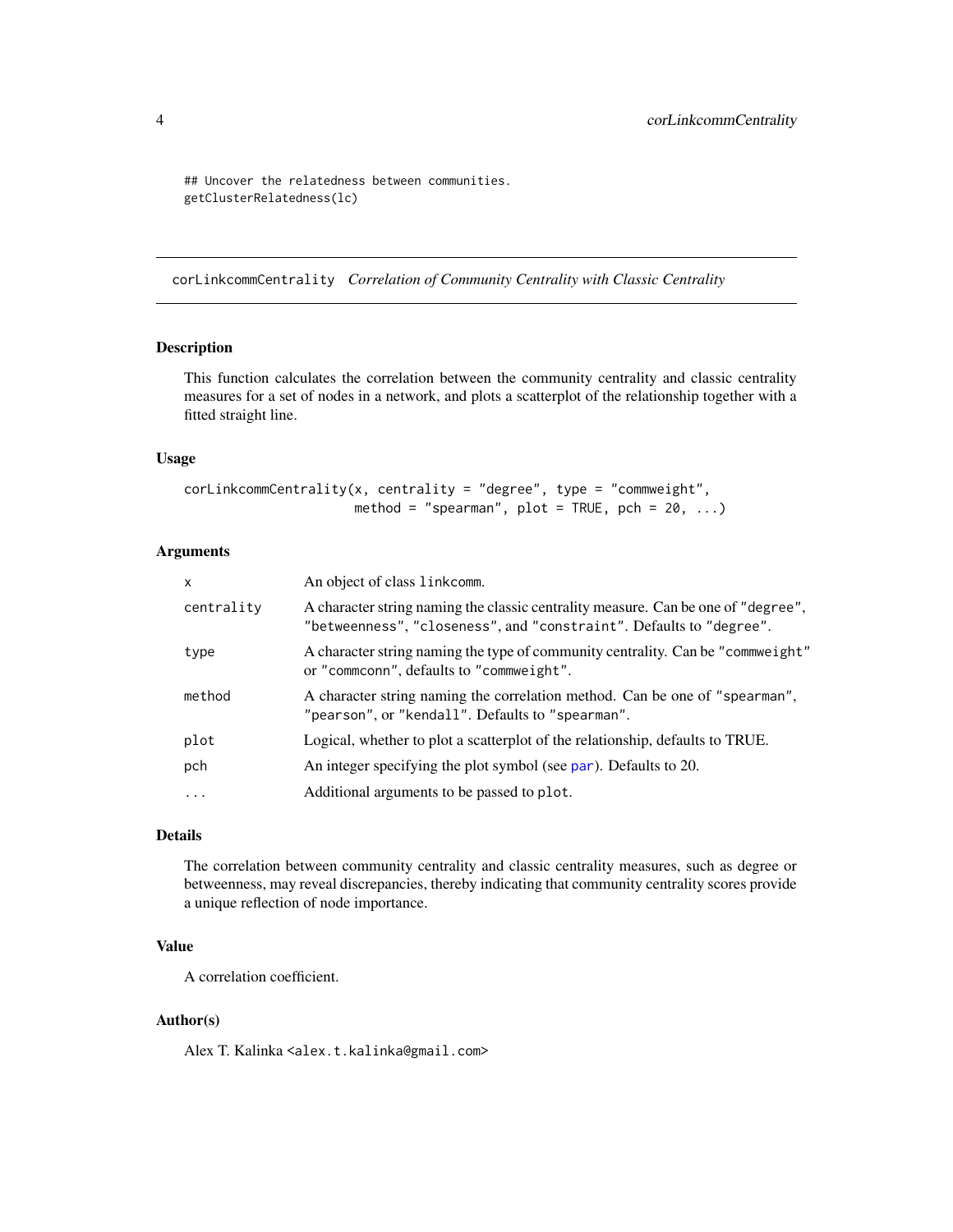```
## Uncover the relatedness between communities.
getClusterRelatedness(lc)
```

---

## corLinkcommCentrality *Correlation of Community Centrality with Classic Centrality*

### Description

This function calculates the correlation between the community centrality and classic centrality measures for a set of nodes in a network, and plots a scatterplot of the relationship together with a fitted straight line.

### Usage

```
corLinkcommCentrality(x, centrality = "degree", type = "commweight",
                      method = "spearman", plot = TRUE, pch = 20, ...)
```

### Arguments

| | |
|---|---|
| `x` | An object of class `linkcomm`. |
| `centrality` | A character string naming the classic centrality measure. Can be one of `"degree"`, `"betweenness"`, `"closeness"`, and `"constraint"`. Defaults to `"degree"`. |
| `type` | A character string naming the type of community centrality. Can be `"commweight"` or `"commconn"`, defaults to `"commweight"`. |
| `method` | A character string naming the correlation method. Can be one of `"spearman"`, `"pearson"`, or `"kendall"`. Defaults to `"spearman"`. |
| `plot` | Logical, whether to plot a scatterplot of the relationship, defaults to TRUE. |
| `pch` | An integer specifying the plot symbol (see `par`). Defaults to 20. |
| `...` | Additional arguments to be passed to `plot`. |

### Details

The correlation between community centrality and classic centrality measures, such as degree or betweenness, may reveal discrepancies, thereby indicating that community centrality scores provide a unique reflection of node importance.

### Value

A correlation coefficient.

### Author(s)

Alex T. Kalinka <alex.t.kalinka@gmail.com>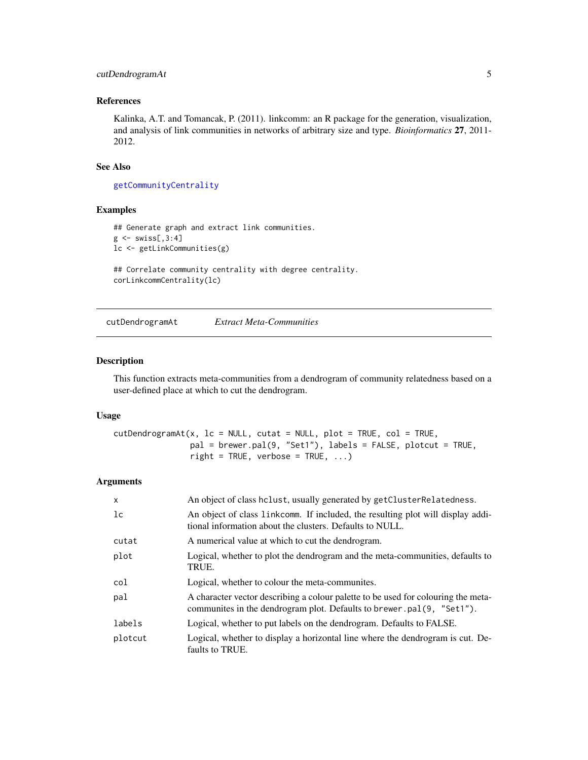### References

Kalinka, A.T. and Tomancak, P. (2011). linkcomm: an R package for the generation, visualization, and analysis of link communities in networks of arbitrary size and type. *Bioinformatics* **27**, 2011-2012.

### See Also

getCommunityCentrality

### Examples

```
## Generate graph and extract link communities.
g <- swiss[,3:4]
lc <- getLinkCommunities(g)

## Correlate community centrality with degree centrality.
corLinkcommCentrality(lc)
```

---

## cutDendrogramAt *Extract Meta-Communities*

### Description

This function extracts meta-communities from a dendrogram of community relatedness based on a user-defined place at which to cut the dendrogram.

### Usage

```
cutDendrogramAt(x, lc = NULL, cutat = NULL, plot = TRUE, col = TRUE,
                pal = brewer.pal(9, "Set1"), labels = FALSE, plotcut = TRUE,
                right = TRUE, verbose = TRUE, ...)
```

### Arguments

| | |
|---|---|
| x | An object of class hclust, usually generated by getClusterRelatedness. |
| lc | An object of class linkcomm. If included, the resulting plot will display additional information about the clusters. Defaults to NULL. |
| cutat | A numerical value at which to cut the dendrogram. |
| plot | Logical, whether to plot the dendrogram and the meta-communities, defaults to TRUE. |
| col | Logical, whether to colour the meta-communites. |
| pal | A character vector describing a colour palette to be used for colouring the meta-communites in the dendrogram plot. Defaults to brewer.pal(9, "Set1"). |
| labels | Logical, whether to put labels on the dendrogram. Defaults to FALSE. |
| plotcut | Logical, whether to display a horizontal line where the dendrogram is cut. Defaults to TRUE. |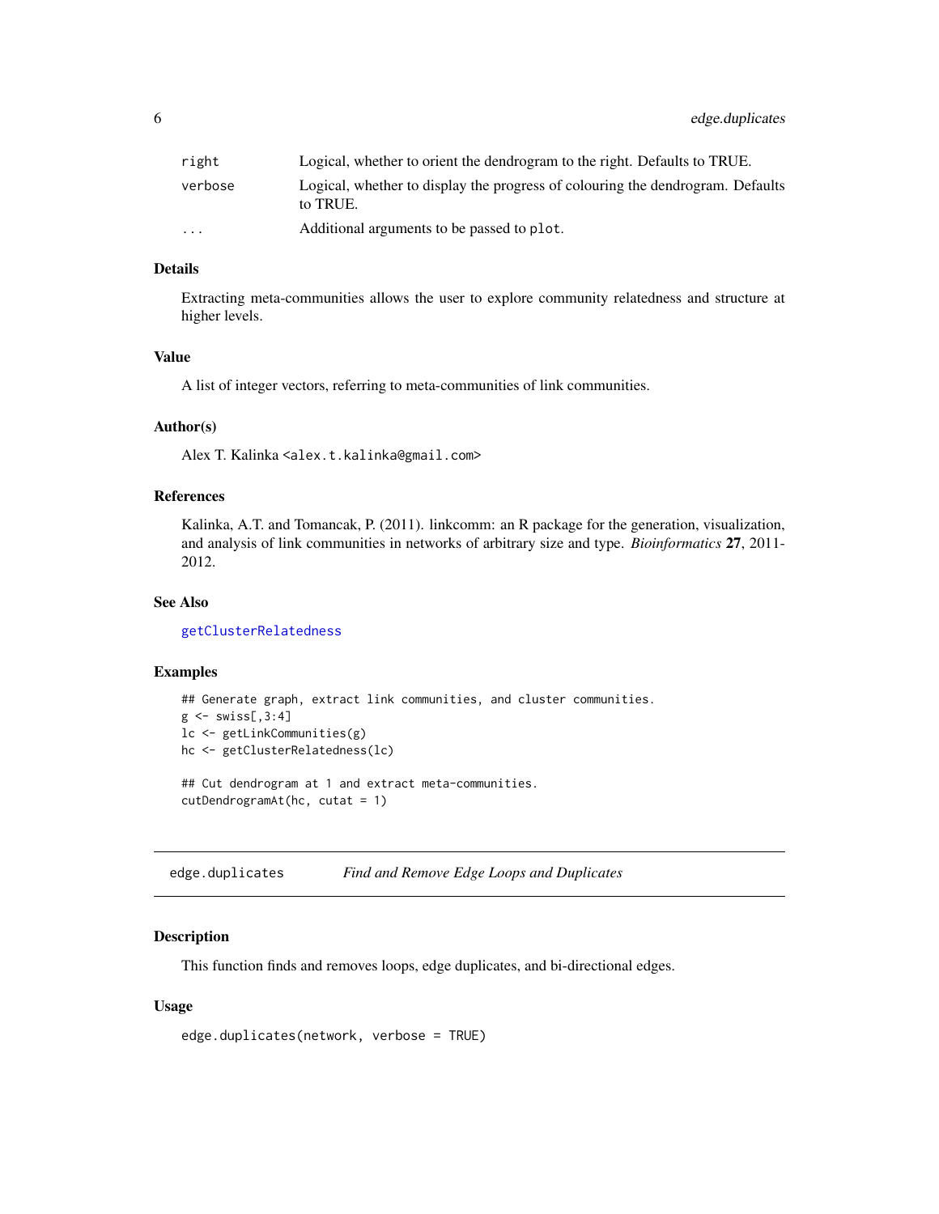| | |
|---|---|
| right | Logical, whether to orient the dendrogram to the right. Defaults to TRUE. |
| verbose | Logical, whether to display the progress of colouring the dendrogram. Defaults to TRUE. |
| ... | Additional arguments to be passed to plot. |

### Details

Extracting meta-communities allows the user to explore community relatedness and structure at higher levels.

### Value

A list of integer vectors, referring to meta-communities of link communities.

### Author(s)

Alex T. Kalinka <alex.t.kalinka@gmail.com>

### References

Kalinka, A.T. and Tomancak, P. (2011). linkcomm: an R package for the generation, visualization, and analysis of link communities in networks of arbitrary size and type. *Bioinformatics* **27**, 2011-2012.

### See Also

getClusterRelatedness

### Examples

```
## Generate graph, extract link communities, and cluster communities.
g <- swiss[,3:4]
lc <- getLinkCommunities(g)
hc <- getClusterRelatedness(lc)

## Cut dendrogram at 1 and extract meta-communities.
cutDendrogramAt(hc, cutat = 1)
```

## edge.duplicates *Find and Remove Edge Loops and Duplicates*

### Description

This function finds and removes loops, edge duplicates, and bi-directional edges.

### Usage

```
edge.duplicates(network, verbose = TRUE)
```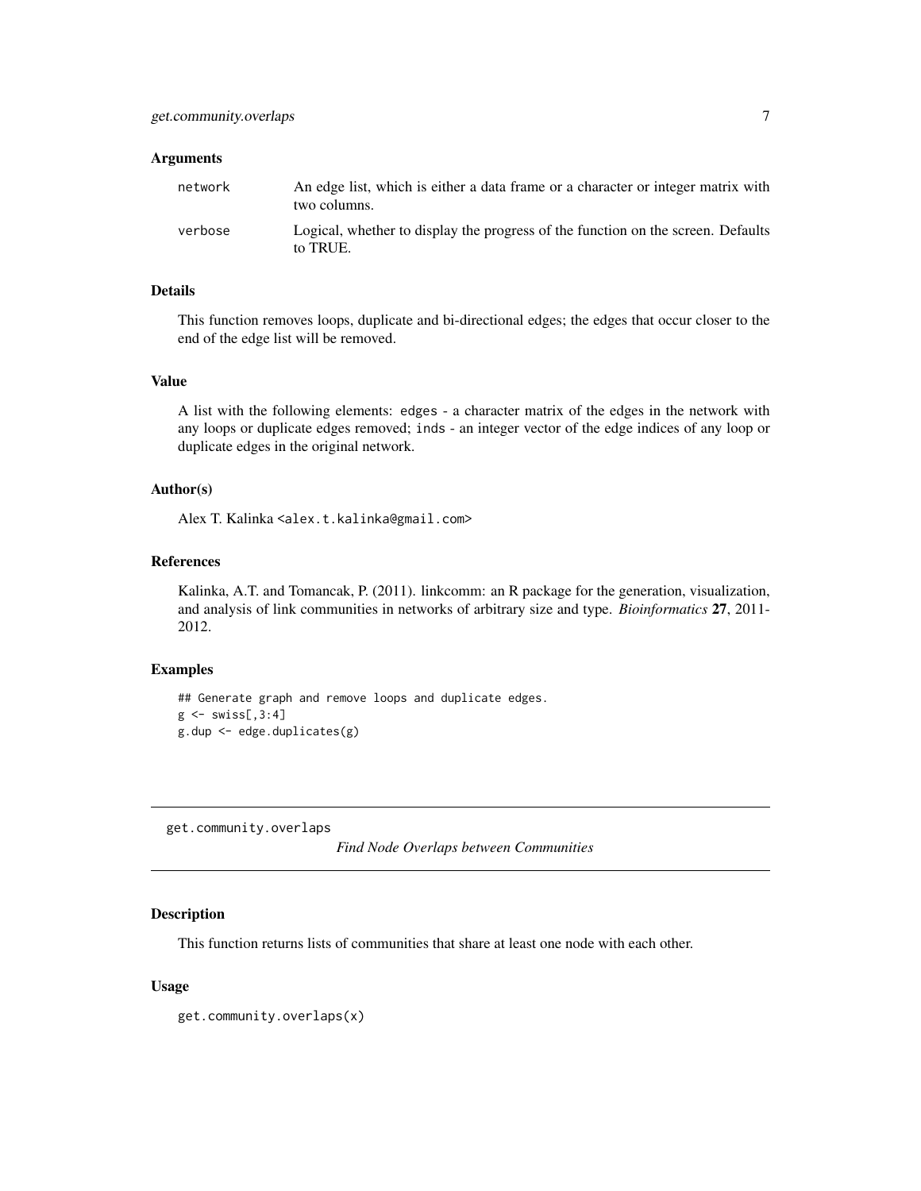### Arguments

| | |
|---|---|
| `network` | An edge list, which is either a data frame or a character or integer matrix with two columns. |
| `verbose` | Logical, whether to display the progress of the function on the screen. Defaults to TRUE. |

### Details

This function removes loops, duplicate and bi-directional edges; the edges that occur closer to the end of the edge list will be removed.

### Value

A list with the following elements: `edges` - a character matrix of the edges in the network with any loops or duplicate edges removed; `inds` - an integer vector of the edge indices of any loop or duplicate edges in the original network.

### Author(s)

Alex T. Kalinka <`alex.t.kalinka@gmail.com`>

### References

Kalinka, A.T. and Tomancak, P. (2011). linkcomm: an R package for the generation, visualization, and analysis of link communities in networks of arbitrary size and type. *Bioinformatics* **27**, 2011-2012.

### Examples

```
## Generate graph and remove loops and duplicate edges.
g <- swiss[,3:4]
g.dup <- edge.duplicates(g)
```

---

## get.community.overlaps *Find Node Overlaps between Communities*

### Description

This function returns lists of communities that share at least one node with each other.

### Usage

```
get.community.overlaps(x)
```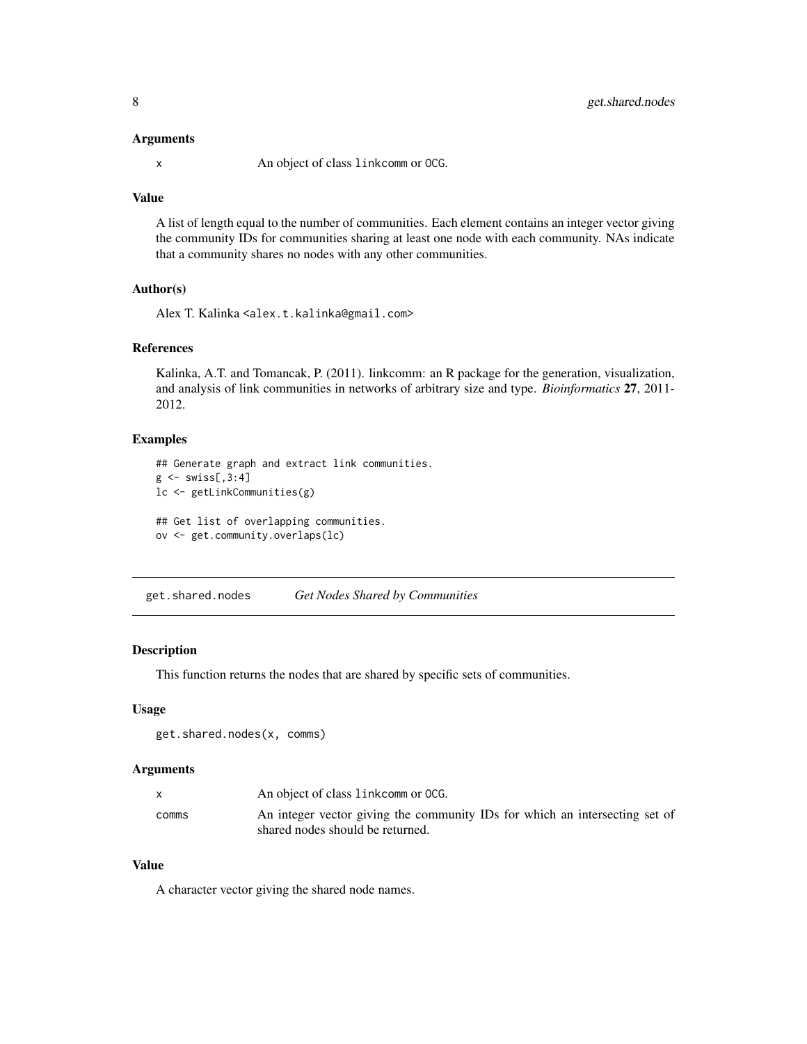### Arguments

| | |
|---|---|
| x | An object of class linkcomm or OCG. |

### Value

A list of length equal to the number of communities. Each element contains an integer vector giving the community IDs for communities sharing at least one node with each community. NAs indicate that a community shares no nodes with any other communities.

### Author(s)

Alex T. Kalinka <alex.t.kalinka@gmail.com>

### References

Kalinka, A.T. and Tomancak, P. (2011). linkcomm: an R package for the generation, visualization, and analysis of link communities in networks of arbitrary size and type. *Bioinformatics* **27**, 2011-2012.

### Examples

```
## Generate graph and extract link communities.
g <- swiss[,3:4]
lc <- getLinkCommunities(g)

## Get list of overlapping communities.
ov <- get.community.overlaps(lc)
```

---

## get.shared.nodes *Get Nodes Shared by Communities*

### Description

This function returns the nodes that are shared by specific sets of communities.

### Usage

```
get.shared.nodes(x, comms)
```

### Arguments

| | |
|---|---|
| x | An object of class linkcomm or OCG. |
| comms | An integer vector giving the community IDs for which an intersecting set of shared nodes should be returned. |

### Value

A character vector giving the shared node names.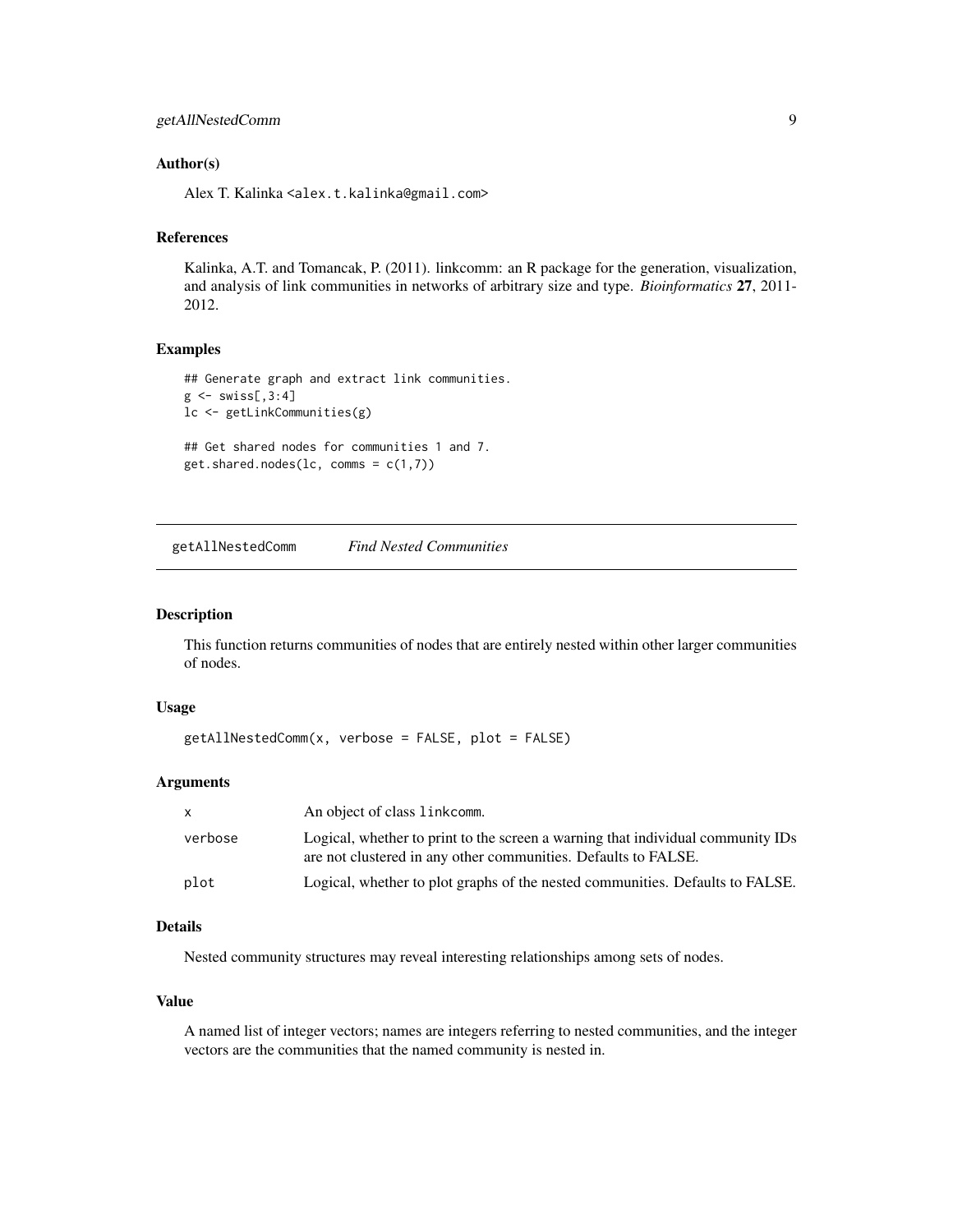### Author(s)

Alex T. Kalinka <alex.t.kalinka@gmail.com>

### References

Kalinka, A.T. and Tomancak, P. (2011). linkcomm: an R package for the generation, visualization, and analysis of link communities in networks of arbitrary size and type. *Bioinformatics* **27**, 2011-2012.

### Examples

```
## Generate graph and extract link communities.
g <- swiss[,3:4]
lc <- getLinkCommunities(g)

## Get shared nodes for communities 1 and 7.
get.shared.nodes(lc, comms = c(1,7))
```

---

## getAllNestedComm *Find Nested Communities*

### Description

This function returns communities of nodes that are entirely nested within other larger communities of nodes.

### Usage

```
getAllNestedComm(x, verbose = FALSE, plot = FALSE)
```

### Arguments

| | |
|---|---|
| x | An object of class linkcomm. |
| verbose | Logical, whether to print to the screen a warning that individual community IDs are not clustered in any other communities. Defaults to FALSE. |
| plot | Logical, whether to plot graphs of the nested communities. Defaults to FALSE. |

### Details

Nested community structures may reveal interesting relationships among sets of nodes.

### Value

A named list of integer vectors; names are integers referring to nested communities, and the integer vectors are the communities that the named community is nested in.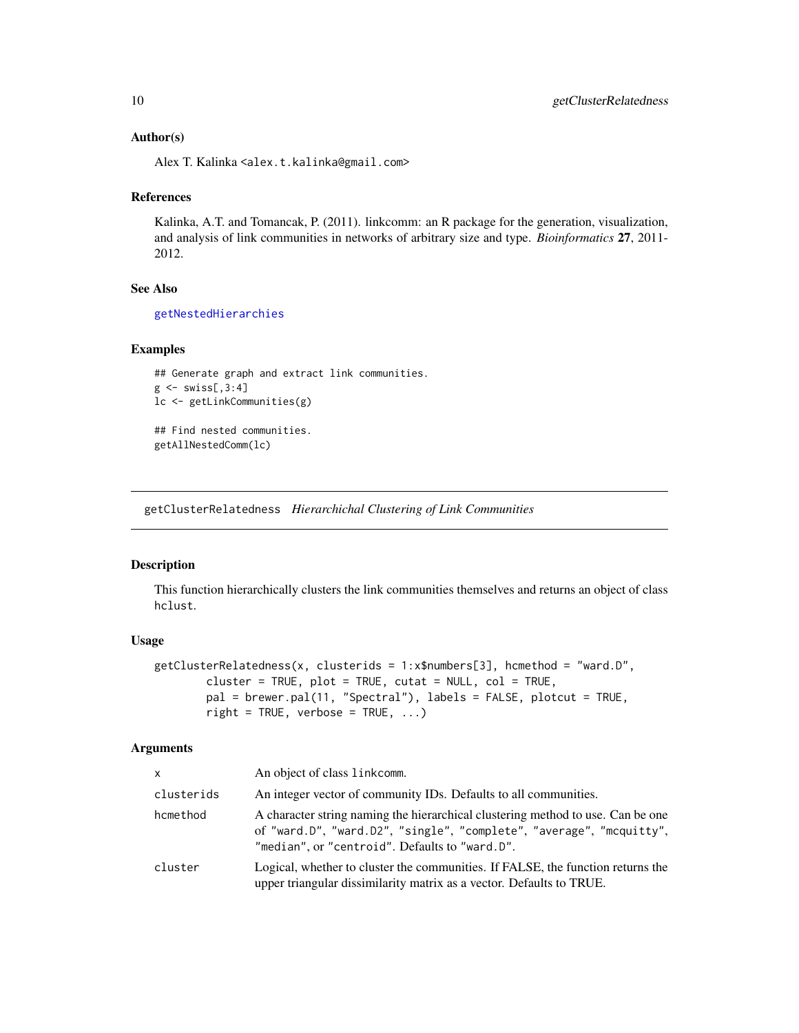### Author(s)

Alex T. Kalinka <alex.t.kalinka@gmail.com>

### References

Kalinka, A.T. and Tomancak, P. (2011). linkcomm: an R package for the generation, visualization, and analysis of link communities in networks of arbitrary size and type. *Bioinformatics* **27**, 2011-2012.

### See Also

getNestedHierarchies

### Examples

```
## Generate graph and extract link communities.
g <- swiss[,3:4]
lc <- getLinkCommunities(g)

## Find nested communities.
getAllNestedComm(lc)
```

---

## getClusterRelatedness *Hierarchichal Clustering of Link Communities*

---

### Description

This function hierarchically clusters the link communities themselves and returns an object of class hclust.

### Usage

```
getClusterRelatedness(x, clusterids = 1:x$numbers[3], hcmethod = "ward.D",
        cluster = TRUE, plot = TRUE, cutat = NULL, col = TRUE,
        pal = brewer.pal(11, "Spectral"), labels = FALSE, plotcut = TRUE,
        right = TRUE, verbose = TRUE, ...)
```

### Arguments

| | |
|---|---|
| x | An object of class linkcomm. |
| clusterids | An integer vector of community IDs. Defaults to all communities. |
| hcmethod | A character string naming the hierarchical clustering method to use. Can be one of "ward.D", "ward.D2", "single", "complete", "average", "mcquitty", "median", or "centroid". Defaults to "ward.D". |
| cluster | Logical, whether to cluster the communities. If FALSE, the function returns the upper triangular dissimilarity matrix as a vector. Defaults to TRUE. |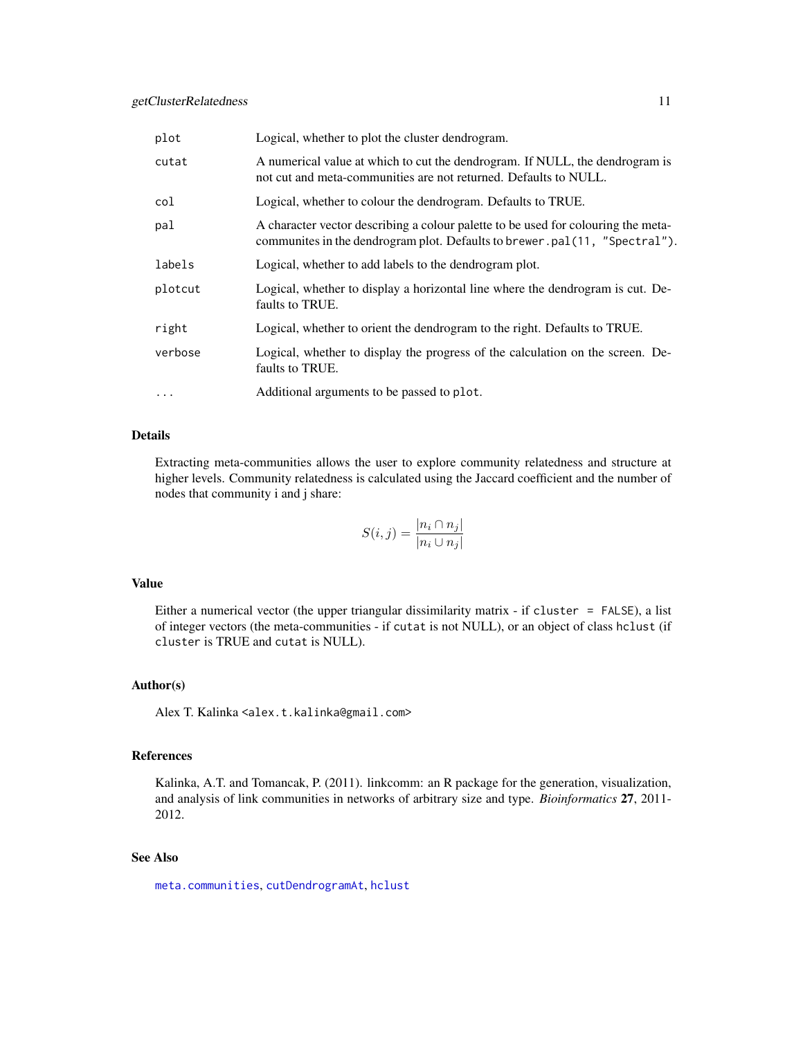| | |
|---|---|
| plot | Logical, whether to plot the cluster dendrogram. |
| cutat | A numerical value at which to cut the dendrogram. If NULL, the dendrogram is not cut and meta-communities are not returned. Defaults to NULL. |
| col | Logical, whether to colour the dendrogram. Defaults to TRUE. |
| pal | A character vector describing a colour palette to be used for colouring the meta-communites in the dendrogram plot. Defaults to `brewer.pal(11, "Spectral")`. |
| labels | Logical, whether to add labels to the dendrogram plot. |
| plotcut | Logical, whether to display a horizontal line where the dendrogram is cut. Defaults to TRUE. |
| right | Logical, whether to orient the dendrogram to the right. Defaults to TRUE. |
| verbose | Logical, whether to display the progress of the calculation on the screen. Defaults to TRUE. |
| ... | Additional arguments to be passed to `plot`. |

## Details

Extracting meta-communities allows the user to explore community relatedness and structure at higher levels. Community relatedness is calculated using the Jaccard coefficient and the number of nodes that community i and j share:

$$S(i,j) = \frac{|n_i \cap n_j|}{|n_i \cup n_j|}$$

## Value

Either a numerical vector (the upper triangular dissimilarity matrix - if `cluster = FALSE`), a list of integer vectors (the meta-communities - if `cutat` is not NULL), or an object of class `hclust` (if `cluster` is TRUE and `cutat` is NULL).

## Author(s)

Alex T. Kalinka <alex.t.kalinka@gmail.com>

## References

Kalinka, A.T. and Tomancak, P. (2011). linkcomm: an R package for the generation, visualization, and analysis of link communities in networks of arbitrary size and type. *Bioinformatics* **27**, 2011-2012.

## See Also

`meta.communities`, `cutDendrogramAt`, `hclust`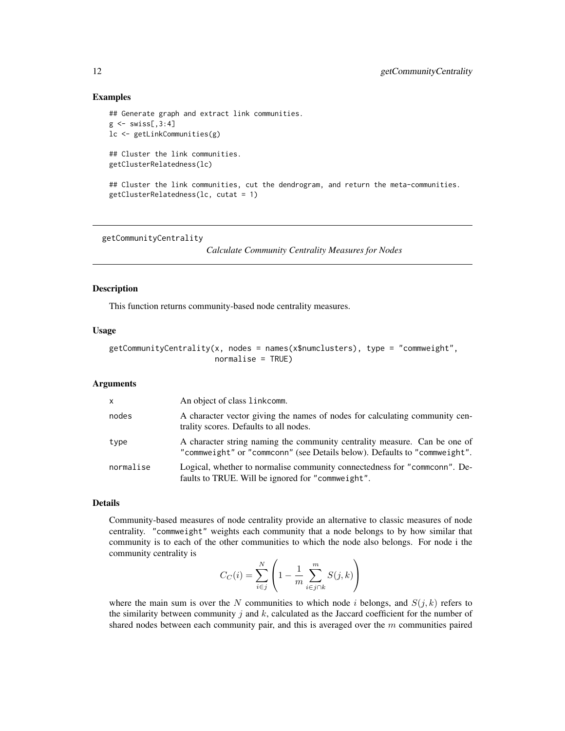## Examples

```
## Generate graph and extract link communities.
g <- swiss[,3:4]
lc <- getLinkCommunities(g)

## Cluster the link communities.
getClusterRelatedness(lc)

## Cluster the link communities, cut the dendrogram, and return the meta-communities.
getClusterRelatedness(lc, cutat = 1)
```

---

getCommunityCentrality *Calculate Community Centrality Measures for Nodes*

---

## Description

This function returns community-based node centrality measures.

## Usage

```
getCommunityCentrality(x, nodes = names(x$numclusters), type = "commweight",
                       normalise = TRUE)
```

## Arguments

| | |
|---|---|
| x | An object of class linkcomm. |
| nodes | A character vector giving the names of nodes for calculating community centrality scores. Defaults to all nodes. |
| type | A character string naming the community centrality measure. Can be one of "commweight" or "commconn" (see Details below). Defaults to "commweight". |
| normalise | Logical, whether to normalise community connectedness for "commconn". Defaults to TRUE. Will be ignored for "commweight". |

## Details

Community-based measures of node centrality provide an alternative to classic measures of node centrality. "commweight" weights each community that a node belongs to by how similar that community is to each of the other communities to which the node also belongs. For node i the community centrality is

$$C_C(i) = \sum_{i \in j}^{N} \left( 1 - \frac{1}{m} \sum_{i \in j \cap k}^{m} S(j,k) \right)$$

where the main sum is over the $N$ communities to which node $i$ belongs, and $S(j,k)$ refers to the similarity between community $j$ and $k$, calculated as the Jaccard coefficient for the number of shared nodes between each community pair, and this is averaged over the $m$ communities paired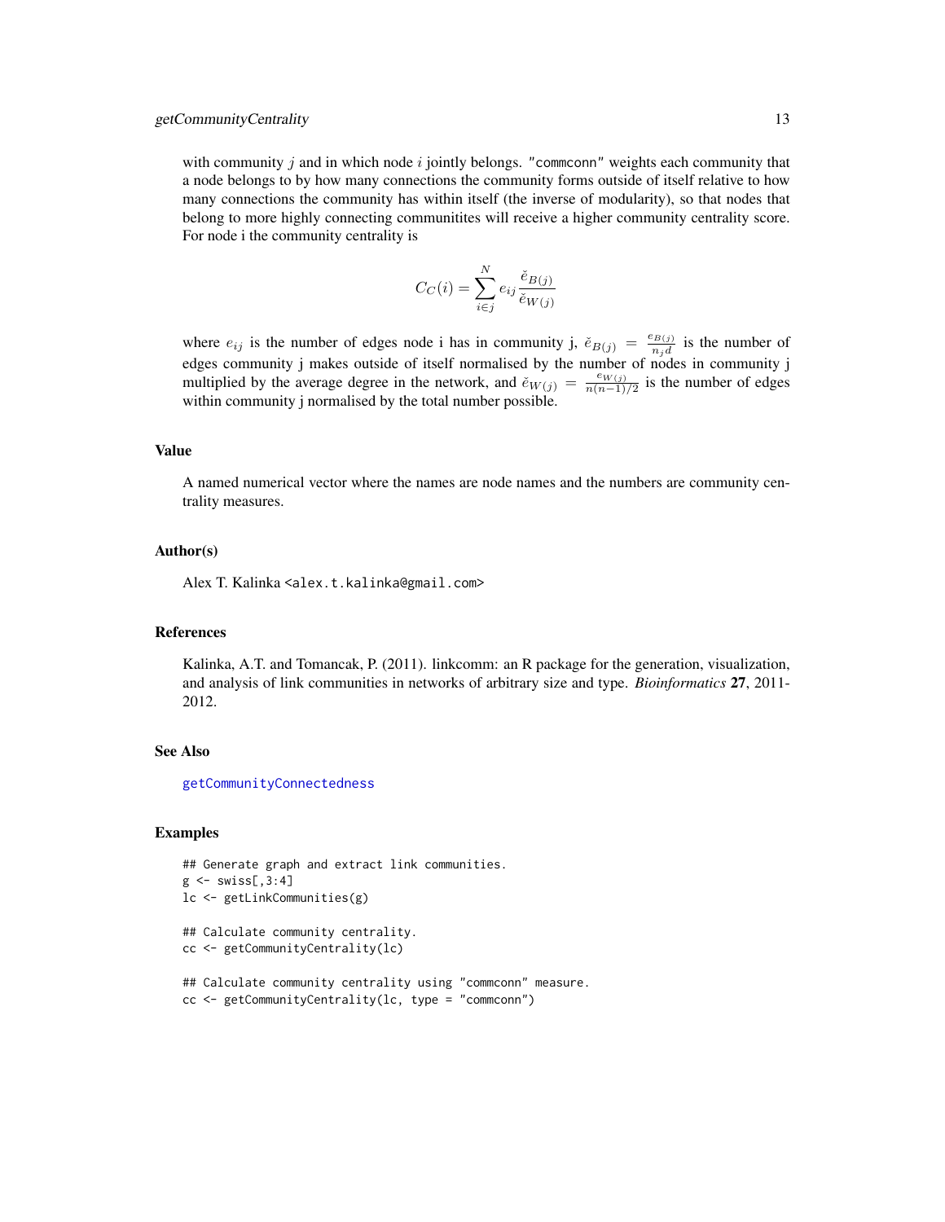with community $j$ and in which node $i$ jointly belongs. "commconn" weights each community that a node belongs to by how many connections the community forms outside of itself relative to how many connections the community has within itself (the inverse of modularity), so that nodes that belong to more highly connecting communitites will receive a higher community centrality score. For node i the community centrality is

$$C_C(i) = \sum_{i \in j}^{N} e_{ij} \frac{\check{e}_{B(j)}}{\check{e}_{W(j)}}$$

where $e_{ij}$ is the number of edges node i has in community j, $\check{e}_{B(j)} = \frac{e_{B(j)}}{n_j d}$ is the number of edges community j makes outside of itself normalised by the number of nodes in community j multiplied by the average degree in the network, and $\check{e}_{W(j)} = \frac{e_{W(j)}}{n(n-1)/2}$ is the number of edges within community j normalised by the total number possible.

### Value

A named numerical vector where the names are node names and the numbers are community centrality measures.

### Author(s)

Alex T. Kalinka <alex.t.kalinka@gmail.com>

### References

Kalinka, A.T. and Tomancak, P. (2011). linkcomm: an R package for the generation, visualization, and analysis of link communities in networks of arbitrary size and type. *Bioinformatics* **27**, 2011-2012.

### See Also

getCommunityConnectedness

### Examples

```
## Generate graph and extract link communities.
g <- swiss[,3:4]
lc <- getLinkCommunities(g)

## Calculate community centrality.
cc <- getCommunityCentrality(lc)

## Calculate community centrality using "commconn" measure.
cc <- getCommunityCentrality(lc, type = "commconn")
```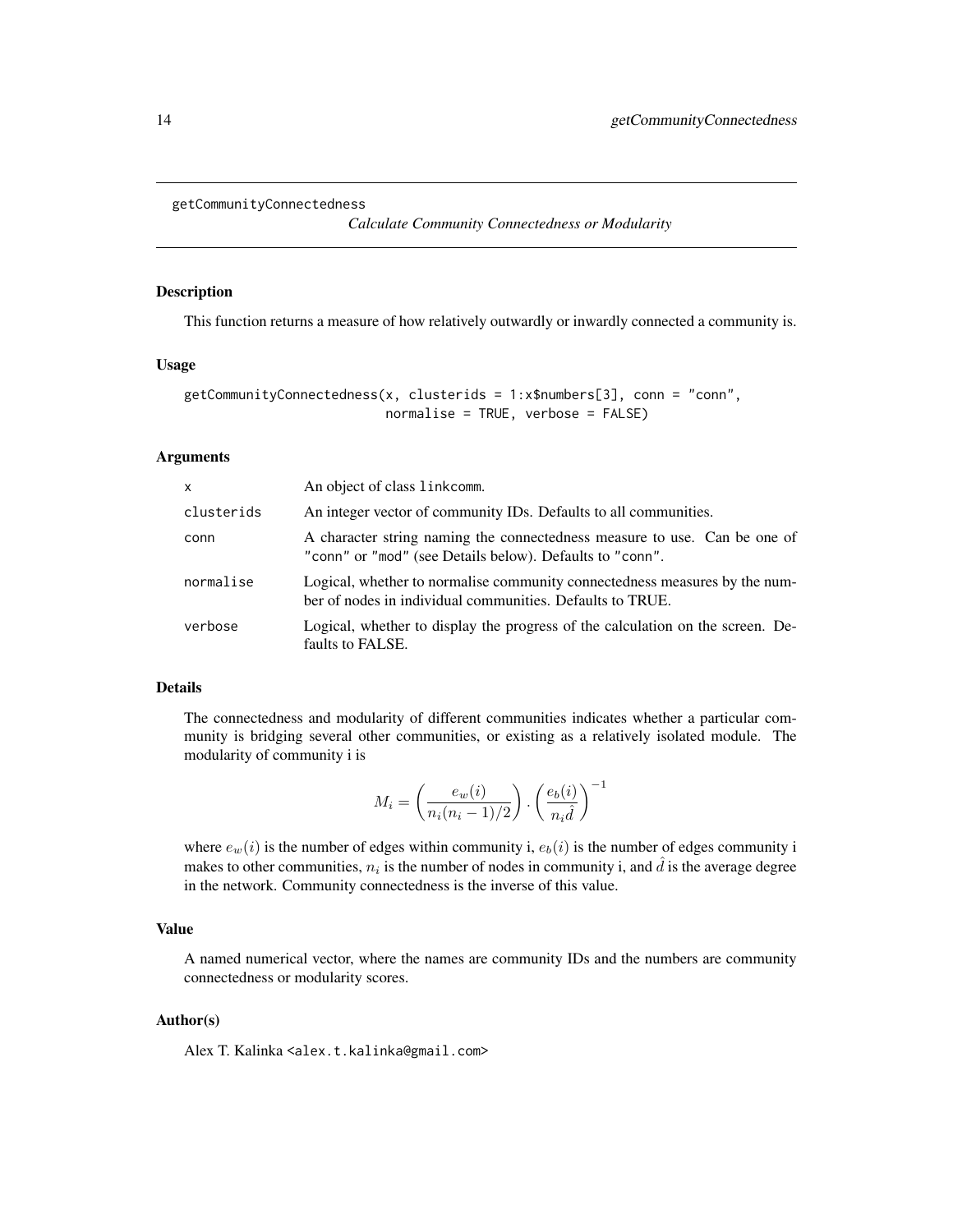getCommunityConnectedness

*Calculate Community Connectedness or Modularity*

## Description

This function returns a measure of how relatively outwardly or inwardly connected a community is.

## Usage

```
getCommunityConnectedness(x, clusterids = 1:x$numbers[3], conn = "conn",
                          normalise = TRUE, verbose = FALSE)
```

## Arguments

| | |
|---|---|
| `x` | An object of class `linkcomm`. |
| `clusterids` | An integer vector of community IDs. Defaults to all communities. |
| `conn` | A character string naming the connectedness measure to use. Can be one of `"conn"` or `"mod"` (see Details below). Defaults to `"conn"`. |
| `normalise` | Logical, whether to normalise community connectedness measures by the number of nodes in individual communities. Defaults to TRUE. |
| `verbose` | Logical, whether to display the progress of the calculation on the screen. Defaults to FALSE. |

## Details

The connectedness and modularity of different communities indicates whether a particular community is bridging several other communities, or existing as a relatively isolated module. The modularity of community i is

$$M_i = \left(\frac{e_w(i)}{n_i(n_i - 1)/2}\right) \cdot \left(\frac{e_b(i)}{n_i\hat{d}}\right)^{-1}$$

where $e_w(i)$ is the number of edges within community i, $e_b(i)$ is the number of edges community i makes to other communities, $n_i$ is the number of nodes in community i, and $\hat{d}$ is the average degree in the network. Community connectedness is the inverse of this value.

## Value

A named numerical vector, where the names are community IDs and the numbers are community connectedness or modularity scores.

## Author(s)

Alex T. Kalinka <alex.t.kalinka@gmail.com>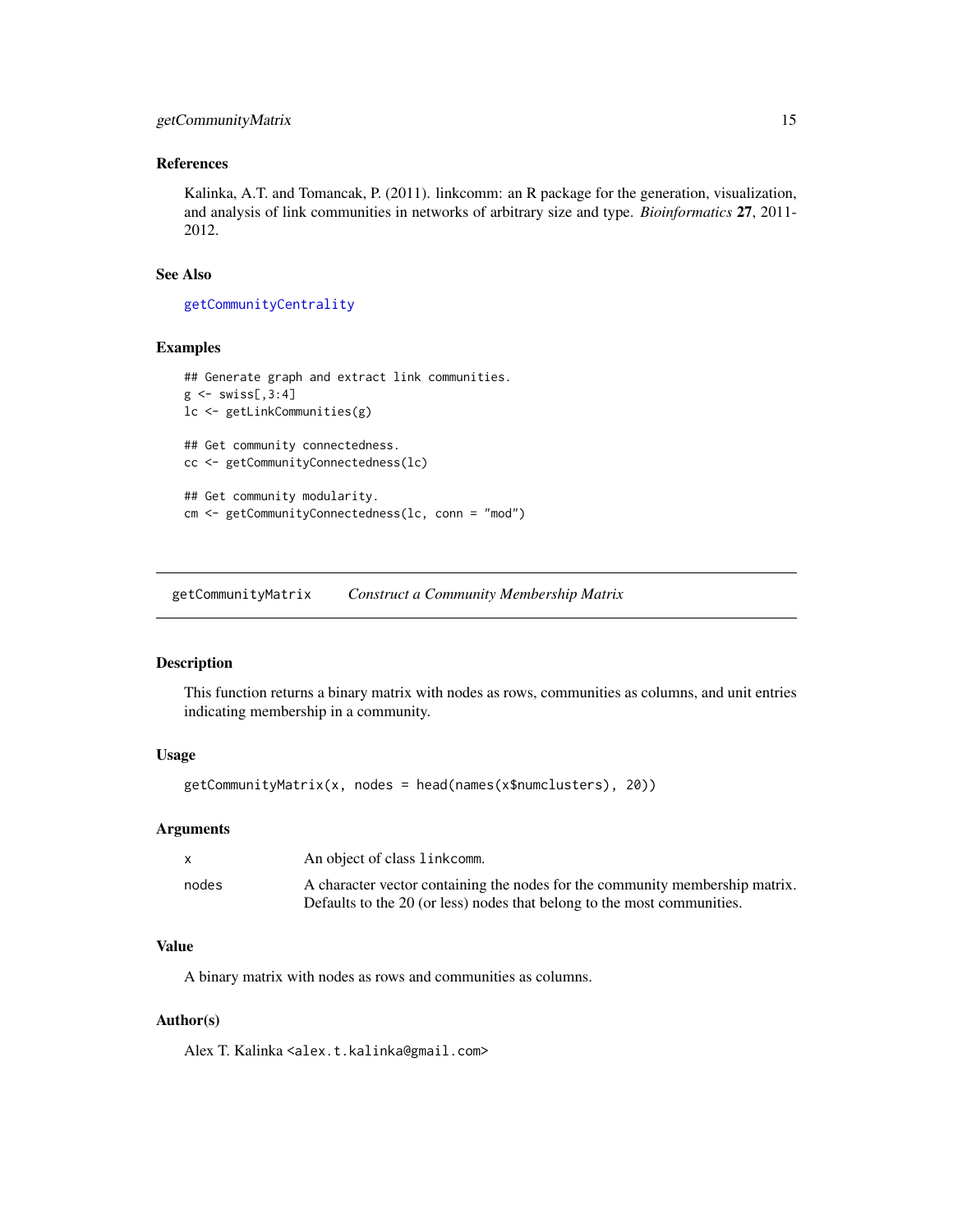### References

Kalinka, A.T. and Tomancak, P. (2011). linkcomm: an R package for the generation, visualization, and analysis of link communities in networks of arbitrary size and type. *Bioinformatics* **27**, 2011-2012.

### See Also

getCommunityCentrality

### Examples

```
## Generate graph and extract link communities.
g <- swiss[,3:4]
lc <- getLinkCommunities(g)

## Get community connectedness.
cc <- getCommunityConnectedness(lc)

## Get community modularity.
cm <- getCommunityConnectedness(lc, conn = "mod")
```

---

## getCommunityMatrix — *Construct a Community Membership Matrix*

### Description

This function returns a binary matrix with nodes as rows, communities as columns, and unit entries indicating membership in a community.

### Usage

```
getCommunityMatrix(x, nodes = head(names(x$numclusters), 20))
```

### Arguments

| | |
|---|---|
| `x` | An object of class `linkcomm`. |
| `nodes` | A character vector containing the nodes for the community membership matrix. Defaults to the 20 (or less) nodes that belong to the most communities. |

### Value

A binary matrix with nodes as rows and communities as columns.

### Author(s)

Alex T. Kalinka <alex.t.kalinka@gmail.com>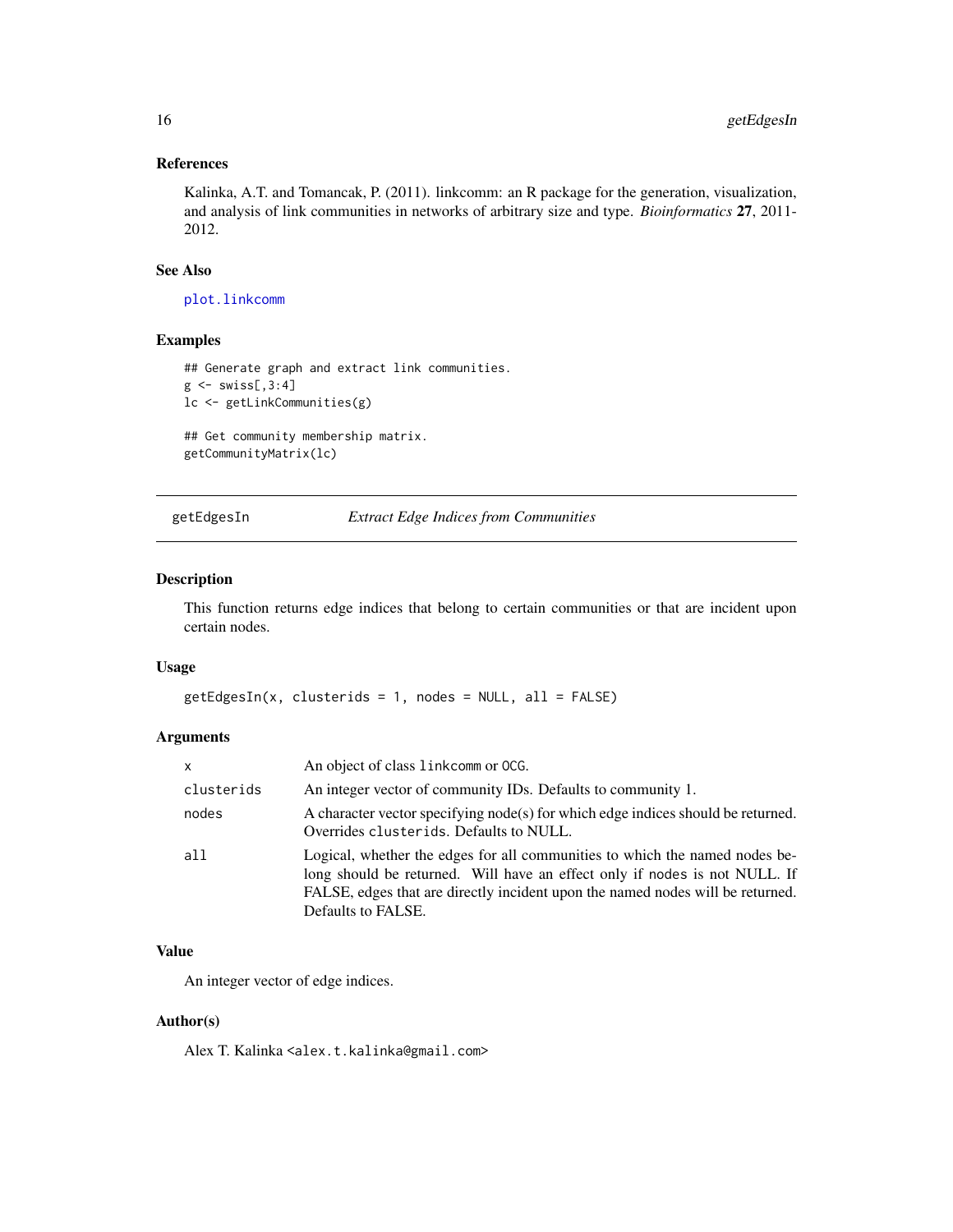### References

Kalinka, A.T. and Tomancak, P. (2011). linkcomm: an R package for the generation, visualization, and analysis of link communities in networks of arbitrary size and type. *Bioinformatics* **27**, 2011-2012.

### See Also

`plot.linkcomm`

### Examples

```
## Generate graph and extract link communities.
g <- swiss[,3:4]
lc <- getLinkCommunities(g)

## Get community membership matrix.
getCommunityMatrix(lc)
```

---

## getEdgesIn — *Extract Edge Indices from Communities*

### Description

This function returns edge indices that belong to certain communities or that are incident upon certain nodes.

### Usage

```
getEdgesIn(x, clusterids = 1, nodes = NULL, all = FALSE)
```

### Arguments

| | |
|---|---|
| `x` | An object of class `linkcomm` or `OCG`. |
| `clusterids` | An integer vector of community IDs. Defaults to community 1. |
| `nodes` | A character vector specifying node(s) for which edge indices should be returned. Overrides `clusterids`. Defaults to NULL. |
| `all` | Logical, whether the edges for all communities to which the named nodes belong should be returned. Will have an effect only if `nodes` is not NULL. If FALSE, edges that are directly incident upon the named nodes will be returned. Defaults to FALSE. |

### Value

An integer vector of edge indices.

### Author(s)

Alex T. Kalinka <alex.t.kalinka@gmail.com>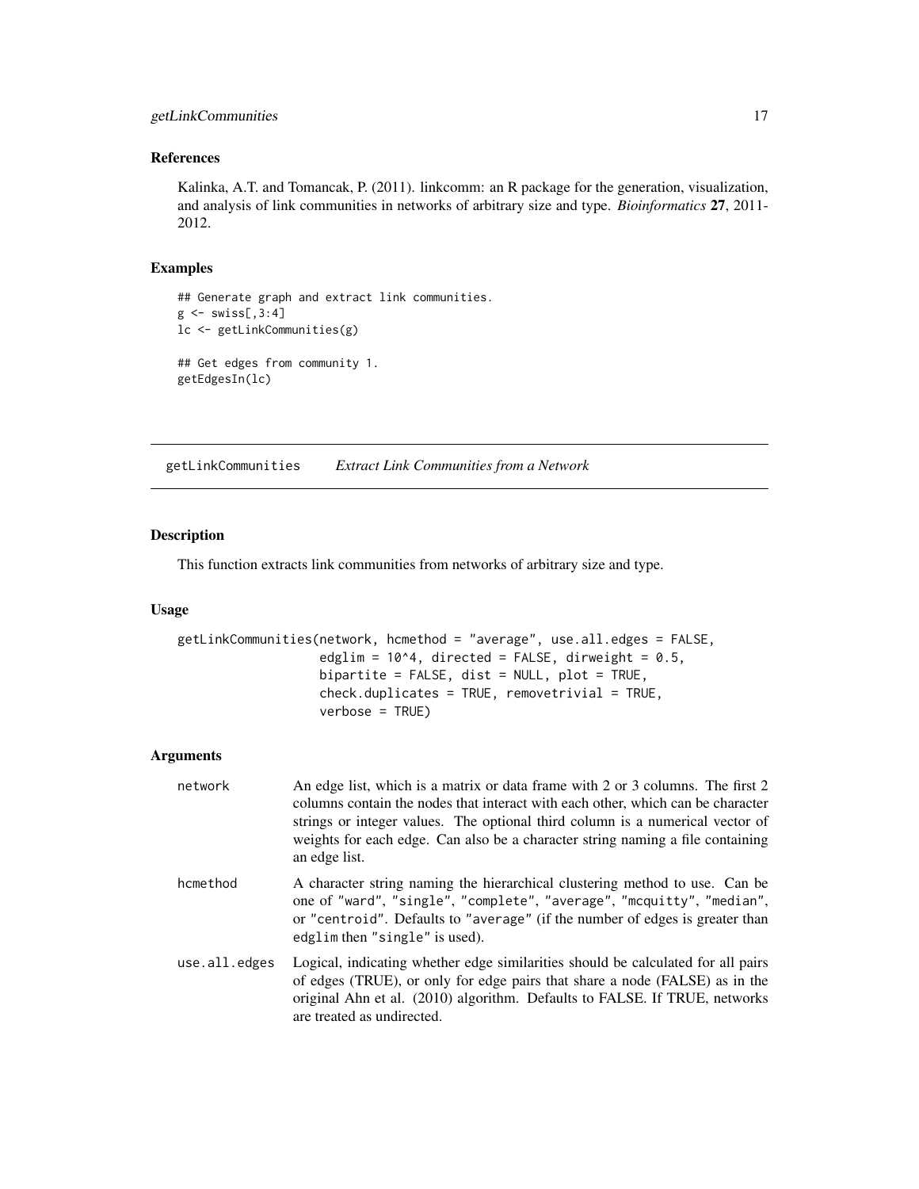### References

Kalinka, A.T. and Tomancak, P. (2011). linkcomm: an R package for the generation, visualization, and analysis of link communities in networks of arbitrary size and type. *Bioinformatics* **27**, 2011-2012.

### Examples

```
## Generate graph and extract link communities.
g <- swiss[,3:4]
lc <- getLinkCommunities(g)

## Get edges from community 1.
getEdgesIn(lc)
```

---

## getLinkCommunities *Extract Link Communities from a Network*

---

### Description

This function extracts link communities from networks of arbitrary size and type.

### Usage

```
getLinkCommunities(network, hcmethod = "average", use.all.edges = FALSE,
                   edglim = 10^4, directed = FALSE, dirweight = 0.5,
                   bipartite = FALSE, dist = NULL, plot = TRUE,
                   check.duplicates = TRUE, removetrivial = TRUE,
                   verbose = TRUE)
```

### Arguments

| | |
|---|---|
| `network` | An edge list, which is a matrix or data frame with 2 or 3 columns. The first 2 columns contain the nodes that interact with each other, which can be character strings or integer values. The optional third column is a numerical vector of weights for each edge. Can also be a character string naming a file containing an edge list. |
| `hcmethod` | A character string naming the hierarchical clustering method to use. Can be one of "ward", "single", "complete", "average", "mcquitty", "median", or "centroid". Defaults to "average" (if the number of edges is greater than `edglim` then "single" is used). |
| `use.all.edges` | Logical, indicating whether edge similarities should be calculated for all pairs of edges (TRUE), or only for edge pairs that share a node (FALSE) as in the original Ahn et al. (2010) algorithm. Defaults to FALSE. If TRUE, networks are treated as undirected. |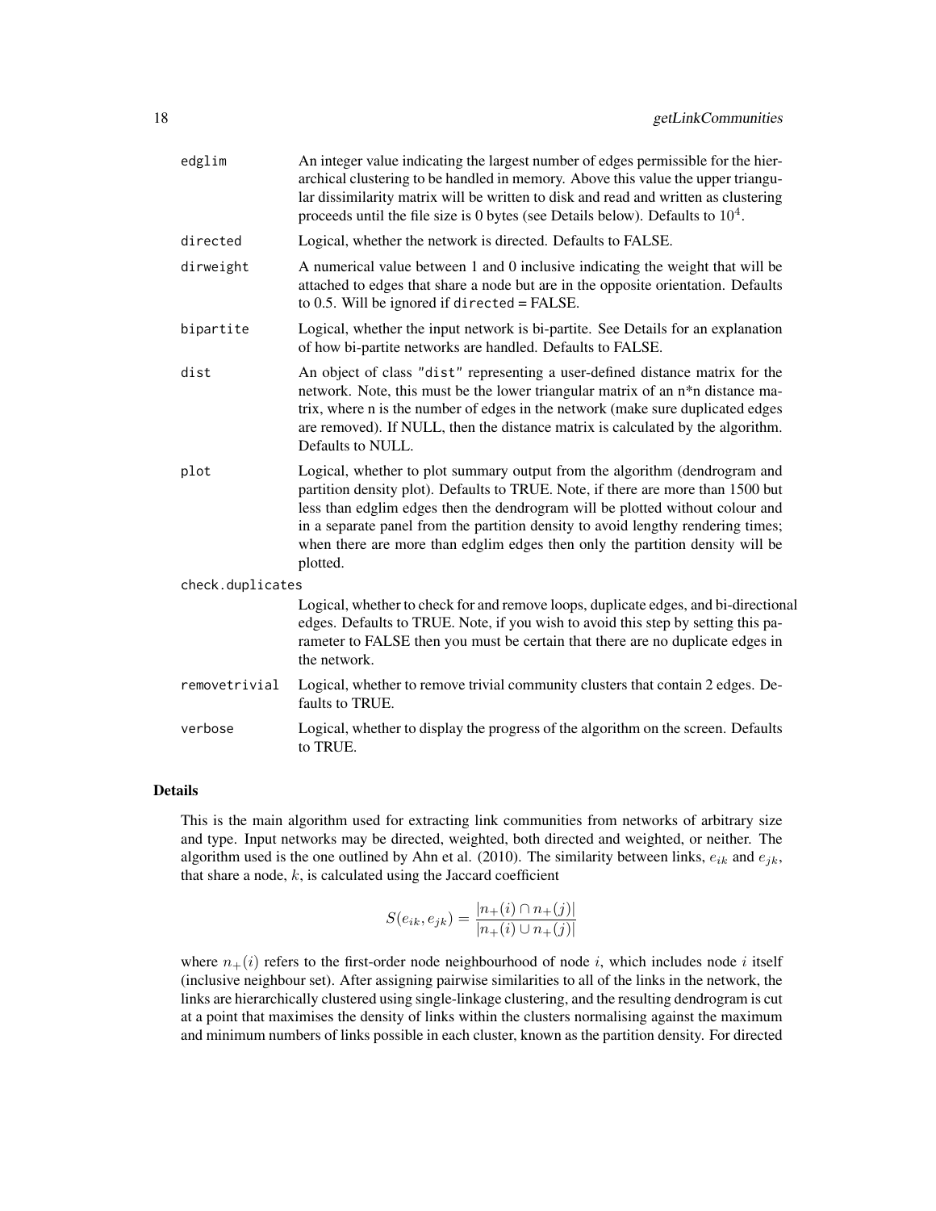| | |
|---|---|
| edglim | An integer value indicating the largest number of edges permissible for the hierarchical clustering to be handled in memory. Above this value the upper triangular dissimilarity matrix will be written to disk and read and written as clustering proceeds until the file size is 0 bytes (see Details below). Defaults to $10^4$. |
| directed | Logical, whether the network is directed. Defaults to FALSE. |
| dirweight | A numerical value between 1 and 0 inclusive indicating the weight that will be attached to edges that share a node but are in the opposite orientation. Defaults to 0.5. Will be ignored if `directed` = FALSE. |
| bipartite | Logical, whether the input network is bi-partite. See Details for an explanation of how bi-partite networks are handled. Defaults to FALSE. |
| dist | An object of class `"dist"` representing a user-defined distance matrix for the network. Note, this must be the lower triangular matrix of an n*n distance matrix, where n is the number of edges in the network (make sure duplicated edges are removed). If NULL, then the distance matrix is calculated by the algorithm. Defaults to NULL. |
| plot | Logical, whether to plot summary output from the algorithm (dendrogram and partition density plot). Defaults to TRUE. Note, if there are more than 1500 but less than edglim edges then the dendrogram will be plotted without colour and in a separate panel from the partition density to avoid lengthy rendering times; when there are more than edglim edges then only the partition density will be plotted. |
| check.duplicates | Logical, whether to check for and remove loops, duplicate edges, and bi-directional edges. Defaults to TRUE. Note, if you wish to avoid this step by setting this parameter to FALSE then you must be certain that there are no duplicate edges in the network. |
| removetrivial | Logical, whether to remove trivial community clusters that contain 2 edges. Defaults to TRUE. |
| verbose | Logical, whether to display the progress of the algorithm on the screen. Defaults to TRUE. |

## Details

This is the main algorithm used for extracting link communities from networks of arbitrary size and type. Input networks may be directed, weighted, both directed and weighted, or neither. The algorithm used is the one outlined by Ahn et al. (2010). The similarity between links, $e_{ik}$ and $e_{jk}$, that share a node, $k$, is calculated using the Jaccard coefficient

$$S(e_{ik}, e_{jk}) = \frac{|n_+(i) \cap n_+(j)|}{|n_+(i) \cup n_+(j)|}$$

where $n_+(i)$ refers to the first-order node neighbourhood of node $i$, which includes node $i$ itself (inclusive neighbour set). After assigning pairwise similarities to all of the links in the network, the links are hierarchically clustered using single-linkage clustering, and the resulting dendrogram is cut at a point that maximises the density of links within the clusters normalising against the maximum and minimum numbers of links possible in each cluster, known as the partition density. For directed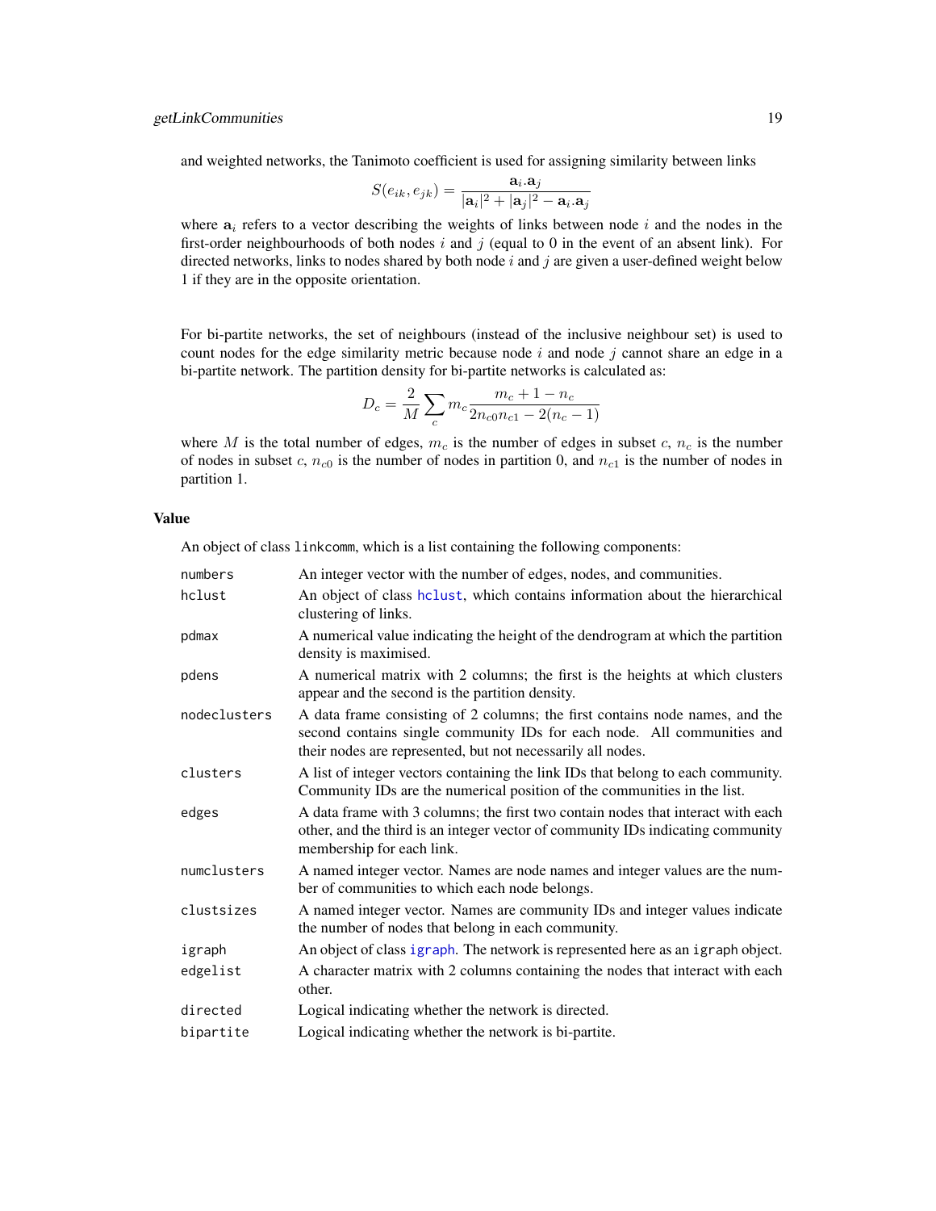and weighted networks, the Tanimoto coefficient is used for assigning similarity between links

$$S(e_{ik}, e_{jk}) = \frac{\mathbf{a}_i.\mathbf{a}_j}{|\mathbf{a}_i|^2 + |\mathbf{a}_j|^2 - \mathbf{a}_i.\mathbf{a}_j}$$

where $\mathbf{a}_i$ refers to a vector describing the weights of links between node $i$ and the nodes in the first-order neighbourhoods of both nodes $i$ and $j$ (equal to 0 in the event of an absent link). For directed networks, links to nodes shared by both node $i$ and $j$ are given a user-defined weight below 1 if they are in the opposite orientation.

For bi-partite networks, the set of neighbours (instead of the inclusive neighbour set) is used to count nodes for the edge similarity metric because node $i$ and node $j$ cannot share an edge in a bi-partite network. The partition density for bi-partite networks is calculated as:

$$D_c = \frac{2}{M} \sum_c m_c \frac{m_c + 1 - n_c}{2n_{c0}n_{c1} - 2(n_c - 1)}$$

where $M$ is the total number of edges, $m_c$ is the number of edges in subset $c$, $n_c$ is the number of nodes in subset $c$, $n_{c0}$ is the number of nodes in partition 0, and $n_{c1}$ is the number of nodes in partition 1.

## Value

An object of class `linkcomm`, which is a list containing the following components:

| | |
|---|---|
| `numbers` | An integer vector with the number of edges, nodes, and communities. |
| `hclust` | An object of class `hclust`, which contains information about the hierarchical clustering of links. |
| `pdmax` | A numerical value indicating the height of the dendrogram at which the partition density is maximised. |
| `pdens` | A numerical matrix with 2 columns; the first is the heights at which clusters appear and the second is the partition density. |
| `nodeclusters` | A data frame consisting of 2 columns; the first contains node names, and the second contains single community IDs for each node. All communities and their nodes are represented, but not necessarily all nodes. |
| `clusters` | A list of integer vectors containing the link IDs that belong to each community. Community IDs are the numerical position of the communities in the list. |
| `edges` | A data frame with 3 columns; the first two contain nodes that interact with each other, and the third is an integer vector of community IDs indicating community membership for each link. |
| `numclusters` | A named integer vector. Names are node names and integer values are the number of communities to which each node belongs. |
| `clustsizes` | A named integer vector. Names are community IDs and integer values indicate the number of nodes that belong in each community. |
| `igraph` | An object of class `igraph`. The network is represented here as an `igraph` object. |
| `edgelist` | A character matrix with 2 columns containing the nodes that interact with each other. |
| `directed` | Logical indicating whether the network is directed. |
| `bipartite` | Logical indicating whether the network is bi-partite. |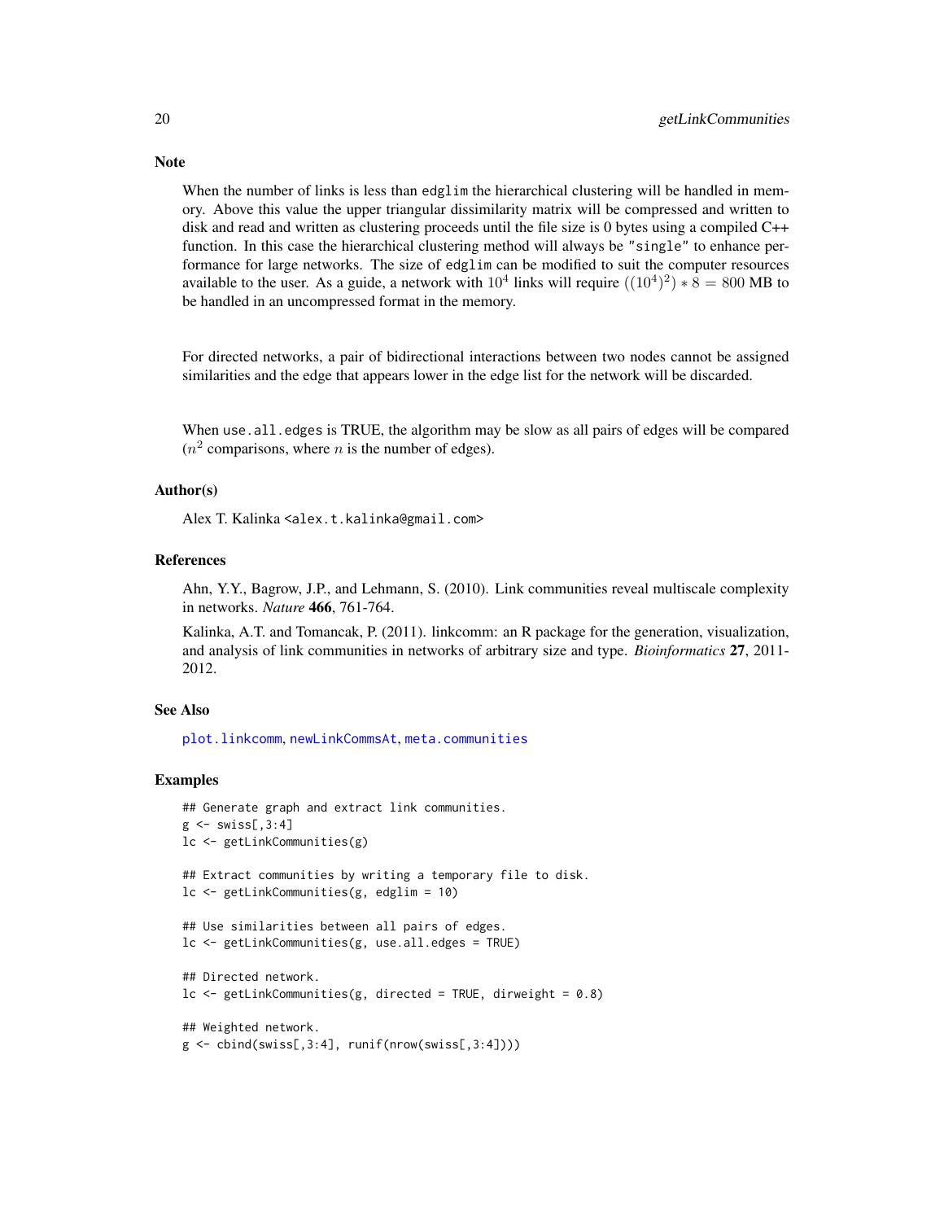## Note

When the number of links is less than edglim the hierarchical clustering will be handled in memory. Above this value the upper triangular dissimilarity matrix will be compressed and written to disk and read and written as clustering proceeds until the file size is 0 bytes using a compiled C++ function. In this case the hierarchical clustering method will always be "single" to enhance performance for large networks. The size of edglim can be modified to suit the computer resources available to the user. As a guide, a network with $10^4$ links will require $((10^4)^2) * 8 = 800$ MB to be handled in an uncompressed format in the memory.

For directed networks, a pair of bidirectional interactions between two nodes cannot be assigned similarities and the edge that appears lower in the edge list for the network will be discarded.

When use.all.edges is TRUE, the algorithm may be slow as all pairs of edges will be compared ($n^2$ comparisons, where $n$ is the number of edges).

## Author(s)

Alex T. Kalinka <alex.t.kalinka@gmail.com>

## References

Ahn, Y.Y., Bagrow, J.P., and Lehmann, S. (2010). Link communities reveal multiscale complexity in networks. *Nature* **466**, 761-764.

Kalinka, A.T. and Tomancak, P. (2011). linkcomm: an R package for the generation, visualization, and analysis of link communities in networks of arbitrary size and type. *Bioinformatics* **27**, 2011-2012.

## See Also

plot.linkcomm, newLinkCommsAt, meta.communities

## Examples

```
## Generate graph and extract link communities.
g <- swiss[,3:4]
lc <- getLinkCommunities(g)

## Extract communities by writing a temporary file to disk.
lc <- getLinkCommunities(g, edglim = 10)

## Use similarities between all pairs of edges.
lc <- getLinkCommunities(g, use.all.edges = TRUE)

## Directed network.
lc <- getLinkCommunities(g, directed = TRUE, dirweight = 0.8)

## Weighted network.
g <- cbind(swiss[,3:4], runif(nrow(swiss[,3:4])))
```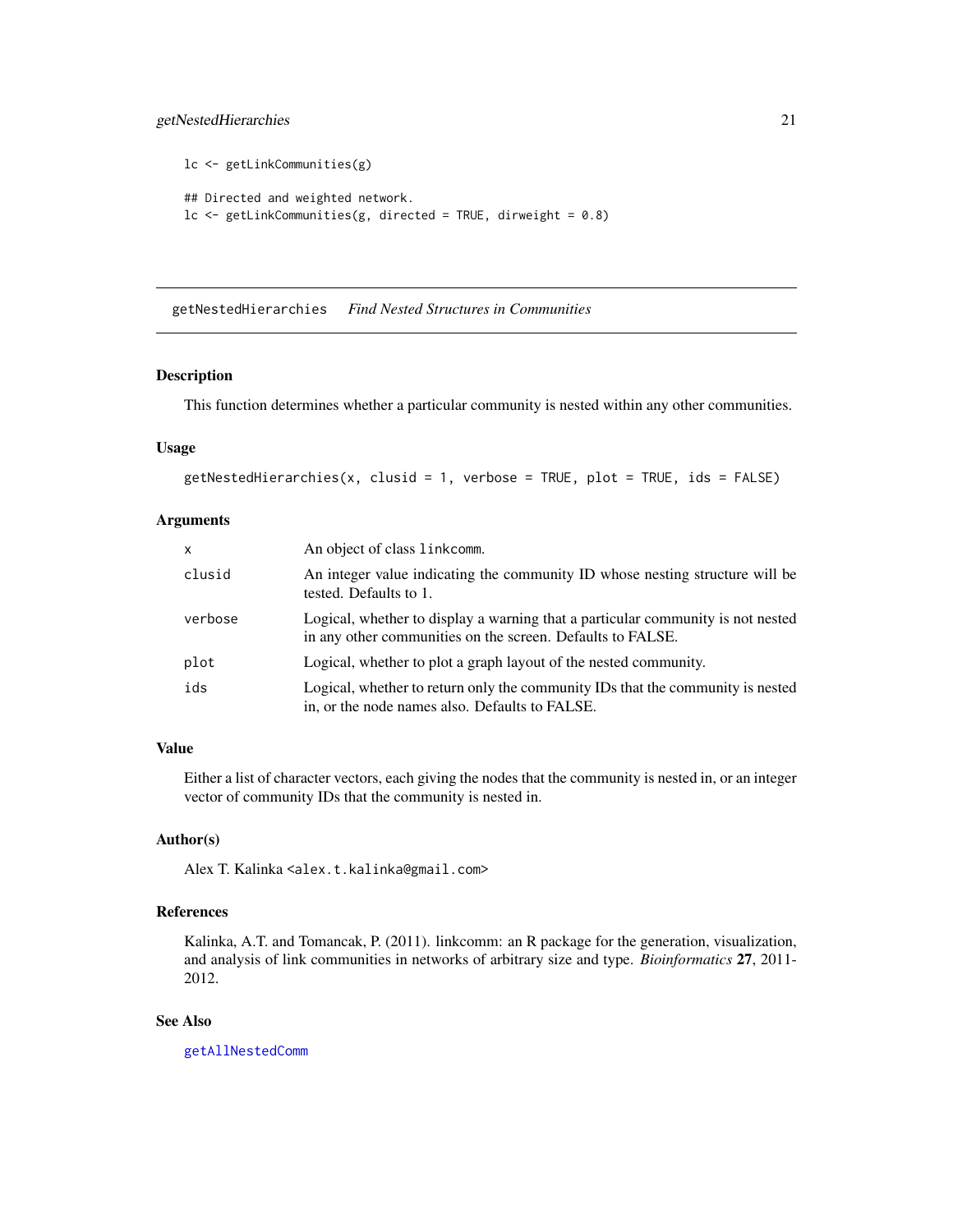```
lc <- getLinkCommunities(g)

## Directed and weighted network.
lc <- getLinkCommunities(g, directed = TRUE, dirweight = 0.8)
```

---

## getNestedHierarchies *Find Nested Structures in Communities*

---

### Description

This function determines whether a particular community is nested within any other communities.

### Usage

```
getNestedHierarchies(x, clusid = 1, verbose = TRUE, plot = TRUE, ids = FALSE)
```

### Arguments

| | |
|---|---|
| x | An object of class linkcomm. |
| clusid | An integer value indicating the community ID whose nesting structure will be tested. Defaults to 1. |
| verbose | Logical, whether to display a warning that a particular community is not nested in any other communities on the screen. Defaults to FALSE. |
| plot | Logical, whether to plot a graph layout of the nested community. |
| ids | Logical, whether to return only the community IDs that the community is nested in, or the node names also. Defaults to FALSE. |

### Value

Either a list of character vectors, each giving the nodes that the community is nested in, or an integer vector of community IDs that the community is nested in.

### Author(s)

Alex T. Kalinka <alex.t.kalinka@gmail.com>

### References

Kalinka, A.T. and Tomancak, P. (2011). linkcomm: an R package for the generation, visualization, and analysis of link communities in networks of arbitrary size and type. *Bioinformatics* **27**, 2011-2012.

### See Also

getAllNestedComm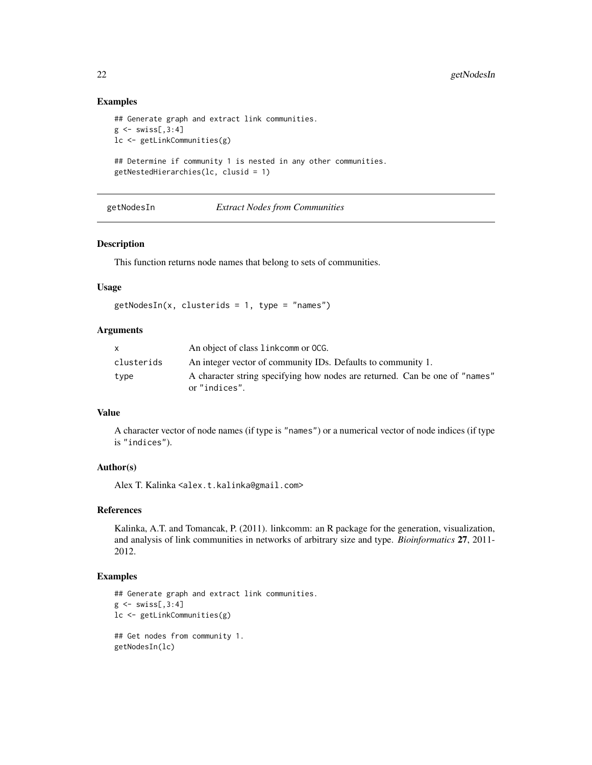## Examples

```
## Generate graph and extract link communities.
g <- swiss[,3:4]
lc <- getLinkCommunities(g)

## Determine if community 1 is nested in any other communities.
getNestedHierarchies(lc, clusid = 1)
```

---

# getNodesIn — *Extract Nodes from Communities*

## Description

This function returns node names that belong to sets of communities.

## Usage

```
getNodesIn(x, clusterids = 1, type = "names")
```

## Arguments

| | |
|---|---|
| x | An object of class linkcomm or OCG. |
| clusterids | An integer vector of community IDs. Defaults to community 1. |
| type | A character string specifying how nodes are returned. Can be one of "names" or "indices". |

## Value

A character vector of node names (if type is "names") or a numerical vector of node indices (if type is "indices").

## Author(s)

Alex T. Kalinka <alex.t.kalinka@gmail.com>

## References

Kalinka, A.T. and Tomancak, P. (2011). linkcomm: an R package for the generation, visualization, and analysis of link communities in networks of arbitrary size and type. *Bioinformatics* **27**, 2011-2012.

## Examples

```
## Generate graph and extract link communities.
g <- swiss[,3:4]
lc <- getLinkCommunities(g)

## Get nodes from community 1.
getNodesIn(lc)
```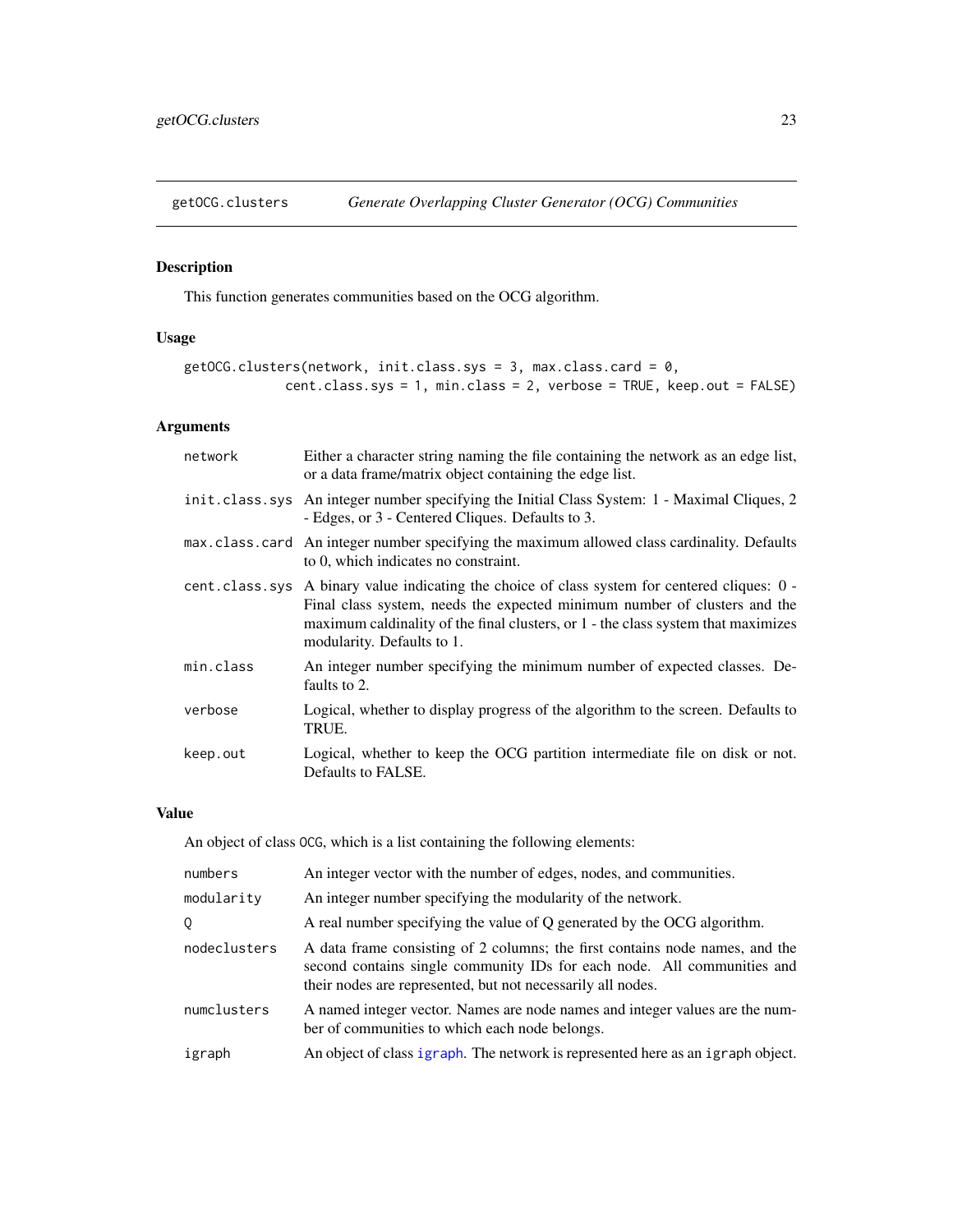## getOCG.clusters *Generate Overlapping Cluster Generator (OCG) Communities*

### Description

This function generates communities based on the OCG algorithm.

### Usage

```
getOCG.clusters(network, init.class.sys = 3, max.class.card = 0,
            cent.class.sys = 1, min.class = 2, verbose = TRUE, keep.out = FALSE)
```

### Arguments

| | |
|---|---|
| network | Either a character string naming the file containing the network as an edge list, or a data frame/matrix object containing the edge list. |
| init.class.sys | An integer number specifying the Initial Class System: 1 - Maximal Cliques, 2 - Edges, or 3 - Centered Cliques. Defaults to 3. |
| max.class.card | An integer number specifying the maximum allowed class cardinality. Defaults to 0, which indicates no constraint. |
| cent.class.sys | A binary value indicating the choice of class system for centered cliques: 0 - Final class system, needs the expected minimum number of clusters and the maximum caldinality of the final clusters, or 1 - the class system that maximizes modularity. Defaults to 1. |
| min.class | An integer number specifying the minimum number of expected classes. Defaults to 2. |
| verbose | Logical, whether to display progress of the algorithm to the screen. Defaults to TRUE. |
| keep.out | Logical, whether to keep the OCG partition intermediate file on disk or not. Defaults to FALSE. |

### Value

An object of class OCG, which is a list containing the following elements:

| | |
|---|---|
| numbers | An integer vector with the number of edges, nodes, and communities. |
| modularity | An integer number specifying the modularity of the network. |
| Q | A real number specifying the value of Q generated by the OCG algorithm. |
| nodeclusters | A data frame consisting of 2 columns; the first contains node names, and the second contains single community IDs for each node. All communities and their nodes are represented, but not necessarily all nodes. |
| numclusters | A named integer vector. Names are node names and integer values are the number of communities to which each node belongs. |
| igraph | An object of class igraph. The network is represented here as an igraph object. |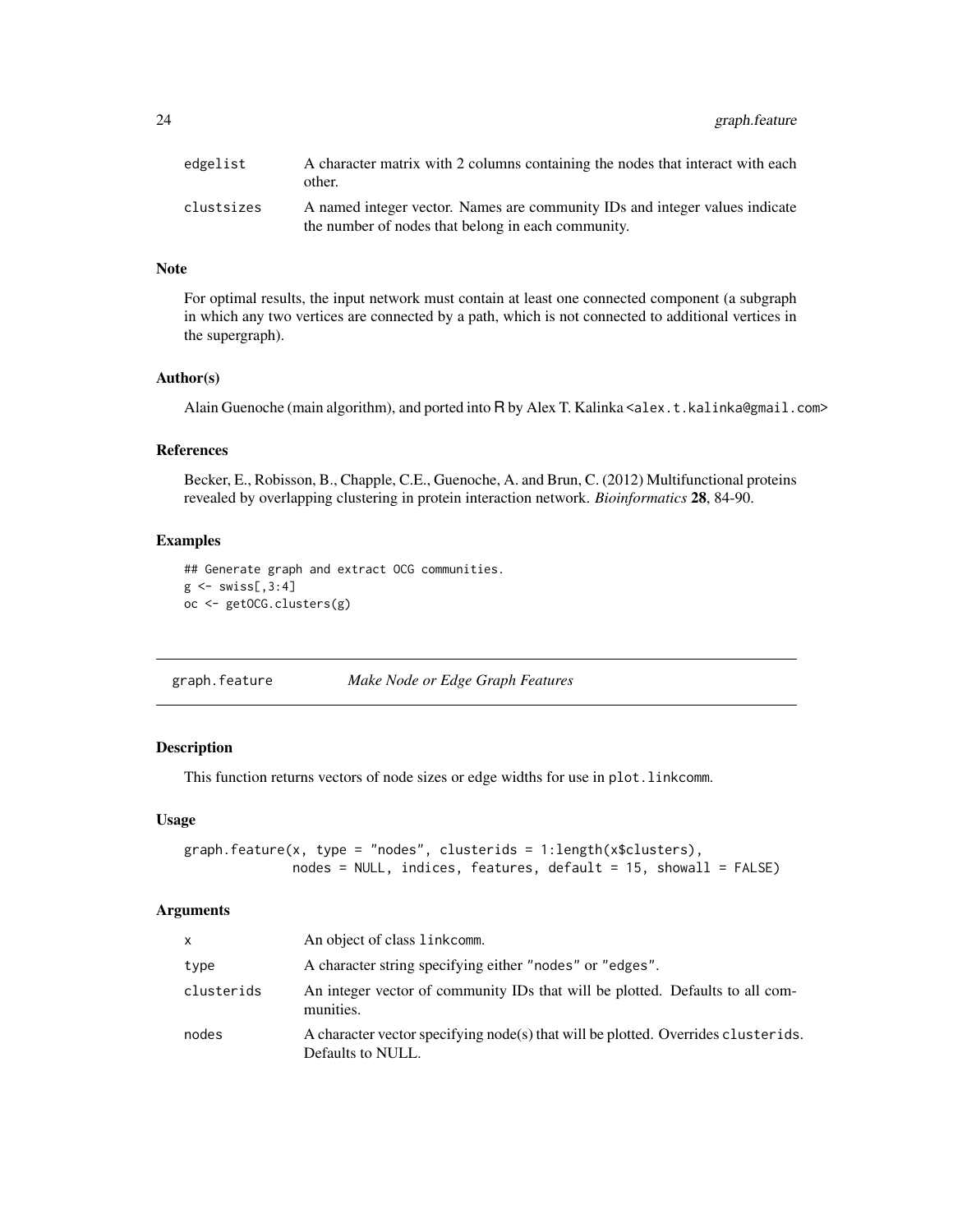| | |
|---|---|
| edgelist | A character matrix with 2 columns containing the nodes that interact with each other. |
| clustsizes | A named integer vector. Names are community IDs and integer values indicate the number of nodes that belong in each community. |

### Note

For optimal results, the input network must contain at least one connected component (a subgraph in which any two vertices are connected by a path, which is not connected to additional vertices in the supergraph).

### Author(s)

Alain Guenoche (main algorithm), and ported into R by Alex T. Kalinka <alex.t.kalinka@gmail.com>

### References

Becker, E., Robisson, B., Chapple, C.E., Guenoche, A. and Brun, C. (2012) Multifunctional proteins revealed by overlapping clustering in protein interaction network. *Bioinformatics* **28**, 84-90.

### Examples

```
## Generate graph and extract OCG communities.
g <- swiss[,3:4]
oc <- getOCG.clusters(g)
```

---

## graph.feature — *Make Node or Edge Graph Features*

### Description

This function returns vectors of node sizes or edge widths for use in `plot.linkcomm`.

### Usage

```
graph.feature(x, type = "nodes", clusterids = 1:length(x$clusters),
              nodes = NULL, indices, features, default = 15, showall = FALSE)
```

### Arguments

| | |
|---|---|
| x | An object of class linkcomm. |
| type | A character string specifying either "nodes" or "edges". |
| clusterids | An integer vector of community IDs that will be plotted. Defaults to all communities. |
| nodes | A character vector specifying node(s) that will be plotted. Overrides clusterids. Defaults to NULL. |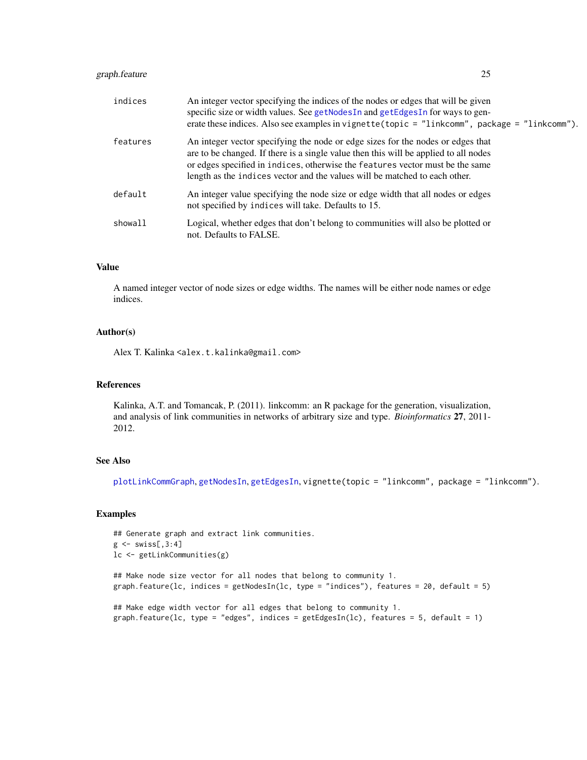| | |
|---|---|
| indices | An integer vector specifying the indices of the nodes or edges that will be given specific size or width values. See getNodesIn and getEdgesIn for ways to generate these indices. Also see examples in vignette(topic = "linkcomm", package = "linkcomm"). |
| features | An integer vector specifying the node or edge sizes for the nodes or edges that are to be changed. If there is a single value then this will be applied to all nodes or edges specified in indices, otherwise the features vector must be the same length as the indices vector and the values will be matched to each other. |
| default | An integer value specifying the node size or edge width that all nodes or edges not specified by indices will take. Defaults to 15. |
| showall | Logical, whether edges that don't belong to communities will also be plotted or not. Defaults to FALSE. |

## Value

A named integer vector of node sizes or edge widths. The names will be either node names or edge indices.

## Author(s)

Alex T. Kalinka <alex.t.kalinka@gmail.com>

## References

Kalinka, A.T. and Tomancak, P. (2011). linkcomm: an R package for the generation, visualization, and analysis of link communities in networks of arbitrary size and type. *Bioinformatics* **27**, 2011-2012.

## See Also

plotLinkCommGraph, getNodesIn, getEdgesIn, vignette(topic = "linkcomm", package = "linkcomm").

## Examples

```
## Generate graph and extract link communities.
g <- swiss[,3:4]
lc <- getLinkCommunities(g)

## Make node size vector for all nodes that belong to community 1.
graph.feature(lc, indices = getNodesIn(lc, type = "indices"), features = 20, default = 5)

## Make edge width vector for all edges that belong to community 1.
graph.feature(lc, type = "edges", indices = getEdgesIn(lc), features = 5, default = 1)
```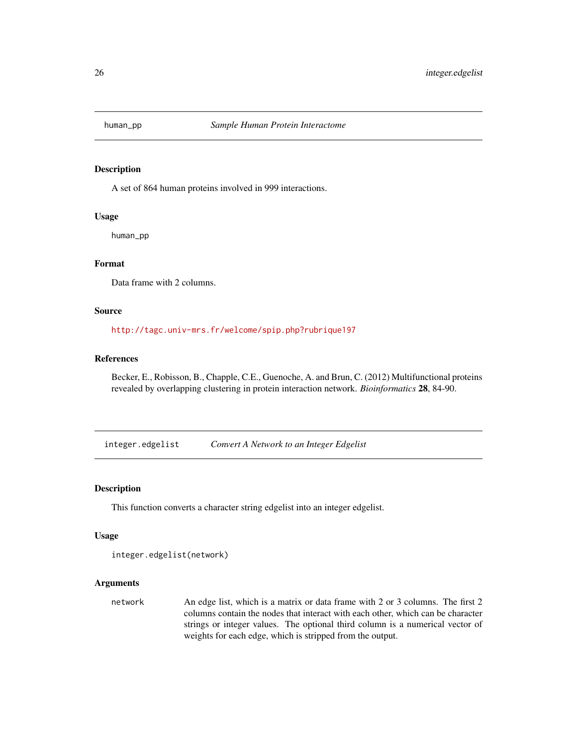## human_pp *Sample Human Protein Interactome*

### Description

A set of 864 human proteins involved in 999 interactions.

### Usage

```
human_pp
```

### Format

Data frame with 2 columns.

### Source

http://tagc.univ-mrs.fr/welcome/spip.php?rubrique197

### References

Becker, E., Robisson, B., Chapple, C.E., Guenoche, A. and Brun, C. (2012) Multifunctional proteins revealed by overlapping clustering in protein interaction network. *Bioinformatics* **28**, 84-90.

## integer.edgelist *Convert A Network to an Integer Edgelist*

### Description

This function converts a character string edgelist into an integer edgelist.

### Usage

```
integer.edgelist(network)
```

### Arguments

| | |
|---|---|
| network | An edge list, which is a matrix or data frame with 2 or 3 columns. The first 2 columns contain the nodes that interact with each other, which can be character strings or integer values. The optional third column is a numerical vector of weights for each edge, which is stripped from the output. |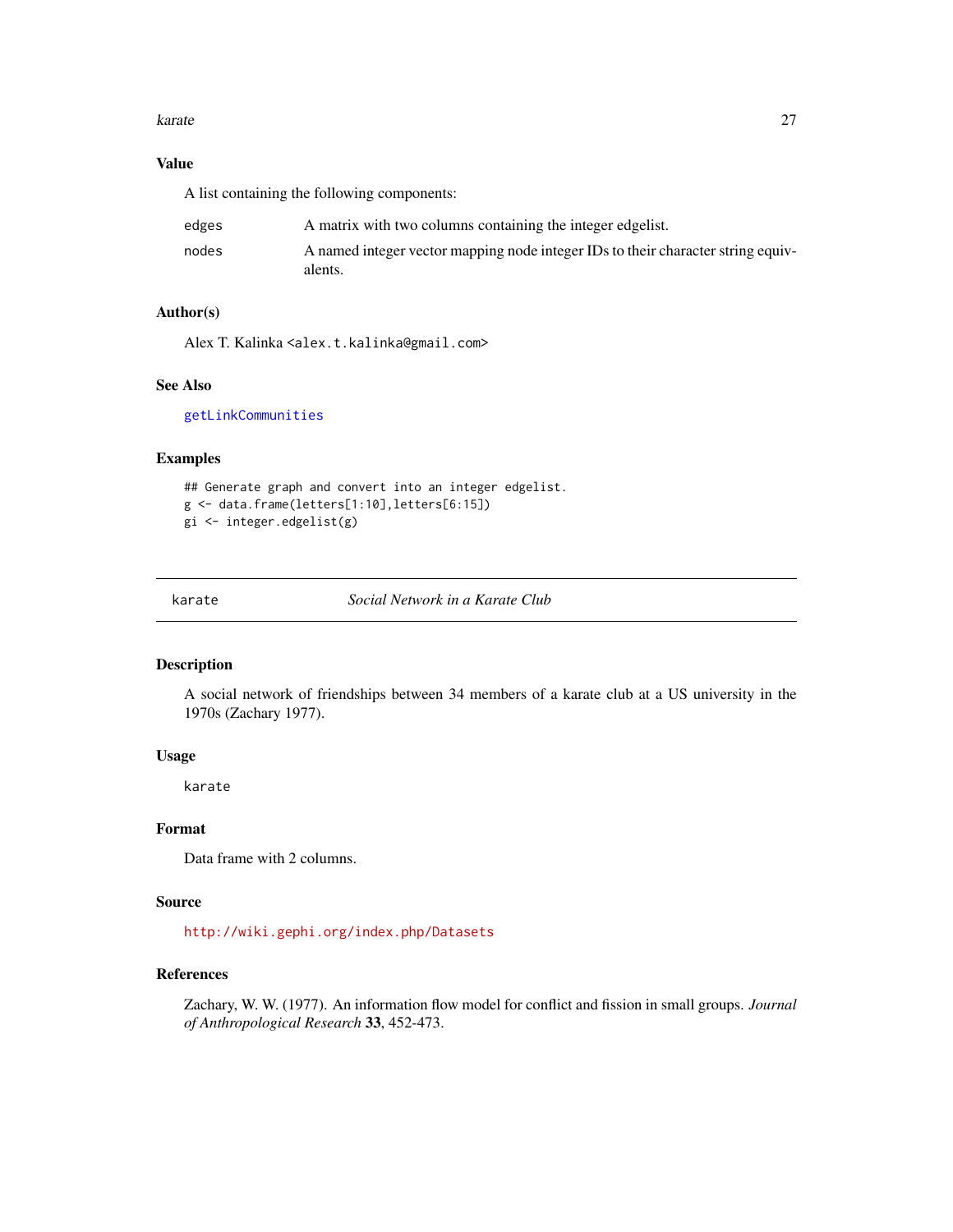## Value

A list containing the following components:

| | |
|---|---|
| `edges` | A matrix with two columns containing the integer edgelist. |
| `nodes` | A named integer vector mapping node integer IDs to their character string equivalents. |

## Author(s)

Alex T. Kalinka <alex.t.kalinka@gmail.com>

## See Also

getLinkCommunities

## Examples

```
## Generate graph and convert into an integer edgelist.
g <- data.frame(letters[1:10],letters[6:15])
gi <- integer.edgelist(g)
```

---

# karate — *Social Network in a Karate Club*

## Description

A social network of friendships between 34 members of a karate club at a US university in the 1970s (Zachary 1977).

## Usage

```
karate
```

## Format

Data frame with 2 columns.

## Source

http://wiki.gephi.org/index.php/Datasets

## References

Zachary, W. W. (1977). An information flow model for conflict and fission in small groups. *Journal of Anthropological Research* **33**, 452-473.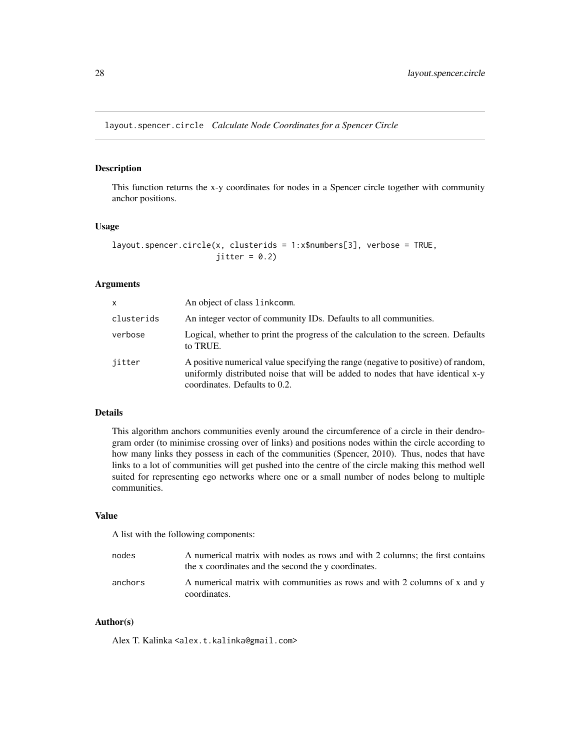## layout.spencer.circle *Calculate Node Coordinates for a Spencer Circle*

### Description

This function returns the x-y coordinates for nodes in a Spencer circle together with community anchor positions.

### Usage

```
layout.spencer.circle(x, clusterids = 1:x$numbers[3], verbose = TRUE,
                      jitter = 0.2)
```

### Arguments

| | |
|---|---|
| `x` | An object of class `linkcomm`. |
| `clusterids` | An integer vector of community IDs. Defaults to all communities. |
| `verbose` | Logical, whether to print the progress of the calculation to the screen. Defaults to TRUE. |
| `jitter` | A positive numerical value specifying the range (negative to positive) of random, uniformly distributed noise that will be added to nodes that have identical x-y coordinates. Defaults to 0.2. |

### Details

This algorithm anchors communities evenly around the circumference of a circle in their dendrogram order (to minimise crossing over of links) and positions nodes within the circle according to how many links they possess in each of the communities (Spencer, 2010). Thus, nodes that have links to a lot of communities will get pushed into the centre of the circle making this method well suited for representing ego networks where one or a small number of nodes belong to multiple communities.

### Value

A list with the following components:

| | |
|---|---|
| `nodes` | A numerical matrix with nodes as rows and with 2 columns; the first contains the x coordinates and the second the y coordinates. |
| `anchors` | A numerical matrix with communities as rows and with 2 columns of x and y coordinates. |

### Author(s)

Alex T. Kalinka <alex.t.kalinka@gmail.com>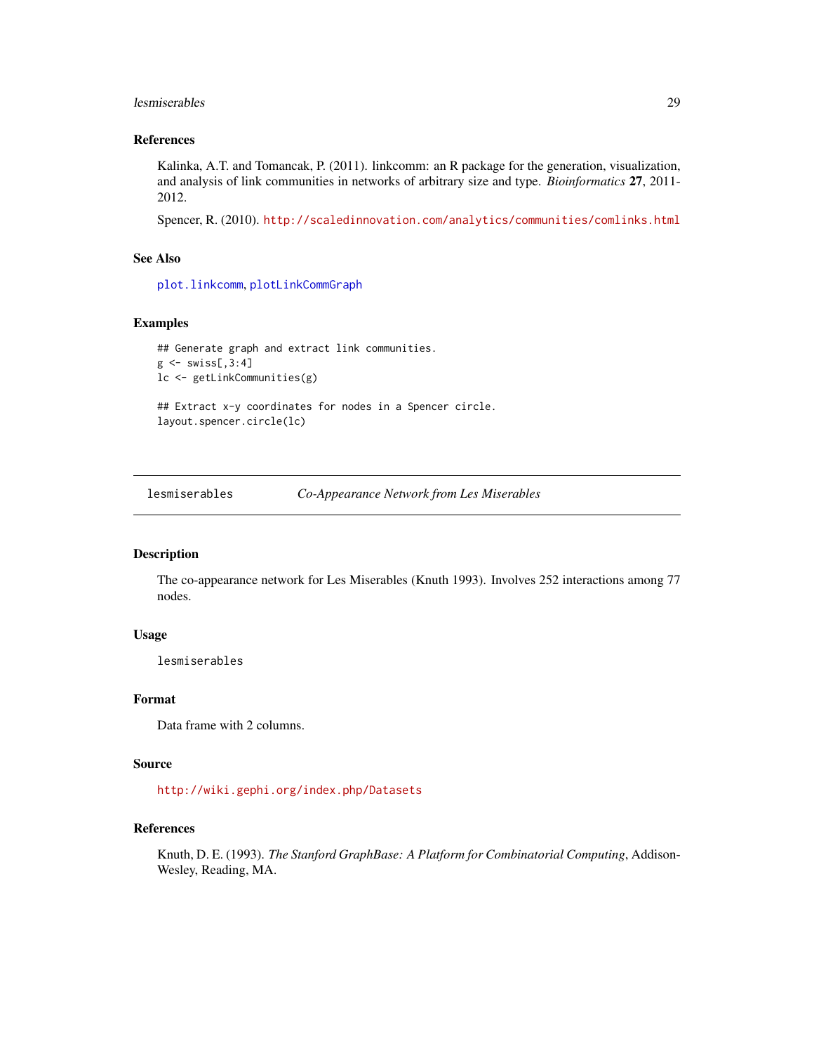### References

Kalinka, A.T. and Tomancak, P. (2011). linkcomm: an R package for the generation, visualization, and analysis of link communities in networks of arbitrary size and type. *Bioinformatics* **27**, 2011-2012.

Spencer, R. (2010). http://scaledinnovation.com/analytics/communities/comlinks.html

### See Also

plot.linkcomm, plotLinkCommGraph

### Examples

```
## Generate graph and extract link communities.
g <- swiss[,3:4]
lc <- getLinkCommunities(g)

## Extract x-y coordinates for nodes in a Spencer circle.
layout.spencer.circle(lc)
```

---

## lesmiserables — *Co-Appearance Network from Les Miserables*

### Description

The co-appearance network for Les Miserables (Knuth 1993). Involves 252 interactions among 77 nodes.

### Usage

```
lesmiserables
```

### Format

Data frame with 2 columns.

### Source

http://wiki.gephi.org/index.php/Datasets

### References

Knuth, D. E. (1993). *The Stanford GraphBase: A Platform for Combinatorial Computing*, Addison-Wesley, Reading, MA.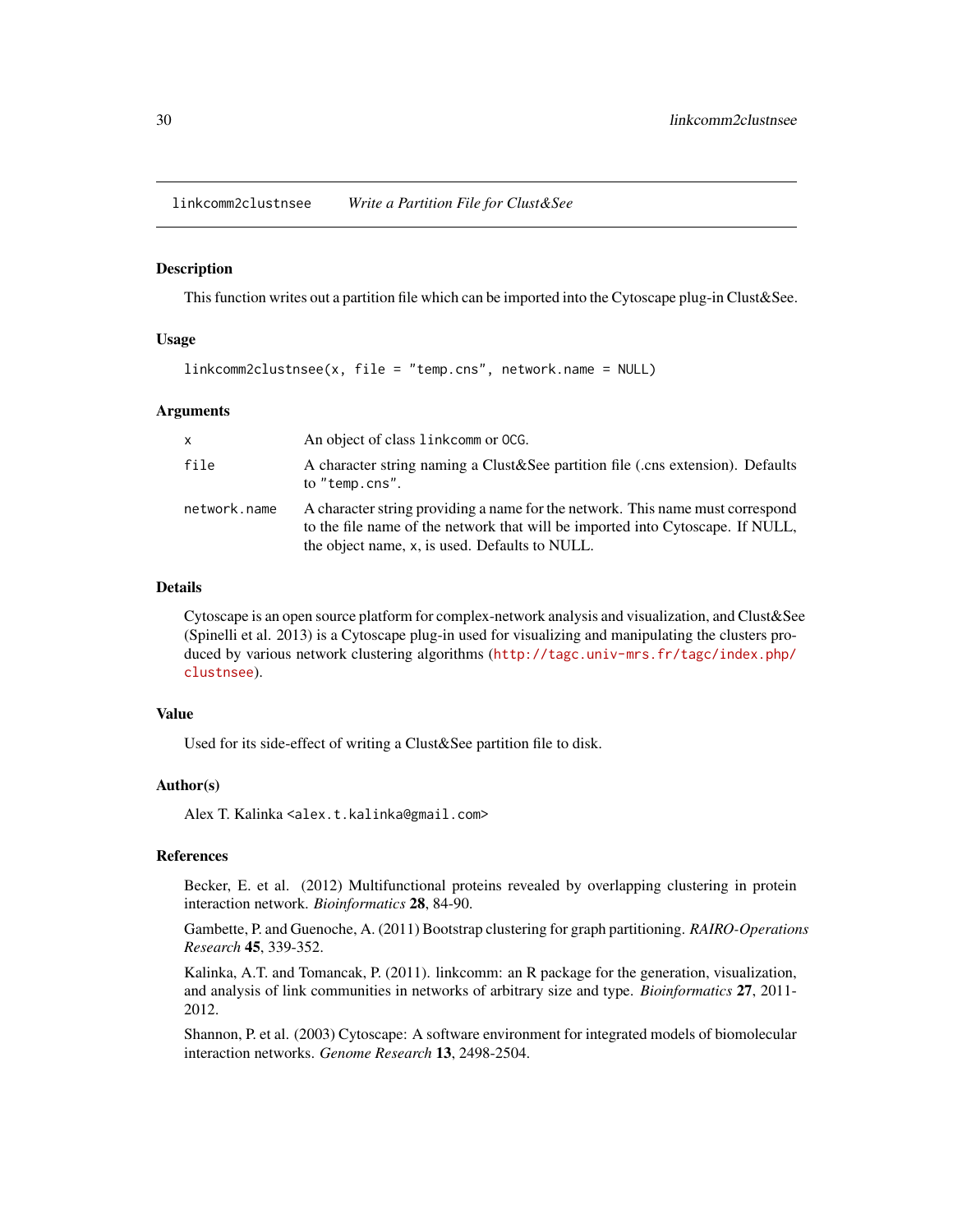## linkcomm2clustnsee *Write a Partition File for Clust&See*

### Description

This function writes out a partition file which can be imported into the Cytoscape plug-in Clust&See.

### Usage

```
linkcomm2clustnsee(x, file = "temp.cns", network.name = NULL)
```

### Arguments

| | |
|---|---|
| `x` | An object of class `linkcomm` or `OCG`. |
| `file` | A character string naming a Clust&See partition file (.cns extension). Defaults to `"temp.cns"`. |
| `network.name` | A character string providing a name for the network. This name must correspond to the file name of the network that will be imported into Cytoscape. If NULL, the object name, `x`, is used. Defaults to NULL. |

### Details

Cytoscape is an open source platform for complex-network analysis and visualization, and Clust&See (Spinelli et al. 2013) is a Cytoscape plug-in used for visualizing and manipulating the clusters produced by various network clustering algorithms (http://tagc.univ-mrs.fr/tagc/index.php/clustnsee).

### Value

Used for its side-effect of writing a Clust&See partition file to disk.

### Author(s)

Alex T. Kalinka <alex.t.kalinka@gmail.com>

### References

Becker, E. et al. (2012) Multifunctional proteins revealed by overlapping clustering in protein interaction network. *Bioinformatics* **28**, 84-90.

Gambette, P. and Guenoche, A. (2011) Bootstrap clustering for graph partitioning. *RAIRO-Operations Research* **45**, 339-352.

Kalinka, A.T. and Tomancak, P. (2011). linkcomm: an R package for the generation, visualization, and analysis of link communities in networks of arbitrary size and type. *Bioinformatics* **27**, 2011-2012.

Shannon, P. et al. (2003) Cytoscape: A software environment for integrated models of biomolecular interaction networks. *Genome Research* **13**, 2498-2504.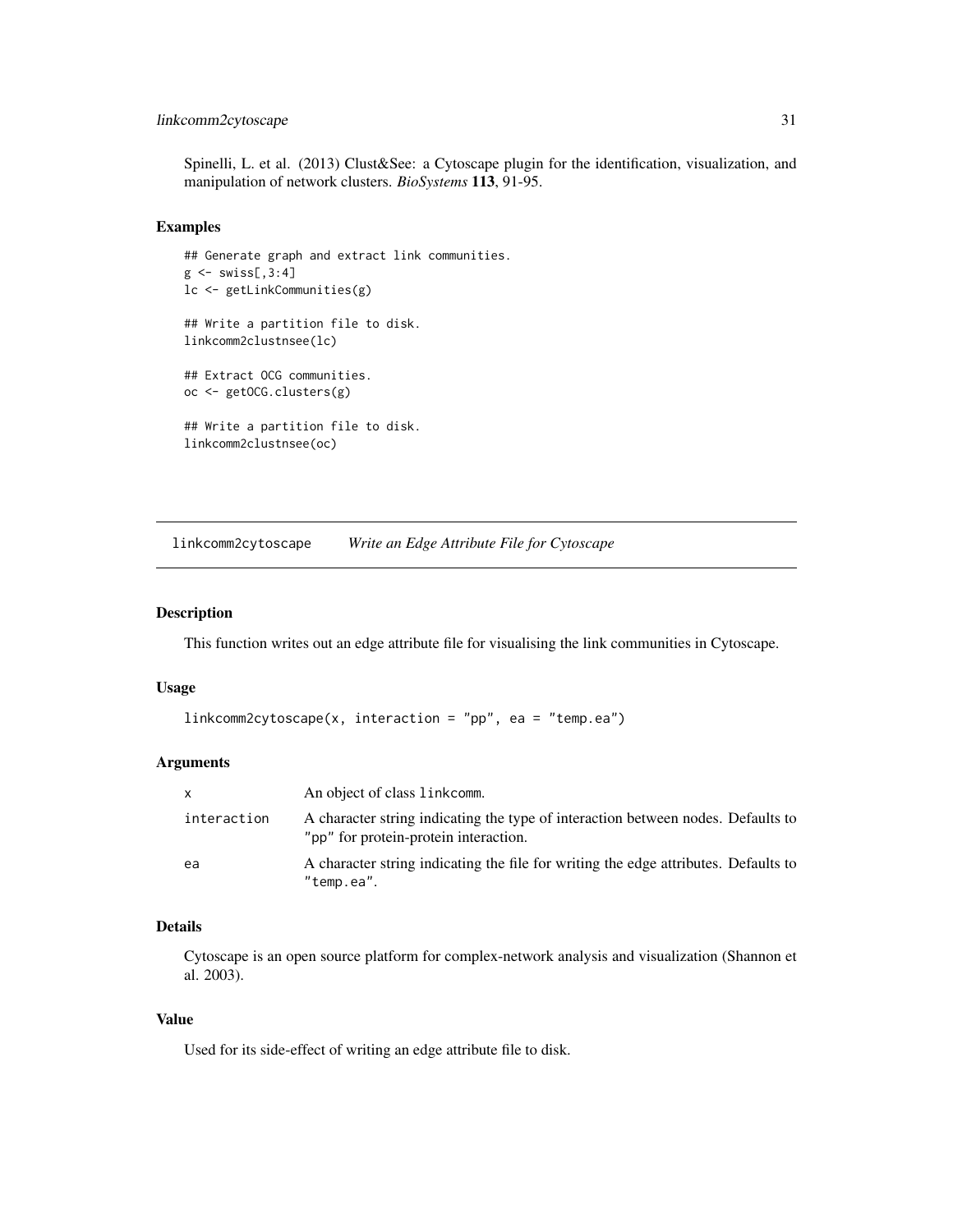Spinelli, L. et al. (2013) Clust&See: a Cytoscape plugin for the identification, visualization, and manipulation of network clusters. *BioSystems* **113**, 91-95.

### Examples

```
## Generate graph and extract link communities.
g <- swiss[,3:4]
lc <- getLinkCommunities(g)

## Write a partition file to disk.
linkcomm2clustnsee(lc)

## Extract OCG communities.
oc <- getOCG.clusters(g)

## Write a partition file to disk.
linkcomm2clustnsee(oc)
```

---

## linkcomm2cytoscape — *Write an Edge Attribute File for Cytoscape*

---

### Description

This function writes out an edge attribute file for visualising the link communities in Cytoscape.

### Usage

```
linkcomm2cytoscape(x, interaction = "pp", ea = "temp.ea")
```

### Arguments

| | |
|---|---|
| x | An object of class `linkcomm`. |
| interaction | A character string indicating the type of interaction between nodes. Defaults to `"pp"` for protein-protein interaction. |
| ea | A character string indicating the file for writing the edge attributes. Defaults to `"temp.ea"`. |

### Details

Cytoscape is an open source platform for complex-network analysis and visualization (Shannon et al. 2003).

### Value

Used for its side-effect of writing an edge attribute file to disk.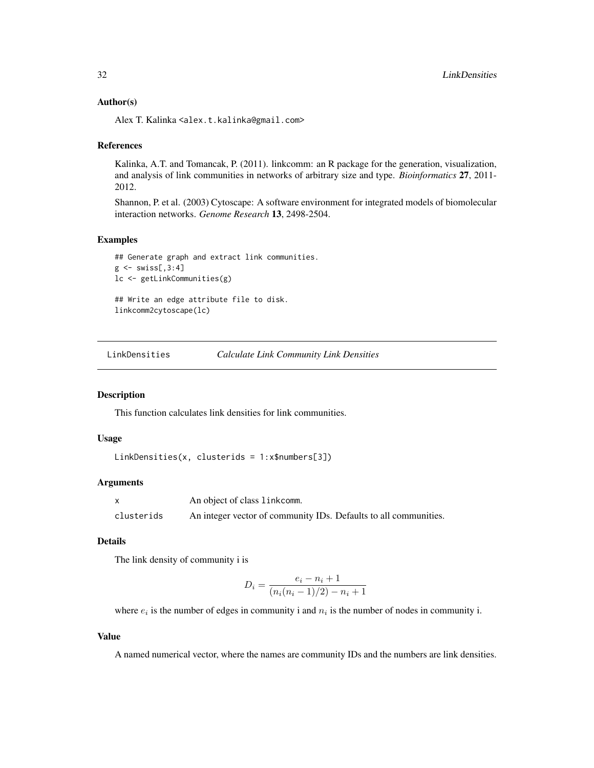### Author(s)

Alex T. Kalinka <alex.t.kalinka@gmail.com>

### References

Kalinka, A.T. and Tomancak, P. (2011). linkcomm: an R package for the generation, visualization, and analysis of link communities in networks of arbitrary size and type. *Bioinformatics* **27**, 2011-2012.

Shannon, P. et al. (2003) Cytoscape: A software environment for integrated models of biomolecular interaction networks. *Genome Research* **13**, 2498-2504.

### Examples

```
## Generate graph and extract link communities.
g <- swiss[,3:4]
lc <- getLinkCommunities(g)

## Write an edge attribute file to disk.
linkcomm2cytoscape(lc)
```

---

## LinkDensities *Calculate Link Community Link Densities*

---

### Description

This function calculates link densities for link communities.

### Usage

```
LinkDensities(x, clusterids = 1:x$numbers[3])
```

### Arguments

| | |
|---|---|
| x | An object of class linkcomm. |
| clusterids | An integer vector of community IDs. Defaults to all communities. |

### Details

The link density of community i is

$$D_i = \frac{e_i - n_i + 1}{(n_i(n_i - 1)/2) - n_i + 1}$$

where $e_i$ is the number of edges in community i and $n_i$ is the number of nodes in community i.

### Value

A named numerical vector, where the names are community IDs and the numbers are link densities.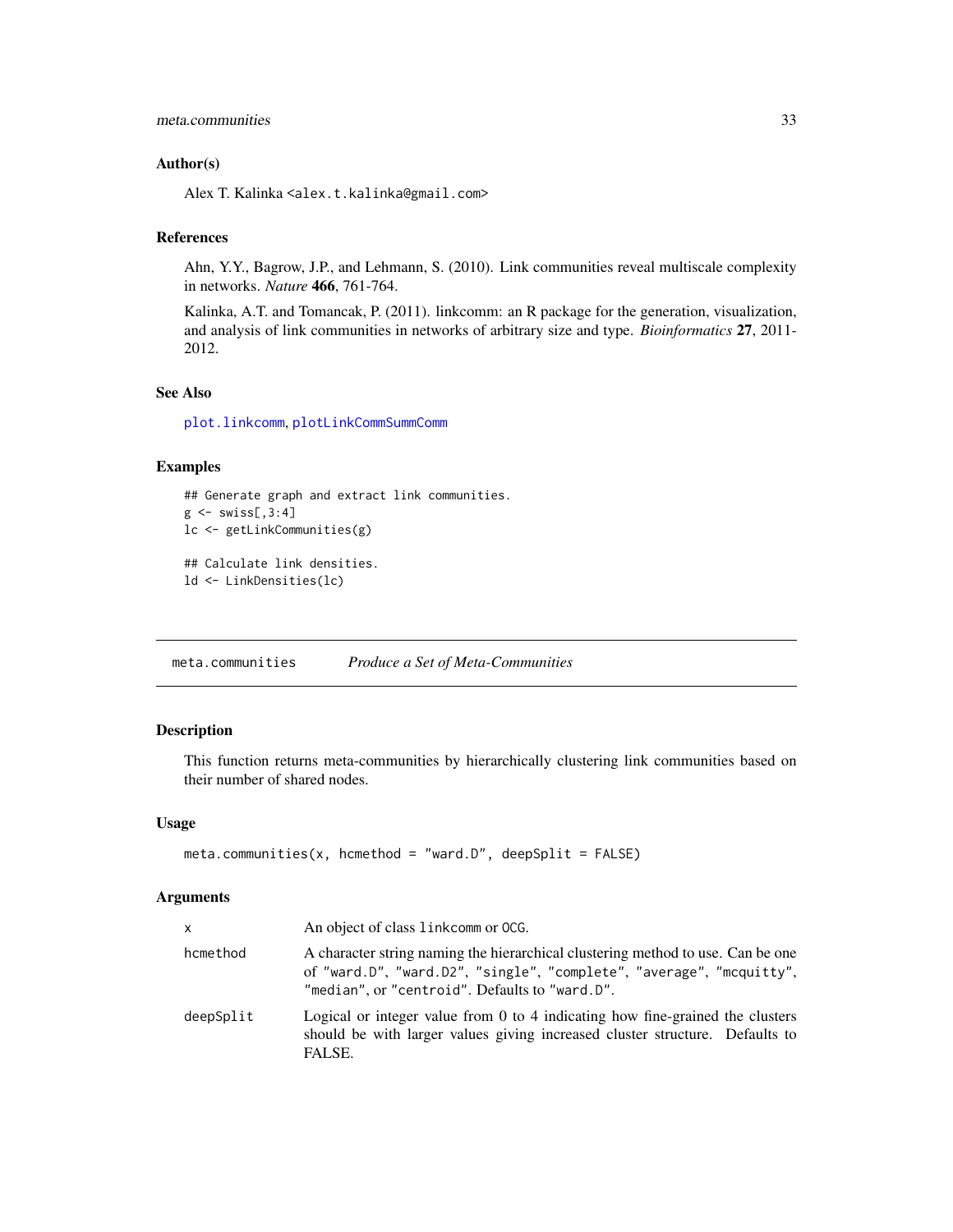### Author(s)

Alex T. Kalinka <alex.t.kalinka@gmail.com>

### References

Ahn, Y.Y., Bagrow, J.P., and Lehmann, S. (2010). Link communities reveal multiscale complexity in networks. *Nature* **466**, 761-764.

Kalinka, A.T. and Tomancak, P. (2011). linkcomm: an R package for the generation, visualization, and analysis of link communities in networks of arbitrary size and type. *Bioinformatics* **27**, 2011-2012.

### See Also

plot.linkcomm, plotLinkCommSummComm

### Examples

```
## Generate graph and extract link communities.
g <- swiss[,3:4]
lc <- getLinkCommunities(g)

## Calculate link densities.
ld <- LinkDensities(lc)
```

---

## meta.communities — *Produce a Set of Meta-Communities*

### Description

This function returns meta-communities by hierarchically clustering link communities based on their number of shared nodes.

### Usage

```
meta.communities(x, hcmethod = "ward.D", deepSplit = FALSE)
```

### Arguments

| | |
|---|---|
| x | An object of class `linkcomm` or `OCG`. |
| hcmethod | A character string naming the hierarchical clustering method to use. Can be one of `"ward.D"`, `"ward.D2"`, `"single"`, `"complete"`, `"average"`, `"mcquitty"`, `"median"`, or `"centroid"`. Defaults to `"ward.D"`. |
| deepSplit | Logical or integer value from 0 to 4 indicating how fine-grained the clusters should be with larger values giving increased cluster structure. Defaults to FALSE. |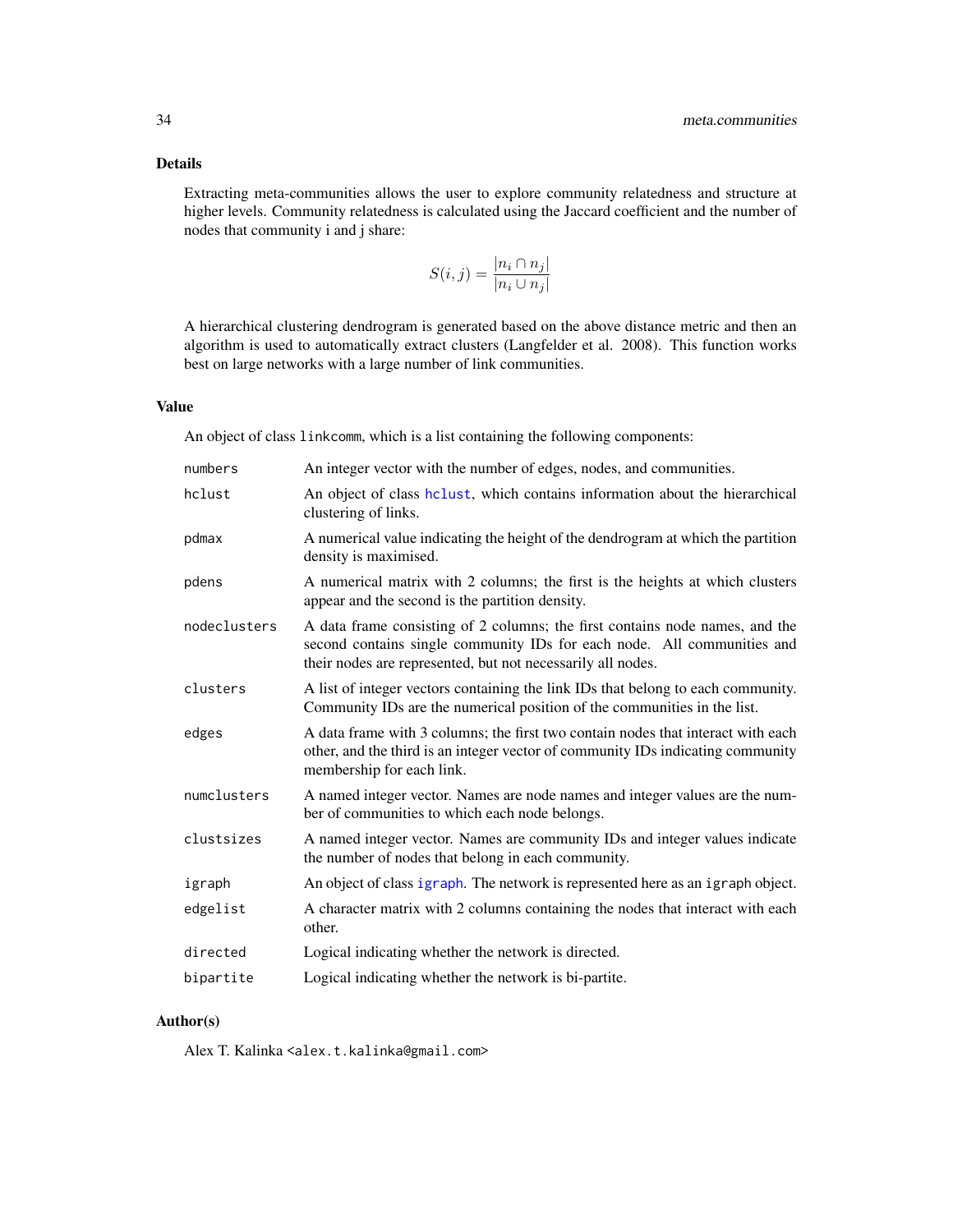## Details

Extracting meta-communities allows the user to explore community relatedness and structure at higher levels. Community relatedness is calculated using the Jaccard coefficient and the number of nodes that community i and j share:

$$S(i,j) = \frac{|n_i \cap n_j|}{|n_i \cup n_j|}$$

A hierarchical clustering dendrogram is generated based on the above distance metric and then an algorithm is used to automatically extract clusters (Langfelder et al. 2008). This function works best on large networks with a large number of link communities.

## Value

An object of class `linkcomm`, which is a list containing the following components:

| | |
|---|---|
| `numbers` | An integer vector with the number of edges, nodes, and communities. |
| `hclust` | An object of class `hclust`, which contains information about the hierarchical clustering of links. |
| `pdmax` | A numerical value indicating the height of the dendrogram at which the partition density is maximised. |
| `pdens` | A numerical matrix with 2 columns; the first is the heights at which clusters appear and the second is the partition density. |
| `nodeclusters` | A data frame consisting of 2 columns; the first contains node names, and the second contains single community IDs for each node. All communities and their nodes are represented, but not necessarily all nodes. |
| `clusters` | A list of integer vectors containing the link IDs that belong to each community. Community IDs are the numerical position of the communities in the list. |
| `edges` | A data frame with 3 columns; the first two contain nodes that interact with each other, and the third is an integer vector of community IDs indicating community membership for each link. |
| `numclusters` | A named integer vector. Names are node names and integer values are the number of communities to which each node belongs. |
| `clustsizes` | A named integer vector. Names are community IDs and integer values indicate the number of nodes that belong in each community. |
| `igraph` | An object of class `igraph`. The network is represented here as an `igraph` object. |
| `edgelist` | A character matrix with 2 columns containing the nodes that interact with each other. |
| `directed` | Logical indicating whether the network is directed. |
| `bipartite` | Logical indicating whether the network is bi-partite. |

## Author(s)

Alex T. Kalinka <alex.t.kalinka@gmail.com>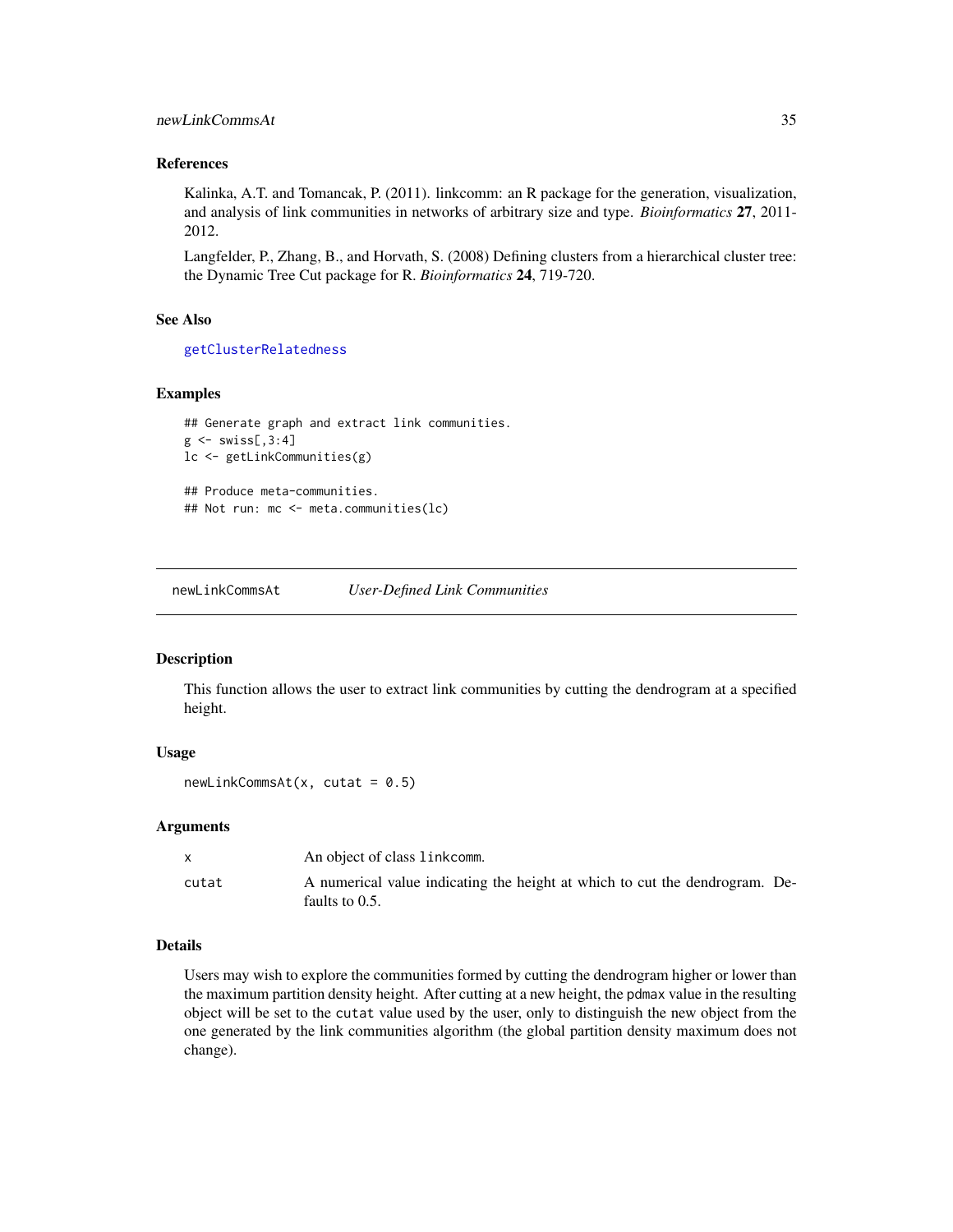### References

Kalinka, A.T. and Tomancak, P. (2011). linkcomm: an R package for the generation, visualization, and analysis of link communities in networks of arbitrary size and type. *Bioinformatics* **27**, 2011-2012.

Langfelder, P., Zhang, B., and Horvath, S. (2008) Defining clusters from a hierarchical cluster tree: the Dynamic Tree Cut package for R. *Bioinformatics* **24**, 719-720.

### See Also

getClusterRelatedness

### Examples

```
## Generate graph and extract link communities.
g <- swiss[,3:4]
lc <- getLinkCommunities(g)

## Produce meta-communities.
## Not run: mc <- meta.communities(lc)
```

---

## newLinkCommsAt — *User-Defined Link Communities*

### Description

This function allows the user to extract link communities by cutting the dendrogram at a specified height.

### Usage

```
newLinkCommsAt(x, cutat = 0.5)
```

### Arguments

| | |
|---|---|
| `x` | An object of class `linkcomm`. |
| `cutat` | A numerical value indicating the height at which to cut the dendrogram. Defaults to 0.5. |

### Details

Users may wish to explore the communities formed by cutting the dendrogram higher or lower than the maximum partition density height. After cutting at a new height, the `pdmax` value in the resulting object will be set to the `cutat` value used by the user, only to distinguish the new object from the one generated by the link communities algorithm (the global partition density maximum does not change).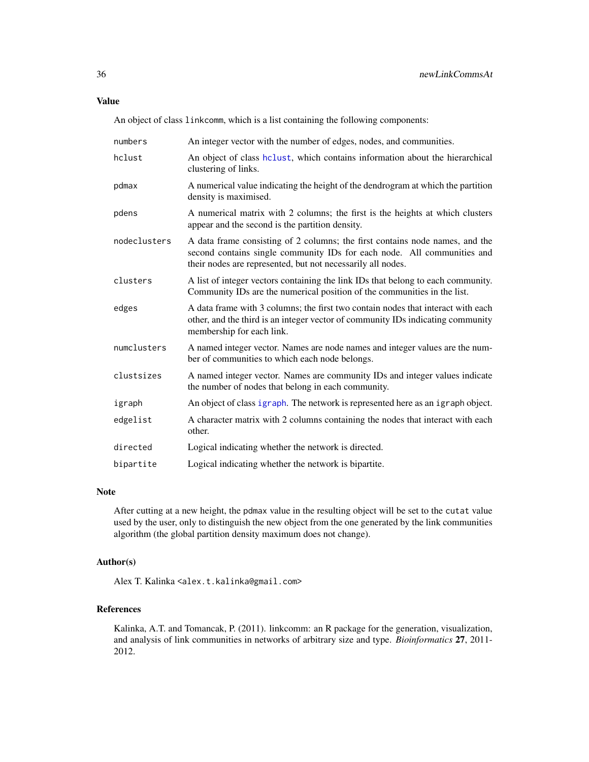## Value

An object of class `linkcomm`, which is a list containing the following components:

| | |
|---|---|
| `numbers` | An integer vector with the number of edges, nodes, and communities. |
| `hclust` | An object of class `hclust`, which contains information about the hierarchical clustering of links. |
| `pdmax` | A numerical value indicating the height of the dendrogram at which the partition density is maximised. |
| `pdens` | A numerical matrix with 2 columns; the first is the heights at which clusters appear and the second is the partition density. |
| `nodeclusters` | A data frame consisting of 2 columns; the first contains node names, and the second contains single community IDs for each node. All communities and their nodes are represented, but not necessarily all nodes. |
| `clusters` | A list of integer vectors containing the link IDs that belong to each community. Community IDs are the numerical position of the communities in the list. |
| `edges` | A data frame with 3 columns; the first two contain nodes that interact with each other, and the third is an integer vector of community IDs indicating community membership for each link. |
| `numclusters` | A named integer vector. Names are node names and integer values are the number of communities to which each node belongs. |
| `clustsizes` | A named integer vector. Names are community IDs and integer values indicate the number of nodes that belong in each community. |
| `igraph` | An object of class `igraph`. The network is represented here as an `igraph` object. |
| `edgelist` | A character matrix with 2 columns containing the nodes that interact with each other. |
| `directed` | Logical indicating whether the network is directed. |
| `bipartite` | Logical indicating whether the network is bipartite. |

## Note

After cutting at a new height, the `pdmax` value in the resulting object will be set to the `cutat` value used by the user, only to distinguish the new object from the one generated by the link communities algorithm (the global partition density maximum does not change).

## Author(s)

Alex T. Kalinka <alex.t.kalinka@gmail.com>

## References

Kalinka, A.T. and Tomancak, P. (2011). linkcomm: an R package for the generation, visualization, and analysis of link communities in networks of arbitrary size and type. *Bioinformatics* **27**, 2011-2012.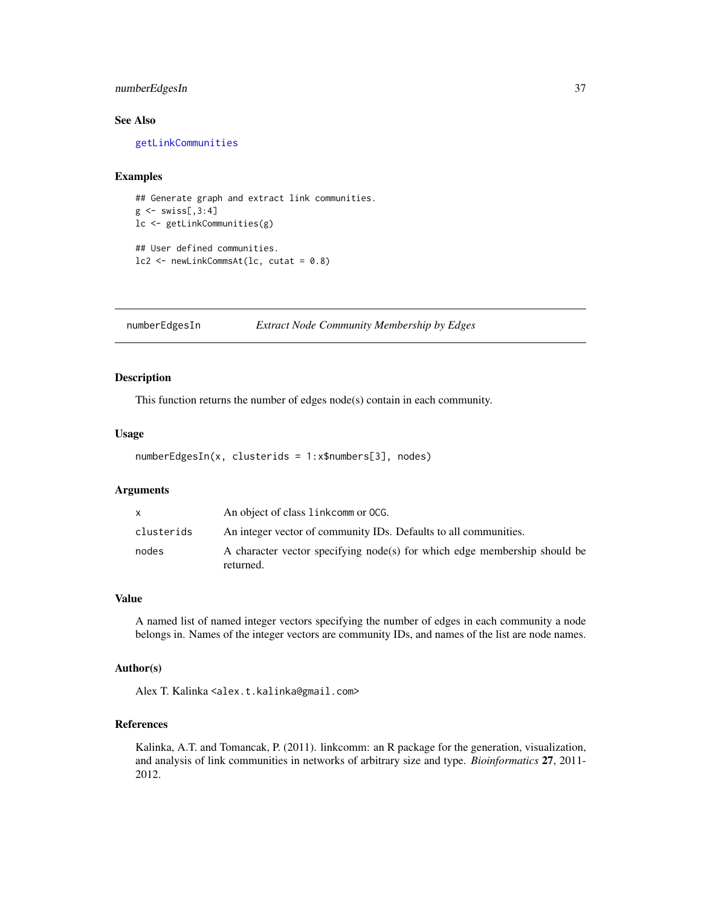### See Also

getLinkCommunities

### Examples

```
## Generate graph and extract link communities.
g <- swiss[,3:4]
lc <- getLinkCommunities(g)

## User defined communities.
lc2 <- newLinkCommsAt(lc, cutat = 0.8)
```

---

## numberEdgesIn — *Extract Node Community Membership by Edges*

---

### Description

This function returns the number of edges node(s) contain in each community.

### Usage

```
numberEdgesIn(x, clusterids = 1:x$numbers[3], nodes)
```

### Arguments

| | |
|---|---|
| x | An object of class linkcomm or OCG. |
| clusterids | An integer vector of community IDs. Defaults to all communities. |
| nodes | A character vector specifying node(s) for which edge membership should be returned. |

### Value

A named list of named integer vectors specifying the number of edges in each community a node belongs in. Names of the integer vectors are community IDs, and names of the list are node names.

### Author(s)

Alex T. Kalinka <alex.t.kalinka@gmail.com>

### References

Kalinka, A.T. and Tomancak, P. (2011). linkcomm: an R package for the generation, visualization, and analysis of link communities in networks of arbitrary size and type. *Bioinformatics* **27**, 2011-2012.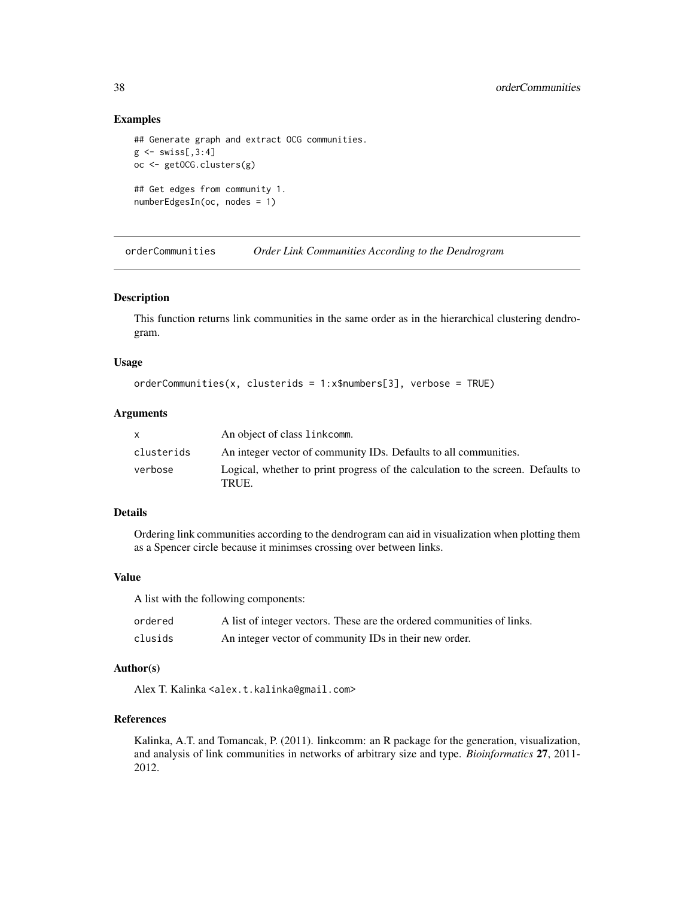## Examples

```
## Generate graph and extract OCG communities.
g <- swiss[,3:4]
oc <- getOCG.clusters(g)

## Get edges from community 1.
numberEdgesIn(oc, nodes = 1)
```

---

# orderCommunities — *Order Link Communities According to the Dendrogram*

---

## Description

This function returns link communities in the same order as in the hierarchical clustering dendrogram.

## Usage

```
orderCommunities(x, clusterids = 1:x$numbers[3], verbose = TRUE)
```

## Arguments

| | |
|---|---|
| `x` | An object of class `linkcomm`. |
| `clusterids` | An integer vector of community IDs. Defaults to all communities. |
| `verbose` | Logical, whether to print progress of the calculation to the screen. Defaults to TRUE. |

## Details

Ordering link communities according to the dendrogram can aid in visualization when plotting them as a Spencer circle because it minimses crossing over between links.

## Value

A list with the following components:

| | |
|---|---|
| `ordered` | A list of integer vectors. These are the ordered communities of links. |
| `clusids` | An integer vector of community IDs in their new order. |

## Author(s)

Alex T. Kalinka <alex.t.kalinka@gmail.com>

## References

Kalinka, A.T. and Tomancak, P. (2011). linkcomm: an R package for the generation, visualization, and analysis of link communities in networks of arbitrary size and type. *Bioinformatics* **27**, 2011-2012.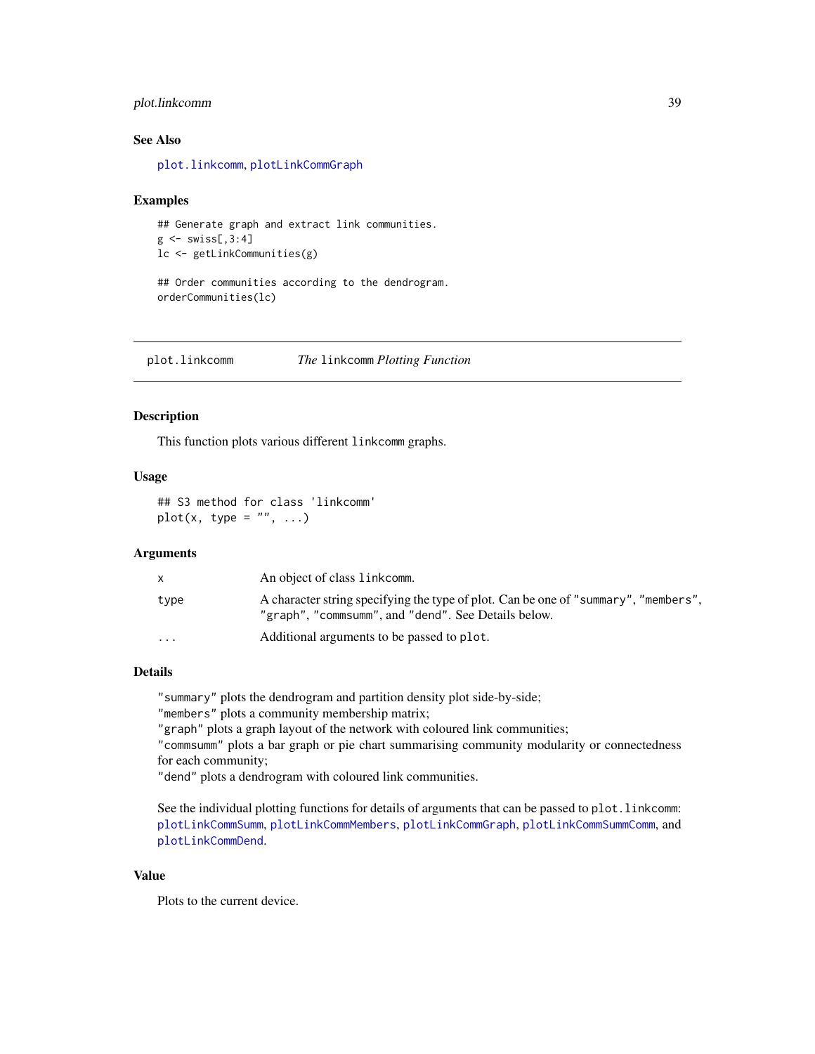## See Also

plot.linkcomm, plotLinkCommGraph

## Examples

```
## Generate graph and extract link communities.
g <- swiss[,3:4]
lc <- getLinkCommunities(g)

## Order communities according to the dendrogram.
orderCommunities(lc)
```

---

# plot.linkcomm — *The* linkcomm *Plotting Function*

## Description

This function plots various different linkcomm graphs.

## Usage

```
## S3 method for class 'linkcomm'
plot(x, type = "", ...)
```

## Arguments

| | |
|---|---|
| x | An object of class linkcomm. |
| type | A character string specifying the type of plot. Can be one of "summary", "members", "graph", "commsumm", and "dend". See Details below. |
| ... | Additional arguments to be passed to plot. |

## Details

"summary" plots the dendrogram and partition density plot side-by-side;
"members" plots a community membership matrix;
"graph" plots a graph layout of the network with coloured link communities;
"commsumm" plots a bar graph or pie chart summarising community modularity or connectedness for each community;
"dend" plots a dendrogram with coloured link communities.

See the individual plotting functions for details of arguments that can be passed to plot.linkcomm: plotLinkCommSumm, plotLinkCommMembers, plotLinkCommGraph, plotLinkCommSummComm, and plotLinkCommDend.

## Value

Plots to the current device.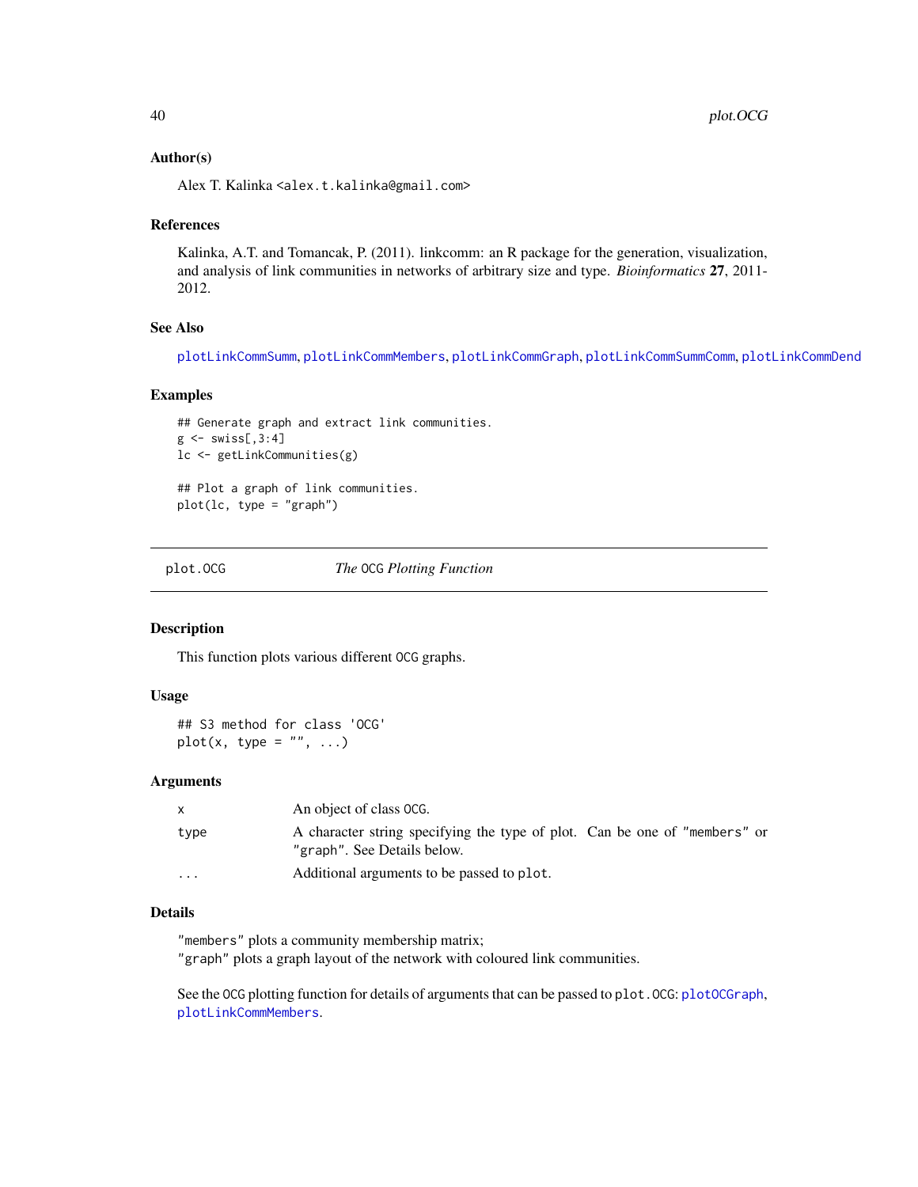### Author(s)

Alex T. Kalinka <alex.t.kalinka@gmail.com>

### References

Kalinka, A.T. and Tomancak, P. (2011). linkcomm: an R package for the generation, visualization, and analysis of link communities in networks of arbitrary size and type. *Bioinformatics* **27**, 2011-2012.

### See Also

`plotLinkCommSumm`, `plotLinkCommMembers`, `plotLinkCommGraph`, `plotLinkCommSummComm`, `plotLinkCommDend`

### Examples

```
## Generate graph and extract link communities.
g <- swiss[,3:4]
lc <- getLinkCommunities(g)

## Plot a graph of link communities.
plot(lc, type = "graph")
```

---

## plot.OCG — *The OCG Plotting Function*

---

### Description

This function plots various different OCG graphs.

### Usage

```
## S3 method for class 'OCG'
plot(x, type = "", ...)
```

### Arguments

| | |
|---|---|
| x | An object of class OCG. |
| type | A character string specifying the type of plot. Can be one of "members" or "graph". See Details below. |
| ... | Additional arguments to be passed to plot. |

### Details

"members" plots a community membership matrix;
"graph" plots a graph layout of the network with coloured link communities.

See the OCG plotting function for details of arguments that can be passed to `plot.OCG`: `plotOCGraph`, `plotLinkCommMembers`.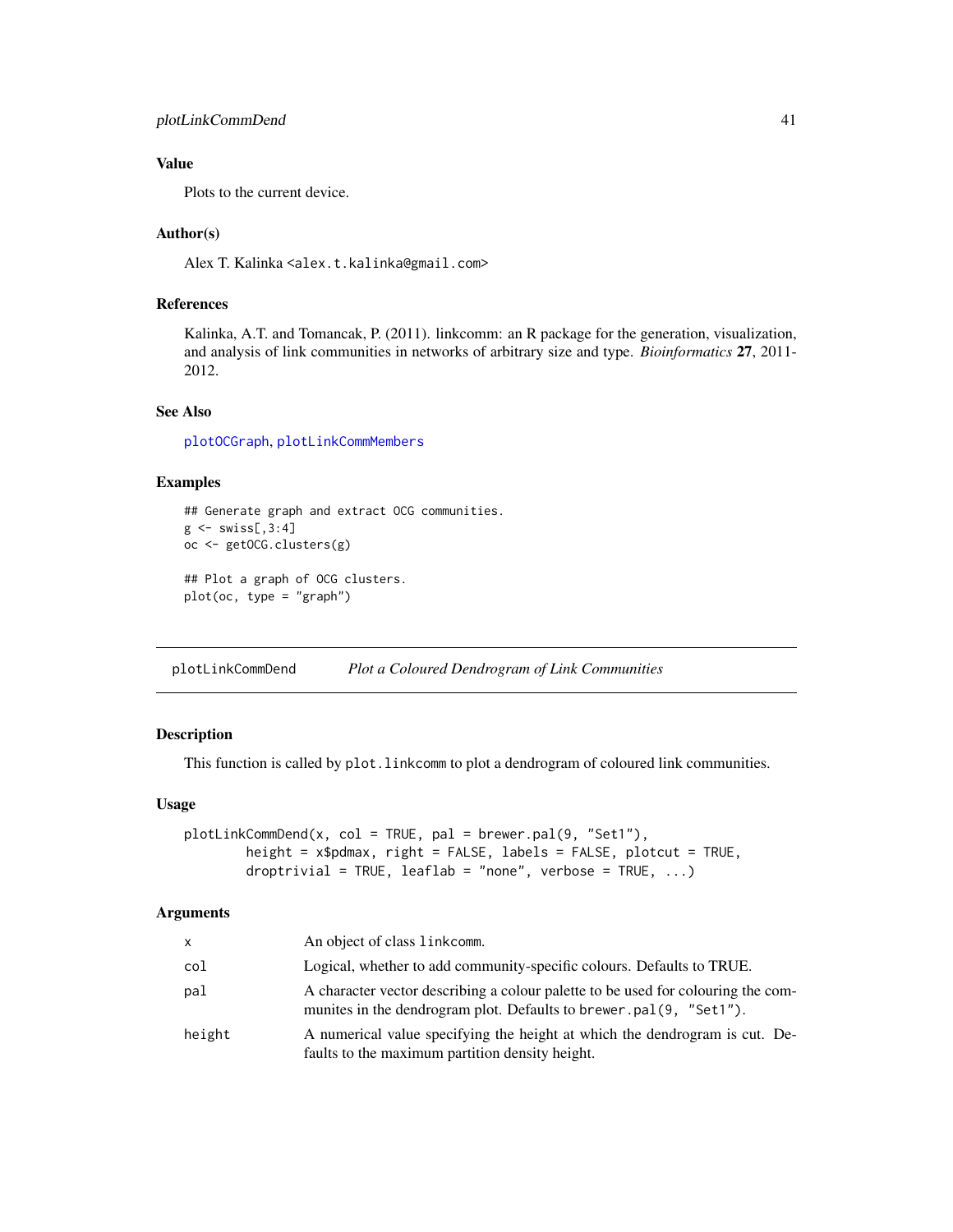### Value

Plots to the current device.

### Author(s)

Alex T. Kalinka <alex.t.kalinka@gmail.com>

### References

Kalinka, A.T. and Tomancak, P. (2011). linkcomm: an R package for the generation, visualization, and analysis of link communities in networks of arbitrary size and type. *Bioinformatics* **27**, 2011-2012.

### See Also

plotOCGraph, plotLinkCommMembers

### Examples

```
## Generate graph and extract OCG communities.
g <- swiss[,3:4]
oc <- getOCG.clusters(g)

## Plot a graph of OCG clusters.
plot(oc, type = "graph")
```

---

## plotLinkCommDend — *Plot a Coloured Dendrogram of Link Communities*

---

### Description

This function is called by `plot.linkcomm` to plot a dendrogram of coloured link communities.

### Usage

```
plotLinkCommDend(x, col = TRUE, pal = brewer.pal(9, "Set1"),
        height = x$pdmax, right = FALSE, labels = FALSE, plotcut = TRUE,
        droptrivial = TRUE, leaflab = "none", verbose = TRUE, ...)
```

### Arguments

| | |
|---|---|
| x | An object of class `linkcomm`. |
| col | Logical, whether to add community-specific colours. Defaults to TRUE. |
| pal | A character vector describing a colour palette to be used for colouring the communites in the dendrogram plot. Defaults to `brewer.pal(9, "Set1")`. |
| height | A numerical value specifying the height at which the dendrogram is cut. Defaults to the maximum partition density height. |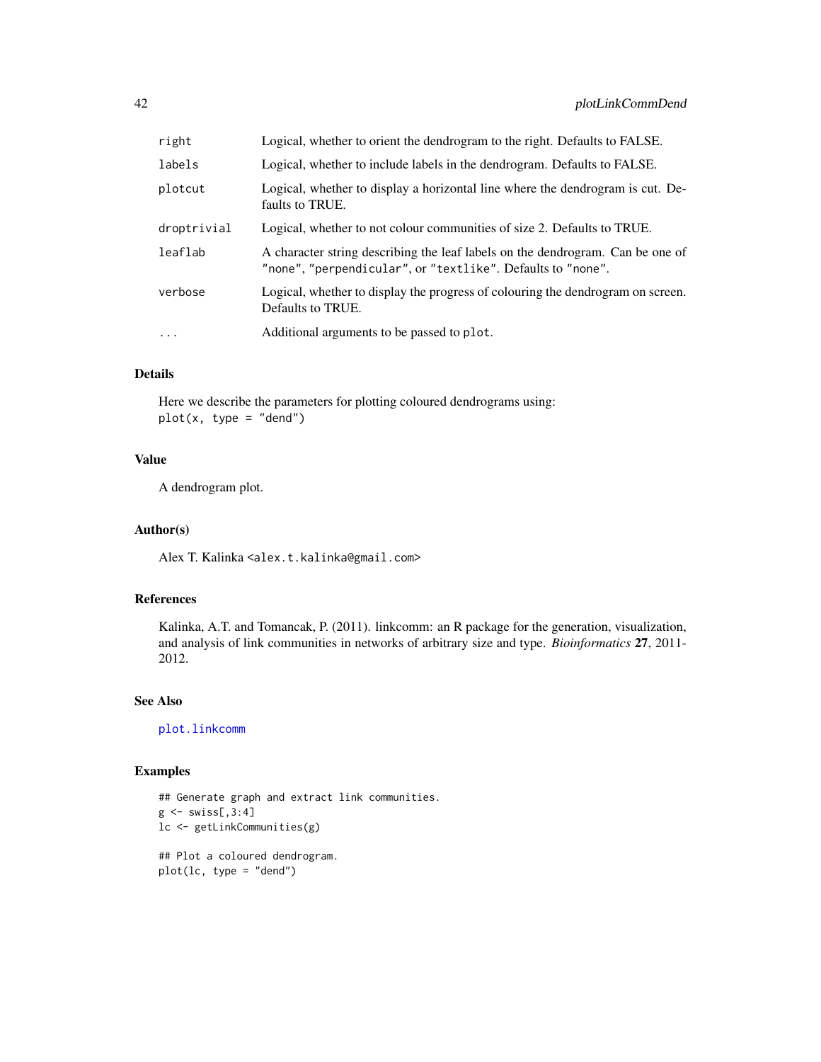| | |
|---|---|
| right | Logical, whether to orient the dendrogram to the right. Defaults to FALSE. |
| labels | Logical, whether to include labels in the dendrogram. Defaults to FALSE. |
| plotcut | Logical, whether to display a horizontal line where the dendrogram is cut. Defaults to TRUE. |
| droptrivial | Logical, whether to not colour communities of size 2. Defaults to TRUE. |
| leaflab | A character string describing the leaf labels on the dendrogram. Can be one of "none", "perpendicular", or "textlike". Defaults to "none". |
| verbose | Logical, whether to display the progress of colouring the dendrogram on screen. Defaults to TRUE. |
| ... | Additional arguments to be passed to `plot`. |

### Details

Here we describe the parameters for plotting coloured dendrograms using:
`plot(x, type = "dend")`

### Value

A dendrogram plot.

### Author(s)

Alex T. Kalinka <alex.t.kalinka@gmail.com>

### References

Kalinka, A.T. and Tomancak, P. (2011). linkcomm: an R package for the generation, visualization, and analysis of link communities in networks of arbitrary size and type. *Bioinformatics* **27**, 2011-2012.

### See Also

plot.linkcomm

### Examples

```
## Generate graph and extract link communities.
g <- swiss[,3:4]
lc <- getLinkCommunities(g)

## Plot a coloured dendrogram.
plot(lc, type = "dend")
```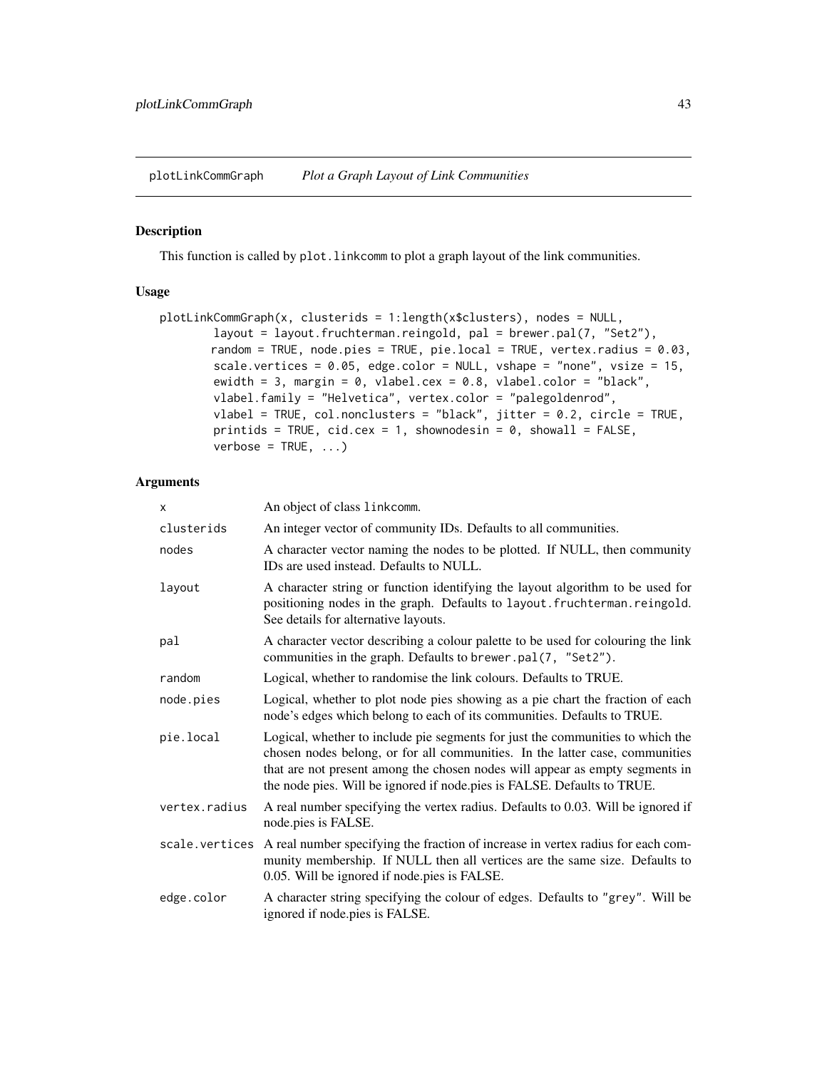## plotLinkCommGraph &nbsp;&nbsp;&nbsp; *Plot a Graph Layout of Link Communities*

### Description

This function is called by `plot.linkcomm` to plot a graph layout of the link communities.

### Usage

```
plotLinkCommGraph(x, clusterids = 1:length(x$clusters), nodes = NULL,
        layout = layout.fruchterman.reingold, pal = brewer.pal(7, "Set2"),
        random = TRUE, node.pies = TRUE, pie.local = TRUE, vertex.radius = 0.03,
        scale.vertices = 0.05, edge.color = NULL, vshape = "none", vsize = 15,
        ewidth = 3, margin = 0, vlabel.cex = 0.8, vlabel.color = "black",
        vlabel.family = "Helvetica", vertex.color = "palegoldenrod",
        vlabel = TRUE, col.nonclusters = "black", jitter = 0.2, circle = TRUE,
        printids = TRUE, cid.cex = 1, shownodesin = 0, showall = FALSE,
        verbose = TRUE, ...)
```

### Arguments

| Argument | Description |
|---|---|
| `x` | An object of class `linkcomm`. |
| `clusterids` | An integer vector of community IDs. Defaults to all communities. |
| `nodes` | A character vector naming the nodes to be plotted. If NULL, then community IDs are used instead. Defaults to NULL. |
| `layout` | A character string or function identifying the layout algorithm to be used for positioning nodes in the graph. Defaults to `layout.fruchterman.reingold`. See details for alternative layouts. |
| `pal` | A character vector describing a colour palette to be used for colouring the link communities in the graph. Defaults to `brewer.pal(7, "Set2")`. |
| `random` | Logical, whether to randomise the link colours. Defaults to TRUE. |
| `node.pies` | Logical, whether to plot node pies showing as a pie chart the fraction of each node's edges which belong to each of its communities. Defaults to TRUE. |
| `pie.local` | Logical, whether to include pie segments for just the communities to which the chosen nodes belong, or for all communities. In the latter case, communities that are not present among the chosen nodes will appear as empty segments in the node pies. Will be ignored if node.pies is FALSE. Defaults to TRUE. |
| `vertex.radius` | A real number specifying the vertex radius. Defaults to 0.03. Will be ignored if node.pies is FALSE. |
| `scale.vertices` | A real number specifying the fraction of increase in vertex radius for each community membership. If NULL then all vertices are the same size. Defaults to 0.05. Will be ignored if node.pies is FALSE. |
| `edge.color` | A character string specifying the colour of edges. Defaults to `"grey"`. Will be ignored if node.pies is FALSE. |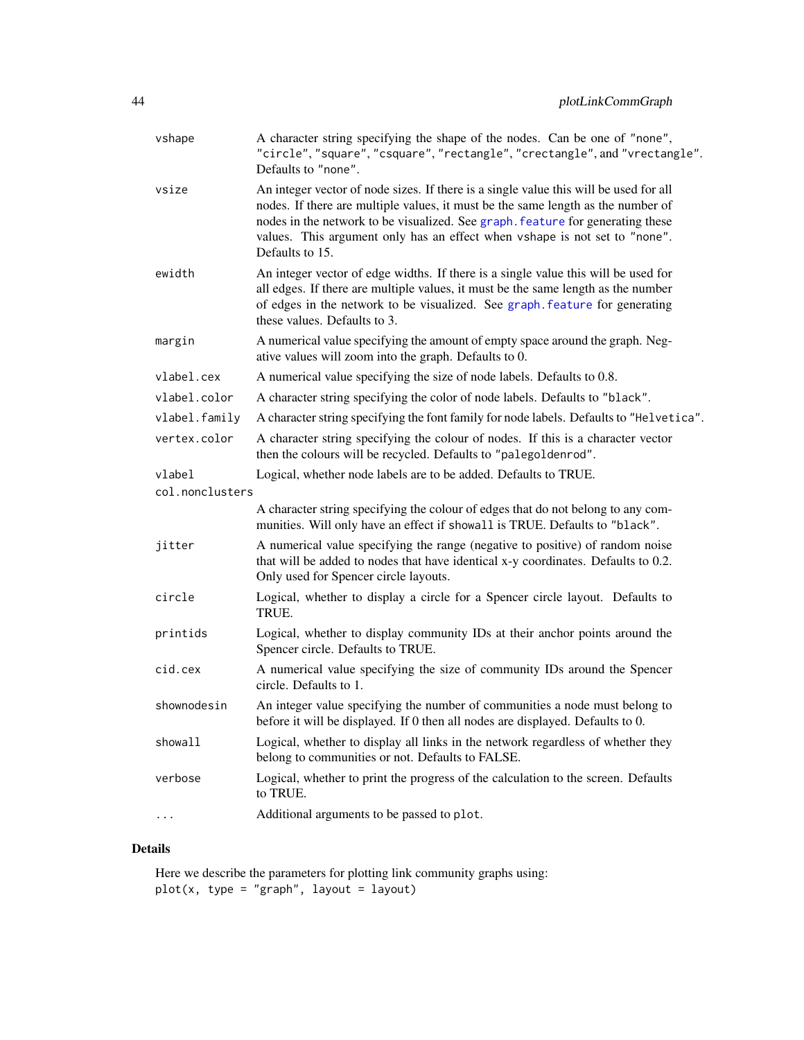| | |
|---|---|
| `vshape` | A character string specifying the shape of the nodes. Can be one of `"none"`, `"circle"`, `"square"`, `"csquare"`, `"rectangle"`, `"crectangle"`, and `"vrectangle"`. Defaults to `"none"`. |
| `vsize` | An integer vector of node sizes. If there is a single value this will be used for all nodes. If there are multiple values, it must be the same length as the number of nodes in the network to be visualized. See `graph.feature` for generating these values. This argument only has an effect when `vshape` is not set to `"none"`. Defaults to 15. |
| `ewidth` | An integer vector of edge widths. If there is a single value this will be used for all edges. If there are multiple values, it must be the same length as the number of edges in the network to be visualized. See `graph.feature` for generating these values. Defaults to 3. |
| `margin` | A numerical value specifying the amount of empty space around the graph. Negative values will zoom into the graph. Defaults to 0. |
| `vlabel.cex` | A numerical value specifying the size of node labels. Defaults to 0.8. |
| `vlabel.color` | A character string specifying the color of node labels. Defaults to `"black"`. |
| `vlabel.family` | A character string specifying the font family for node labels. Defaults to `"Helvetica"`. |
| `vertex.color` | A character string specifying the colour of nodes. If this is a character vector then the colours will be recycled. Defaults to `"palegoldenrod"`. |
| `vlabel` | Logical, whether node labels are to be added. Defaults to TRUE. |
| `col.nonclusters` | A character string specifying the colour of edges that do not belong to any communities. Will only have an effect if `showall` is TRUE. Defaults to `"black"`. |
| `jitter` | A numerical value specifying the range (negative to positive) of random noise that will be added to nodes that have identical x-y coordinates. Defaults to 0.2. Only used for Spencer circle layouts. |
| `circle` | Logical, whether to display a circle for a Spencer circle layout. Defaults to TRUE. |
| `printids` | Logical, whether to display community IDs at their anchor points around the Spencer circle. Defaults to TRUE. |
| `cid.cex` | A numerical value specifying the size of community IDs around the Spencer circle. Defaults to 1. |
| `shownodesin` | An integer value specifying the number of communities a node must belong to before it will be displayed. If 0 then all nodes are displayed. Defaults to 0. |
| `showall` | Logical, whether to display all links in the network regardless of whether they belong to communities or not. Defaults to FALSE. |
| `verbose` | Logical, whether to print the progress of the calculation to the screen. Defaults to TRUE. |
| `...` | Additional arguments to be passed to `plot`. |

## Details

Here we describe the parameters for plotting link community graphs using:

```
plot(x, type = "graph", layout = layout)
```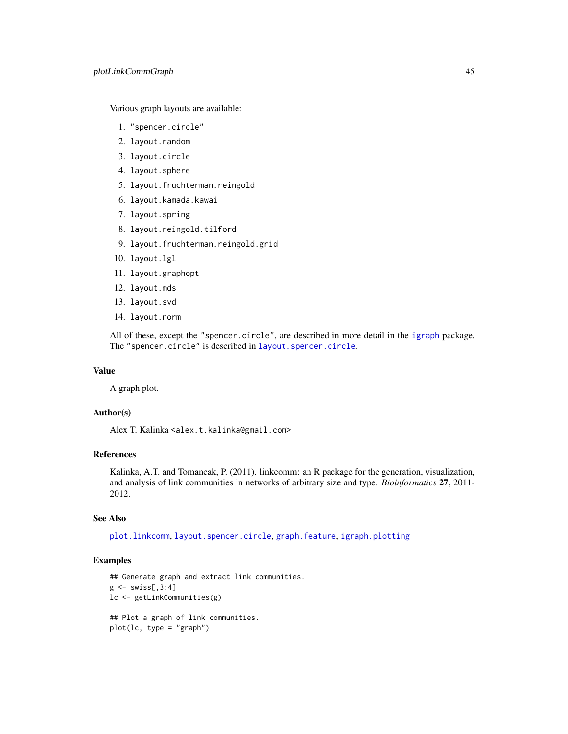Various graph layouts are available:

1. `"spencer.circle"`
2. `layout.random`
3. `layout.circle`
4. `layout.sphere`
5. `layout.fruchterman.reingold`
6. `layout.kamada.kawai`
7. `layout.spring`
8. `layout.reingold.tilford`
9. `layout.fruchterman.reingold.grid`
10. `layout.lgl`
11. `layout.graphopt`
12. `layout.mds`
13. `layout.svd`
14. `layout.norm`

All of these, except the `"spencer.circle"`, are described in more detail in the `igraph` package. The `"spencer.circle"` is described in `layout.spencer.circle`.

### Value

A graph plot.

### Author(s)

Alex T. Kalinka <alex.t.kalinka@gmail.com>

### References

Kalinka, A.T. and Tomancak, P. (2011). linkcomm: an R package for the generation, visualization, and analysis of link communities in networks of arbitrary size and type. *Bioinformatics* **27**, 2011-2012.

### See Also

`plot.linkcomm`, `layout.spencer.circle`, `graph.feature`, `igraph.plotting`

### Examples

```
## Generate graph and extract link communities.
g <- swiss[,3:4]
lc <- getLinkCommunities(g)

## Plot a graph of link communities.
plot(lc, type = "graph")
```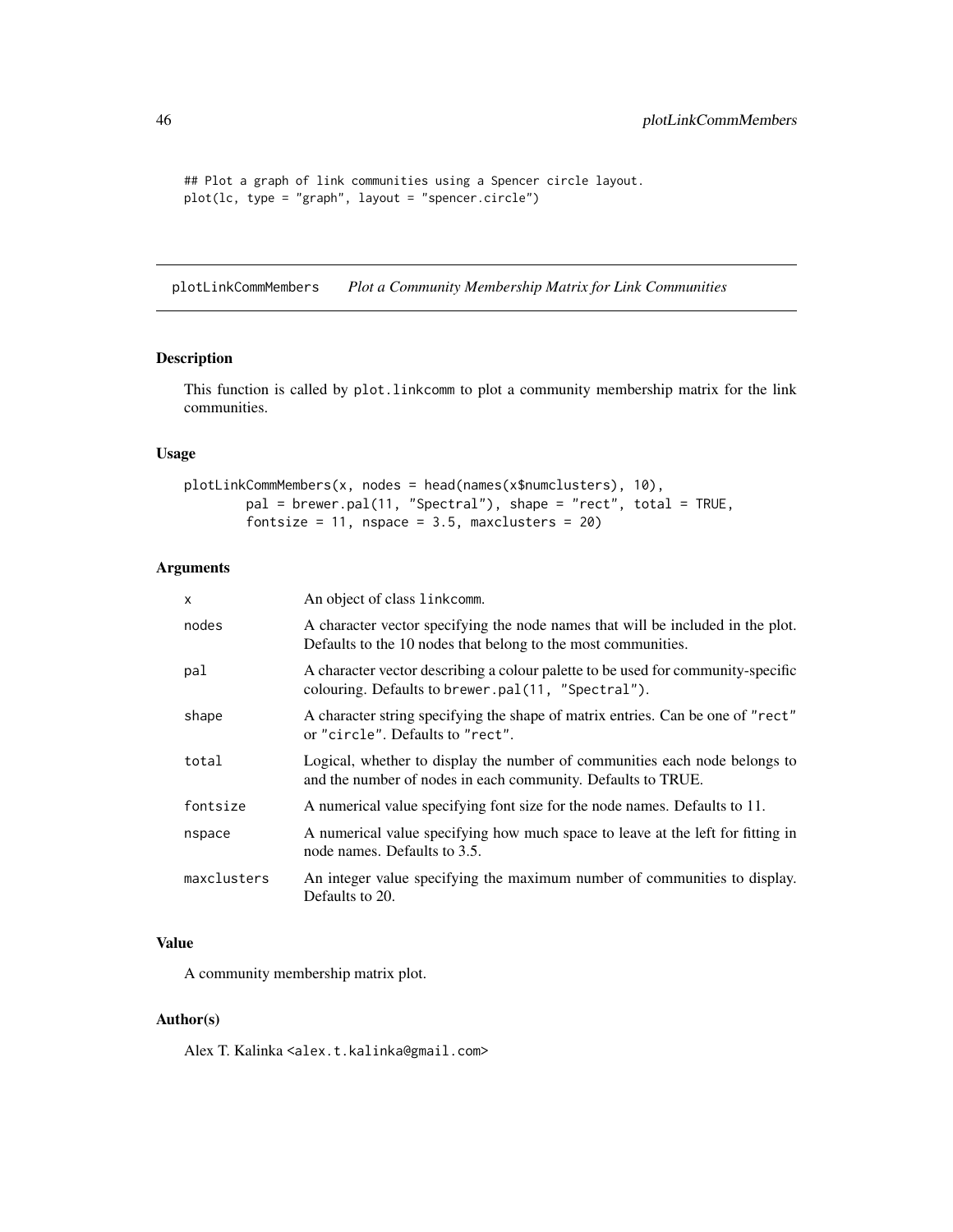```
## Plot a graph of link communities using a Spencer circle layout.
plot(lc, type = "graph", layout = "spencer.circle")
```

## plotLinkCommMembers — *Plot a Community Membership Matrix for Link Communities*

### Description

This function is called by plot.linkcomm to plot a community membership matrix for the link communities.

### Usage

```
plotLinkCommMembers(x, nodes = head(names(x$numclusters), 10),
        pal = brewer.pal(11, "Spectral"), shape = "rect", total = TRUE,
        fontsize = 11, nspace = 3.5, maxclusters = 20)
```

### Arguments

| | |
|---|---|
| x | An object of class linkcomm. |
| nodes | A character vector specifying the node names that will be included in the plot. Defaults to the 10 nodes that belong to the most communities. |
| pal | A character vector describing a colour palette to be used for community-specific colouring. Defaults to brewer.pal(11, "Spectral"). |
| shape | A character string specifying the shape of matrix entries. Can be one of "rect" or "circle". Defaults to "rect". |
| total | Logical, whether to display the number of communities each node belongs to and the number of nodes in each community. Defaults to TRUE. |
| fontsize | A numerical value specifying font size for the node names. Defaults to 11. |
| nspace | A numerical value specifying how much space to leave at the left for fitting in node names. Defaults to 3.5. |
| maxclusters | An integer value specifying the maximum number of communities to display. Defaults to 20. |

### Value

A community membership matrix plot.

### Author(s)

Alex T. Kalinka <alex.t.kalinka@gmail.com>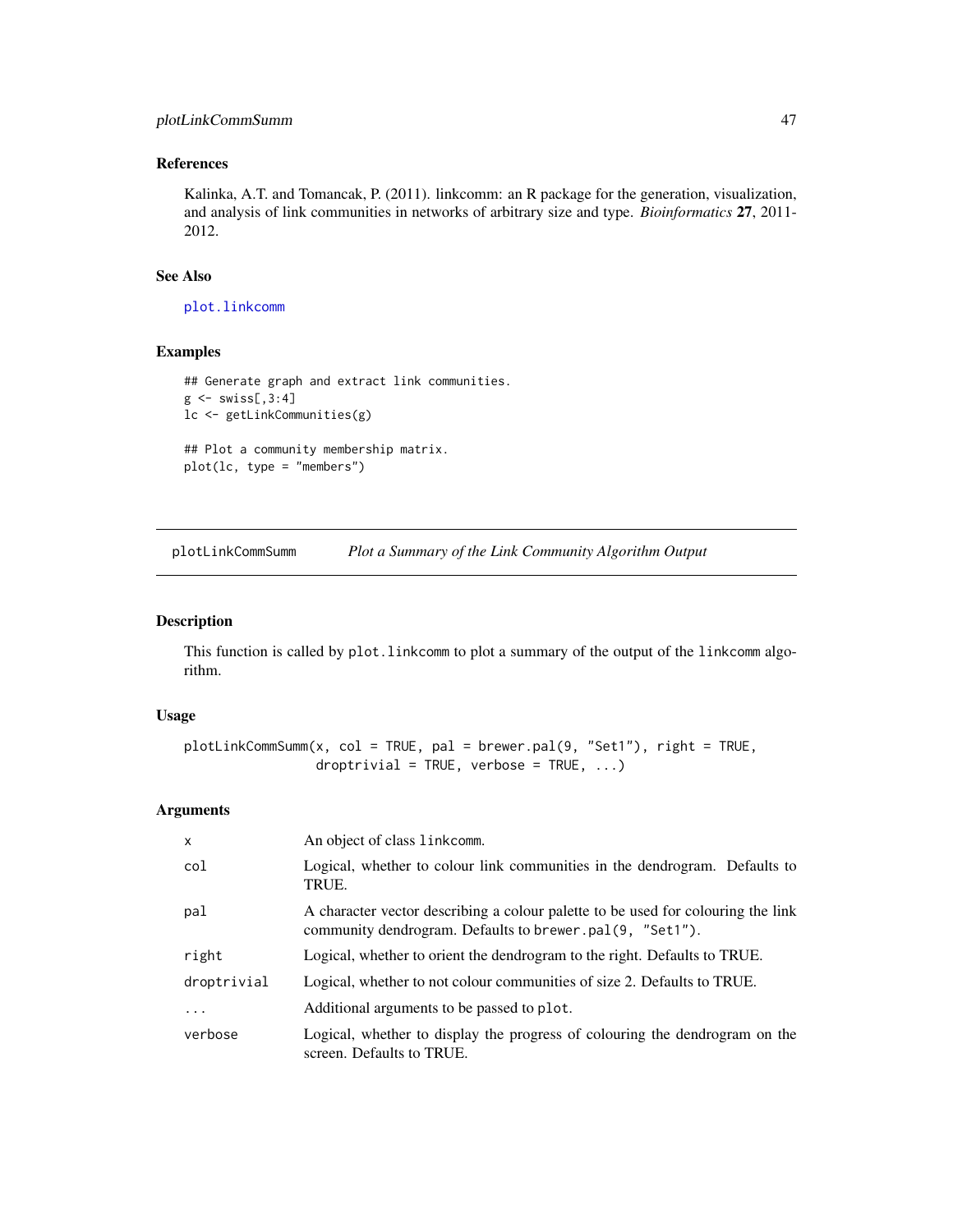## References

Kalinka, A.T. and Tomancak, P. (2011). linkcomm: an R package for the generation, visualization, and analysis of link communities in networks of arbitrary size and type. *Bioinformatics* **27**, 2011-2012.

## See Also

plot.linkcomm

## Examples

```
## Generate graph and extract link communities.
g <- swiss[,3:4]
lc <- getLinkCommunities(g)

## Plot a community membership matrix.
plot(lc, type = "members")
```

---

# plotLinkCommSumm — *Plot a Summary of the Link Community Algorithm Output*

## Description

This function is called by `plot.linkcomm` to plot a summary of the output of the `linkcomm` algorithm.

## Usage

```
plotLinkCommSumm(x, col = TRUE, pal = brewer.pal(9, "Set1"), right = TRUE,
                 droptrivial = TRUE, verbose = TRUE, ...)
```

## Arguments

| | |
|---|---|
| `x` | An object of class `linkcomm`. |
| `col` | Logical, whether to colour link communities in the dendrogram. Defaults to TRUE. |
| `pal` | A character vector describing a colour palette to be used for colouring the link community dendrogram. Defaults to `brewer.pal(9, "Set1")`. |
| `right` | Logical, whether to orient the dendrogram to the right. Defaults to TRUE. |
| `droptrivial` | Logical, whether to not colour communities of size 2. Defaults to TRUE. |
| `...` | Additional arguments to be passed to `plot`. |
| `verbose` | Logical, whether to display the progress of colouring the dendrogram on the screen. Defaults to TRUE. |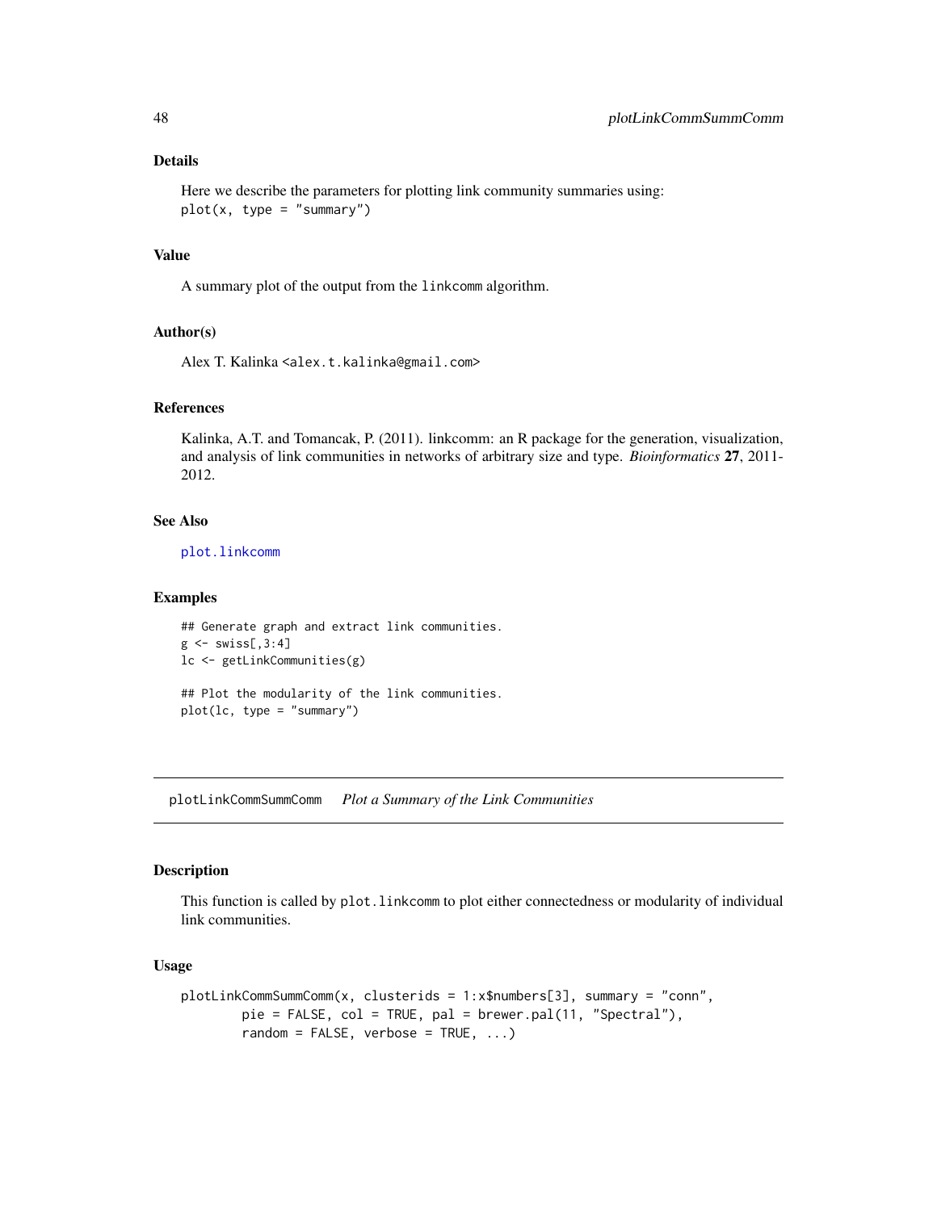## Details

Here we describe the parameters for plotting link community summaries using:
`plot(x, type = "summary")`

## Value

A summary plot of the output from the `linkcomm` algorithm.

## Author(s)

Alex T. Kalinka <alex.t.kalinka@gmail.com>

## References

Kalinka, A.T. and Tomancak, P. (2011). linkcomm: an R package for the generation, visualization, and analysis of link communities in networks of arbitrary size and type. *Bioinformatics* **27**, 2011-2012.

## See Also

`plot.linkcomm`

## Examples

```
## Generate graph and extract link communities.
g <- swiss[,3:4]
lc <- getLinkCommunities(g)

## Plot the modularity of the link communities.
plot(lc, type = "summary")
```

---

# plotLinkCommSummComm — *Plot a Summary of the Link Communities*

## Description

This function is called by `plot.linkcomm` to plot either connectedness or modularity of individual link communities.

## Usage

```
plotLinkCommSummComm(x, clusterids = 1:x$numbers[3], summary = "conn",
        pie = FALSE, col = TRUE, pal = brewer.pal(11, "Spectral"),
        random = FALSE, verbose = TRUE, ...)
```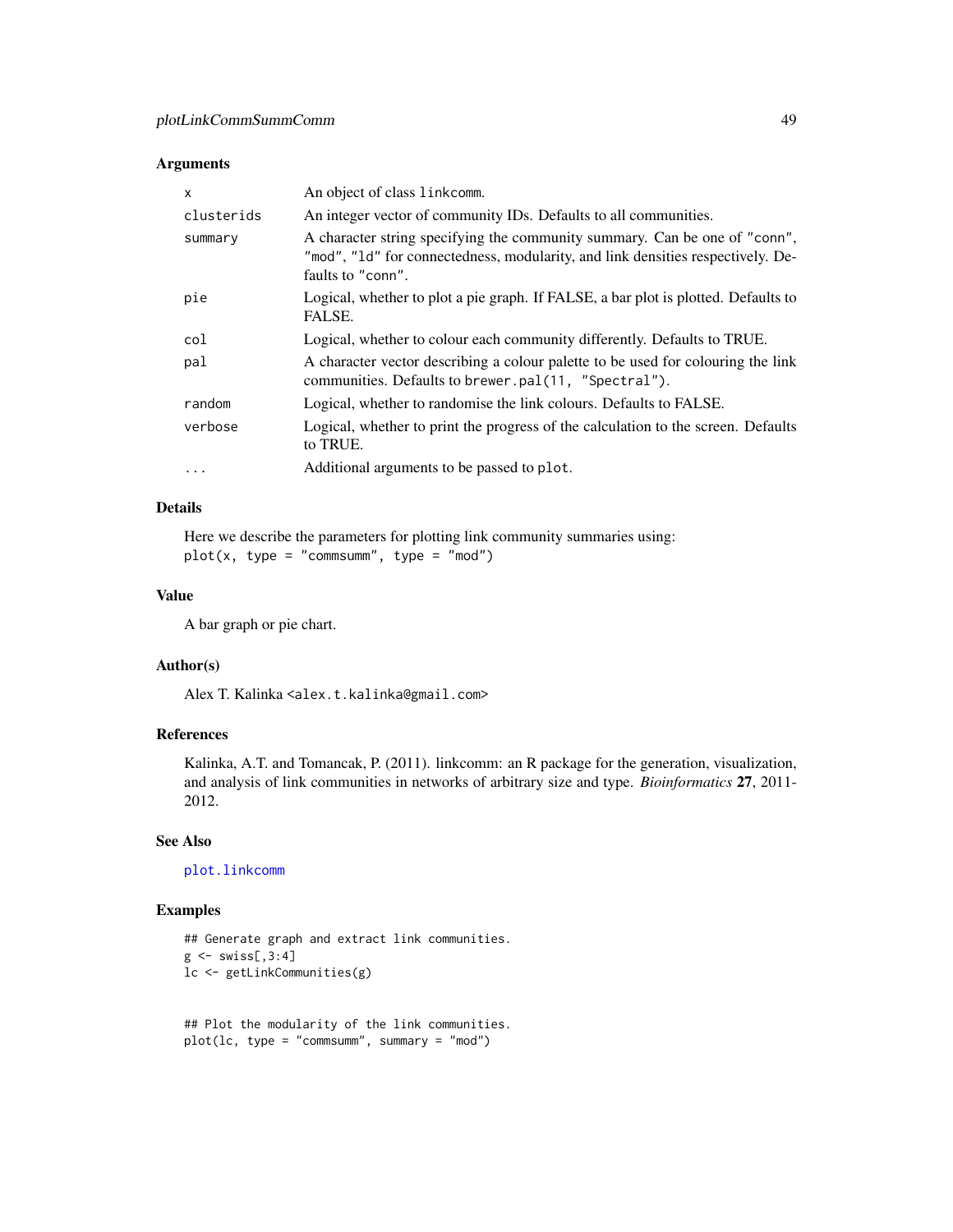## Arguments

| | |
|---|---|
| `x` | An object of class `linkcomm`. |
| `clusterids` | An integer vector of community IDs. Defaults to all communities. |
| `summary` | A character string specifying the community summary. Can be one of `"conn"`, `"mod"`, `"ld"` for connectedness, modularity, and link densities respectively. Defaults to `"conn"`. |
| `pie` | Logical, whether to plot a pie graph. If FALSE, a bar plot is plotted. Defaults to FALSE. |
| `col` | Logical, whether to colour each community differently. Defaults to TRUE. |
| `pal` | A character vector describing a colour palette to be used for colouring the link communities. Defaults to `brewer.pal(11, "Spectral")`. |
| `random` | Logical, whether to randomise the link colours. Defaults to FALSE. |
| `verbose` | Logical, whether to print the progress of the calculation to the screen. Defaults to TRUE. |
| `...` | Additional arguments to be passed to `plot`. |

## Details

Here we describe the parameters for plotting link community summaries using:
`plot(x, type = "commsumm", type = "mod")`

## Value

A bar graph or pie chart.

## Author(s)

Alex T. Kalinka <alex.t.kalinka@gmail.com>

## References

Kalinka, A.T. and Tomancak, P. (2011). linkcomm: an R package for the generation, visualization, and analysis of link communities in networks of arbitrary size and type. *Bioinformatics* **27**, 2011-2012.

## See Also

`plot.linkcomm`

## Examples

```
## Generate graph and extract link communities.
g <- swiss[,3:4]
lc <- getLinkCommunities(g)


## Plot the modularity of the link communities.
plot(lc, type = "commsumm", summary = "mod")
```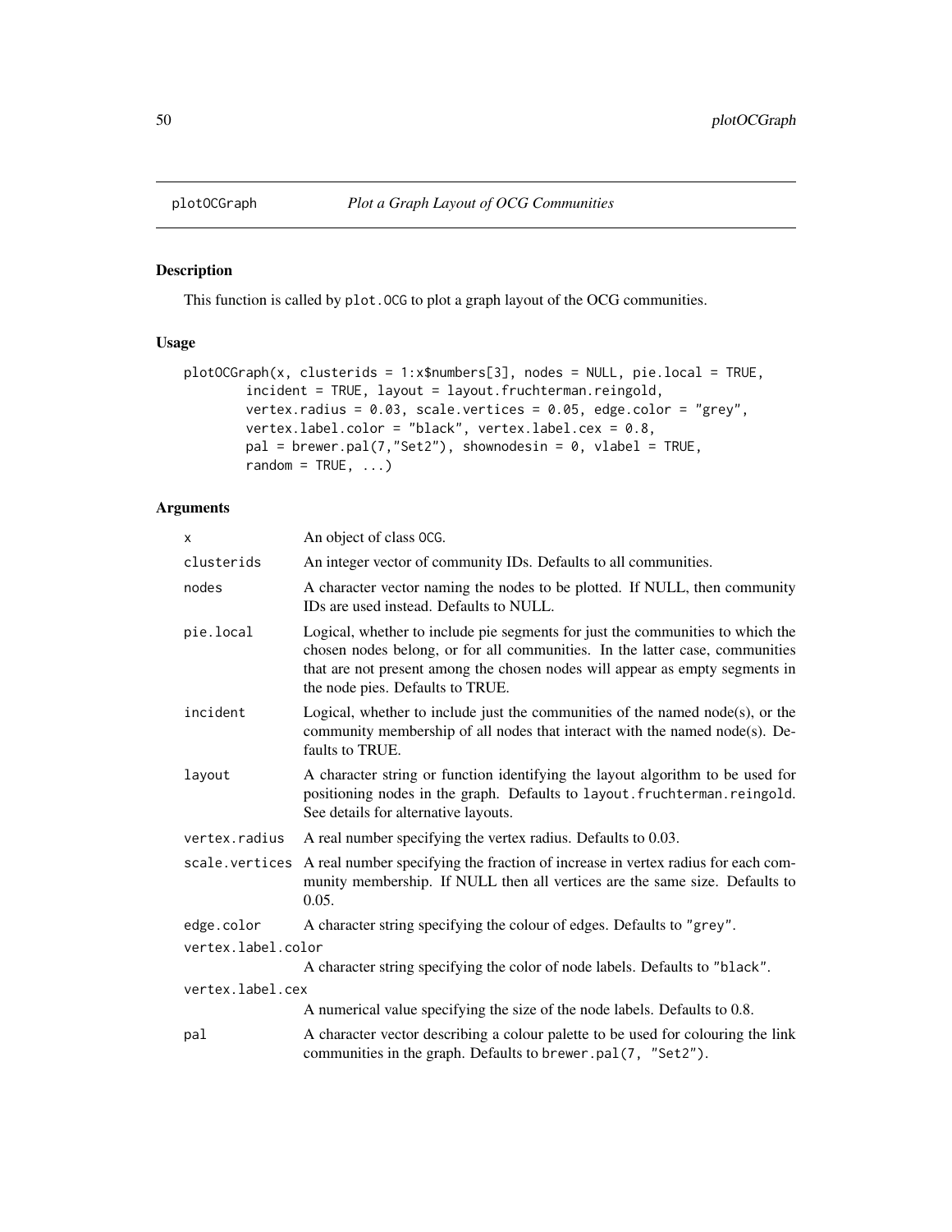# plotOCGraph *Plot a Graph Layout of OCG Communities*

## Description

This function is called by `plot.OCG` to plot a graph layout of the OCG communities.

## Usage

```
plotOCGraph(x, clusterids = 1:x$numbers[3], nodes = NULL, pie.local = TRUE,
        incident = TRUE, layout = layout.fruchterman.reingold,
        vertex.radius = 0.03, scale.vertices = 0.05, edge.color = "grey",
        vertex.label.color = "black", vertex.label.cex = 0.8,
        pal = brewer.pal(7,"Set2"), shownodesin = 0, vlabel = TRUE,
        random = TRUE, ...)
```

## Arguments

| | |
|---|---|
| `x` | An object of class `OCG`. |
| `clusterids` | An integer vector of community IDs. Defaults to all communities. |
| `nodes` | A character vector naming the nodes to be plotted. If NULL, then community IDs are used instead. Defaults to NULL. |
| `pie.local` | Logical, whether to include pie segments for just the communities to which the chosen nodes belong, or for all communities. In the latter case, communities that are not present among the chosen nodes will appear as empty segments in the node pies. Defaults to TRUE. |
| `incident` | Logical, whether to include just the communities of the named node(s), or the community membership of all nodes that interact with the named node(s). Defaults to TRUE. |
| `layout` | A character string or function identifying the layout algorithm to be used for positioning nodes in the graph. Defaults to `layout.fruchterman.reingold`. See details for alternative layouts. |
| `vertex.radius` | A real number specifying the vertex radius. Defaults to 0.03. |
| `scale.vertices` | A real number specifying the fraction of increase in vertex radius for each community membership. If NULL then all vertices are the same size. Defaults to 0.05. |
| `edge.color` | A character string specifying the colour of edges. Defaults to `"grey"`. |
| `vertex.label.color` | A character string specifying the color of node labels. Defaults to `"black"`. |
| `vertex.label.cex` | A numerical value specifying the size of the node labels. Defaults to 0.8. |
| `pal` | A character vector describing a colour palette to be used for colouring the link communities in the graph. Defaults to `brewer.pal(7, "Set2")`. |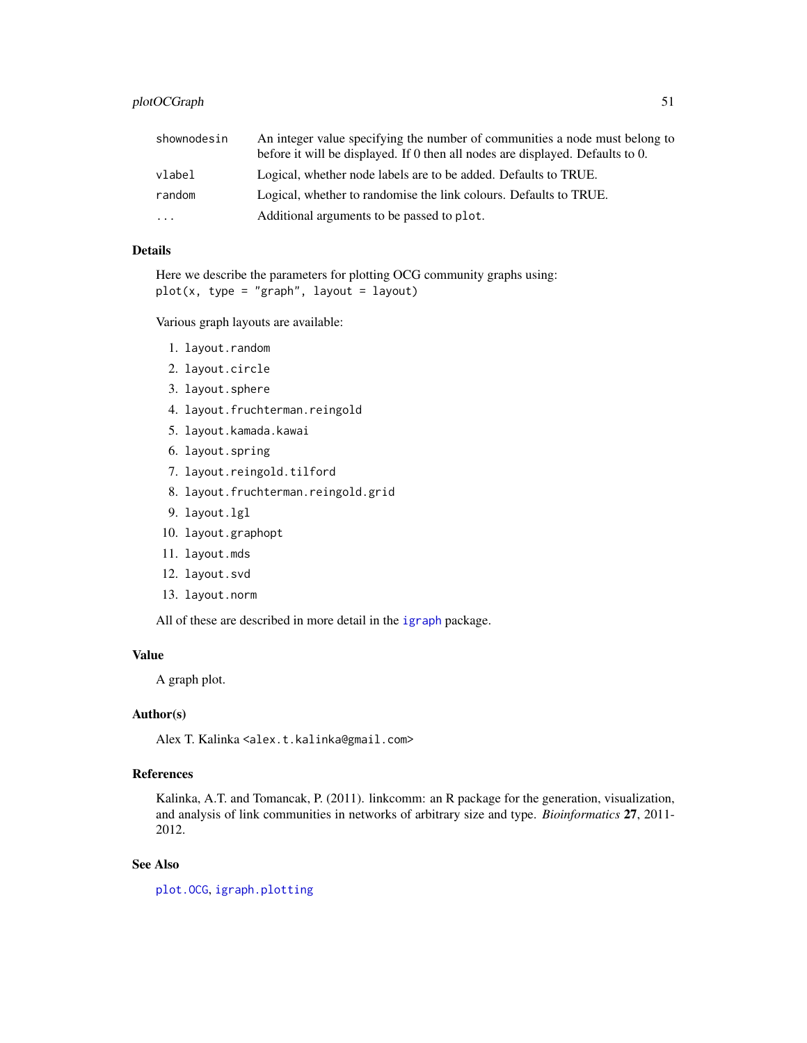| | |
|---|---|
| shownodesin | An integer value specifying the number of communities a node must belong to before it will be displayed. If 0 then all nodes are displayed. Defaults to 0. |
| vlabel | Logical, whether node labels are to be added. Defaults to TRUE. |
| random | Logical, whether to randomise the link colours. Defaults to TRUE. |
| ... | Additional arguments to be passed to `plot`. |

### Details

Here we describe the parameters for plotting OCG community graphs using:
`plot(x, type = "graph", layout = layout)`

Various graph layouts are available:

1. `layout.random`
2. `layout.circle`
3. `layout.sphere`
4. `layout.fruchterman.reingold`
5. `layout.kamada.kawai`
6. `layout.spring`
7. `layout.reingold.tilford`
8. `layout.fruchterman.reingold.grid`
9. `layout.lgl`
10. `layout.graphopt`
11. `layout.mds`
12. `layout.svd`
13. `layout.norm`

All of these are described in more detail in the `igraph` package.

### Value

A graph plot.

### Author(s)

Alex T. Kalinka <alex.t.kalinka@gmail.com>

### References

Kalinka, A.T. and Tomancak, P. (2011). linkcomm: an R package for the generation, visualization, and analysis of link communities in networks of arbitrary size and type. *Bioinformatics* **27**, 2011-2012.

### See Also

`plot.OCG`, `igraph.plotting`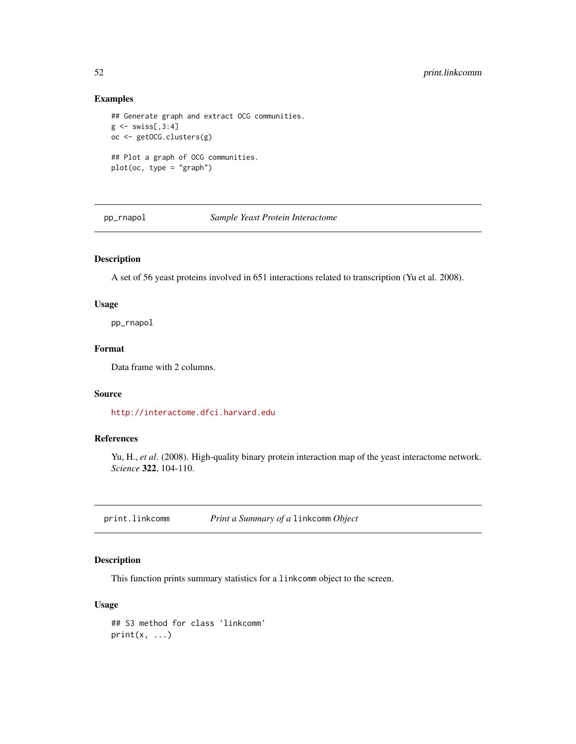### Examples

```
## Generate graph and extract OCG communities.
g <- swiss[,3:4]
oc <- getOCG.clusters(g)

## Plot a graph of OCG communities.
plot(oc, type = "graph")
```

---

## pp_rnapol — *Sample Yeast Protein Interactome*

### Description

A set of 56 yeast proteins involved in 651 interactions related to transcription (Yu et al. 2008).

### Usage

```
pp_rnapol
```

### Format

Data frame with 2 columns.

### Source

http://interactome.dfci.harvard.edu

### References

Yu, H., *et al*. (2008). High-quality binary protein interaction map of the yeast interactome network. *Science* **322**, 104-110.

---

## print.linkcomm — *Print a Summary of a* `linkcomm` *Object*

### Description

This function prints summary statistics for a `linkcomm` object to the screen.

### Usage

```
## S3 method for class 'linkcomm'
print(x, ...)
```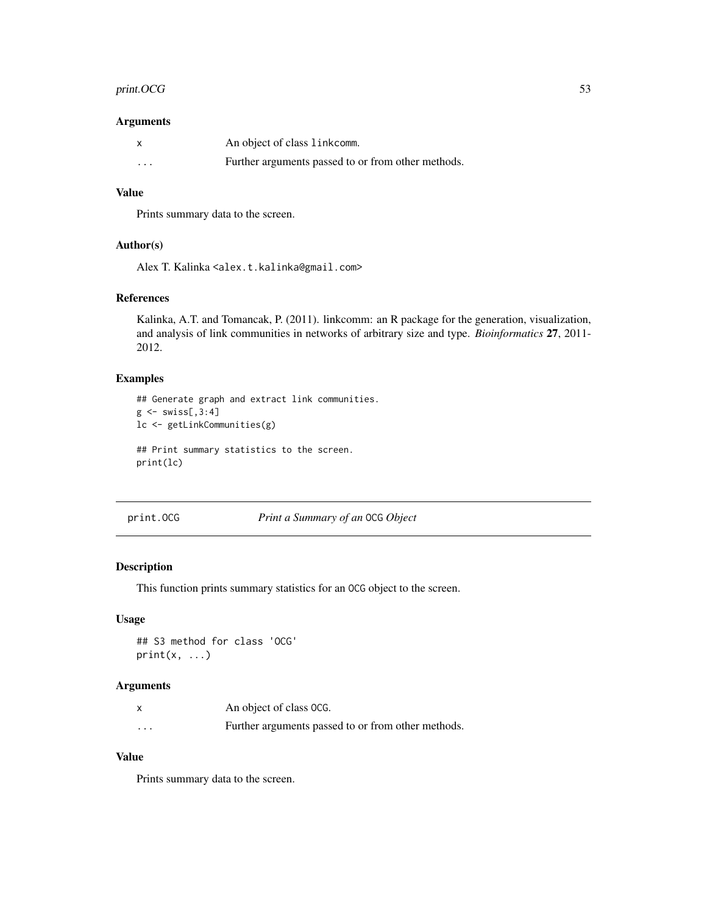### Arguments

| | |
|---|---|
| x | An object of class `linkcomm`. |
| ... | Further arguments passed to or from other methods. |

### Value

Prints summary data to the screen.

### Author(s)

Alex T. Kalinka <alex.t.kalinka@gmail.com>

### References

Kalinka, A.T. and Tomancak, P. (2011). linkcomm: an R package for the generation, visualization, and analysis of link communities in networks of arbitrary size and type. *Bioinformatics* **27**, 2011-2012.

### Examples

```
## Generate graph and extract link communities.
g <- swiss[,3:4]
lc <- getLinkCommunities(g)

## Print summary statistics to the screen.
print(lc)
```

---

## print.OCG — *Print a Summary of an* `OCG` *Object*

### Description

This function prints summary statistics for an `OCG` object to the screen.

### Usage

```
## S3 method for class 'OCG'
print(x, ...)
```

### Arguments

| | |
|---|---|
| x | An object of class `OCG`. |
| ... | Further arguments passed to or from other methods. |

### Value

Prints summary data to the screen.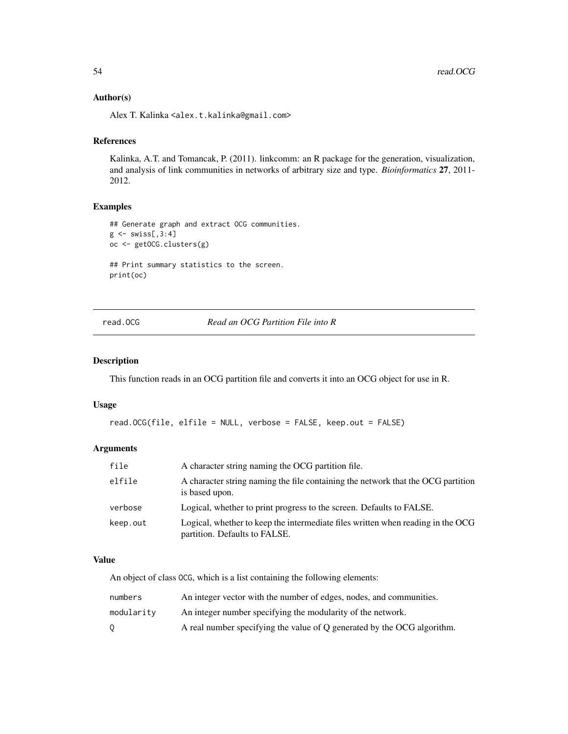### Author(s)

Alex T. Kalinka <alex.t.kalinka@gmail.com>

### References

Kalinka, A.T. and Tomancak, P. (2011). linkcomm: an R package for the generation, visualization, and analysis of link communities in networks of arbitrary size and type. *Bioinformatics* **27**, 2011-2012.

### Examples

```
## Generate graph and extract OCG communities.
g <- swiss[,3:4]
oc <- getOCG.clusters(g)

## Print summary statistics to the screen.
print(oc)
```

---

## read.OCG — *Read an OCG Partition File into R*

### Description

This function reads in an OCG partition file and converts it into an OCG object for use in R.

### Usage

```
read.OCG(file, elfile = NULL, verbose = FALSE, keep.out = FALSE)
```

### Arguments

| | |
|---|---|
| file | A character string naming the OCG partition file. |
| elfile | A character string naming the file containing the network that the OCG partition is based upon. |
| verbose | Logical, whether to print progress to the screen. Defaults to FALSE. |
| keep.out | Logical, whether to keep the intermediate files written when reading in the OCG partition. Defaults to FALSE. |

### Value

An object of class OCG, which is a list containing the following elements:

| | |
|---|---|
| numbers | An integer vector with the number of edges, nodes, and communities. |
| modularity | An integer number specifying the modularity of the network. |
| Q | A real number specifying the value of Q generated by the OCG algorithm. |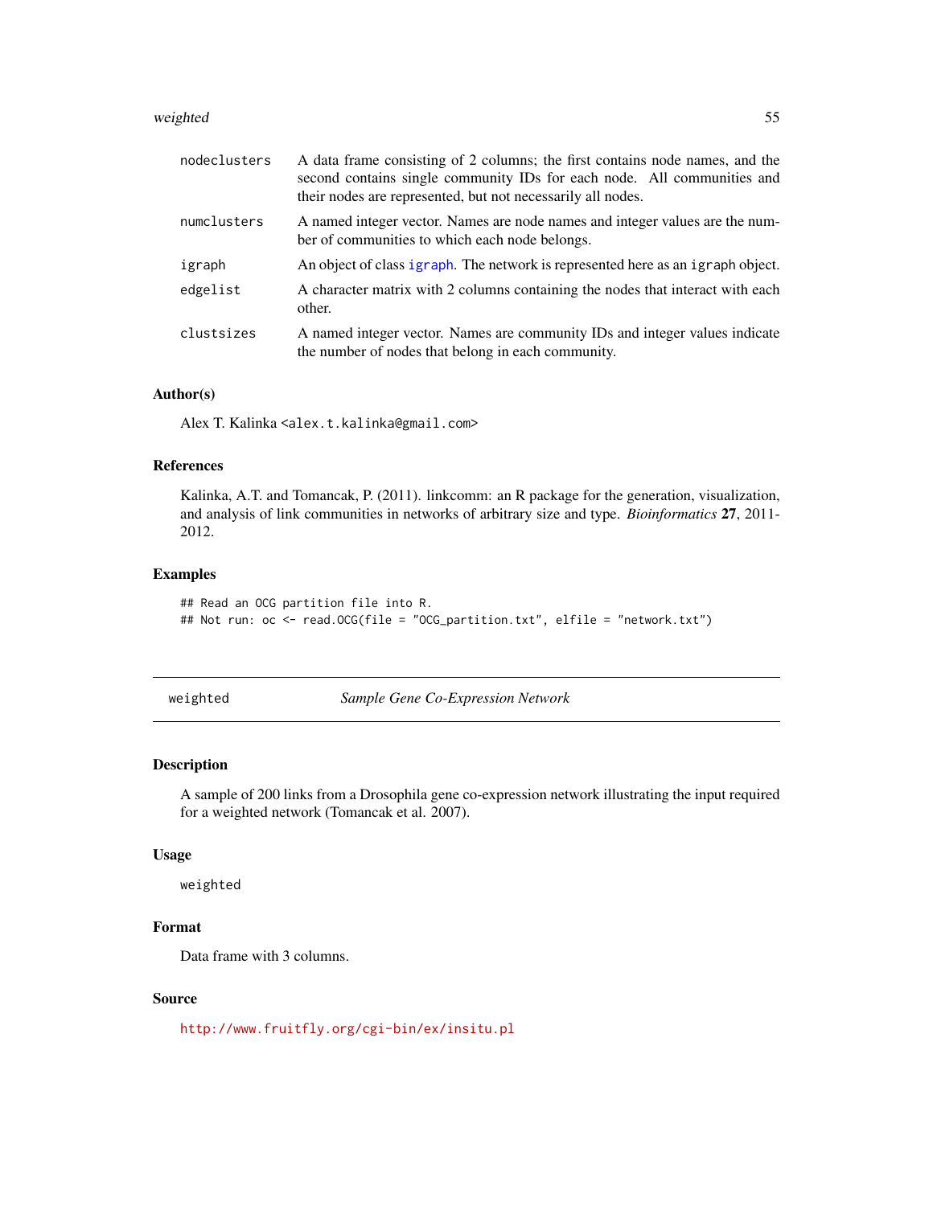| | |
|---|---|
| `nodeclusters` | A data frame consisting of 2 columns; the first contains node names, and the second contains single community IDs for each node. All communities and their nodes are represented, but not necessarily all nodes. |
| `numclusters` | A named integer vector. Names are node names and integer values are the number of communities to which each node belongs. |
| `igraph` | An object of class igraph. The network is represented here as an `igraph` object. |
| `edgelist` | A character matrix with 2 columns containing the nodes that interact with each other. |
| `clustsizes` | A named integer vector. Names are community IDs and integer values indicate the number of nodes that belong in each community. |

### Author(s)

Alex T. Kalinka <alex.t.kalinka@gmail.com>

### References

Kalinka, A.T. and Tomancak, P. (2011). linkcomm: an R package for the generation, visualization, and analysis of link communities in networks of arbitrary size and type. *Bioinformatics* **27**, 2011-2012.

### Examples

```
## Read an OCG partition file into R.
## Not run: oc <- read.OCG(file = "OCG_partition.txt", elfile = "network.txt")
```

---

## weighted — *Sample Gene Co-Expression Network*

---

### Description

A sample of 200 links from a Drosophila gene co-expression network illustrating the input required for a weighted network (Tomancak et al. 2007).

### Usage

```
weighted
```

### Format

Data frame with 3 columns.

### Source

http://www.fruitfly.org/cgi-bin/ex/insitu.pl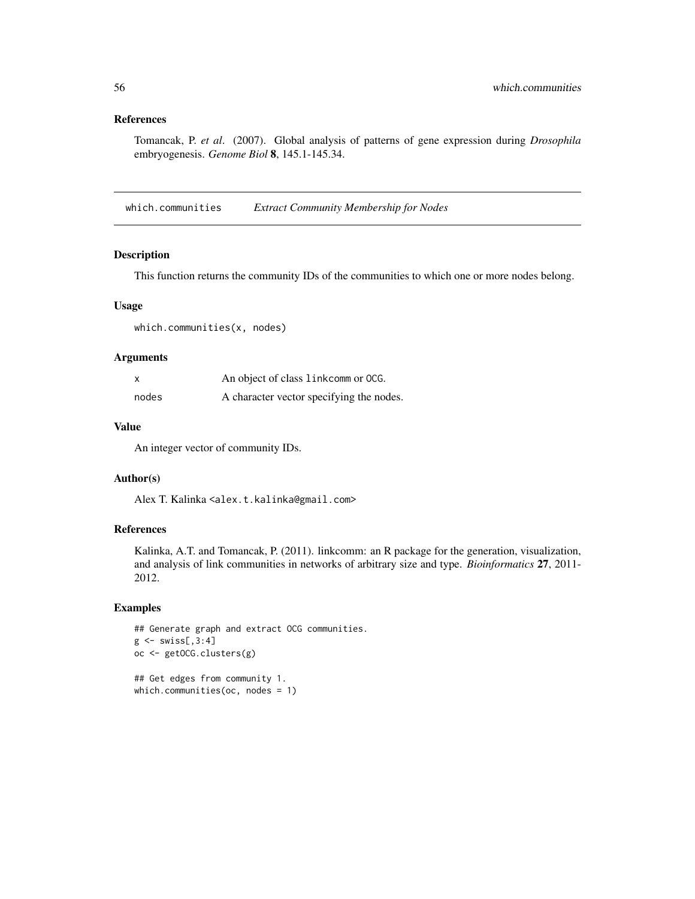### References

Tomancak, P. *et al*. (2007). Global analysis of patterns of gene expression during *Drosophila* embryogenesis. *Genome Biol* **8**, 145.1-145.34.

---

## which.communities    *Extract Community Membership for Nodes*

### Description

This function returns the community IDs of the communities to which one or more nodes belong.

### Usage

```
which.communities(x, nodes)
```

### Arguments

| | |
|---|---|
| x | An object of class linkcomm or OCG. |
| nodes | A character vector specifying the nodes. |

### Value

An integer vector of community IDs.

### Author(s)

Alex T. Kalinka <alex.t.kalinka@gmail.com>

### References

Kalinka, A.T. and Tomancak, P. (2011). linkcomm: an R package for the generation, visualization, and analysis of link communities in networks of arbitrary size and type. *Bioinformatics* **27**, 2011-2012.

### Examples

```
## Generate graph and extract OCG communities.
g <- swiss[,3:4]
oc <- getOCG.clusters(g)

## Get edges from community 1.
which.communities(oc, nodes = 1)
```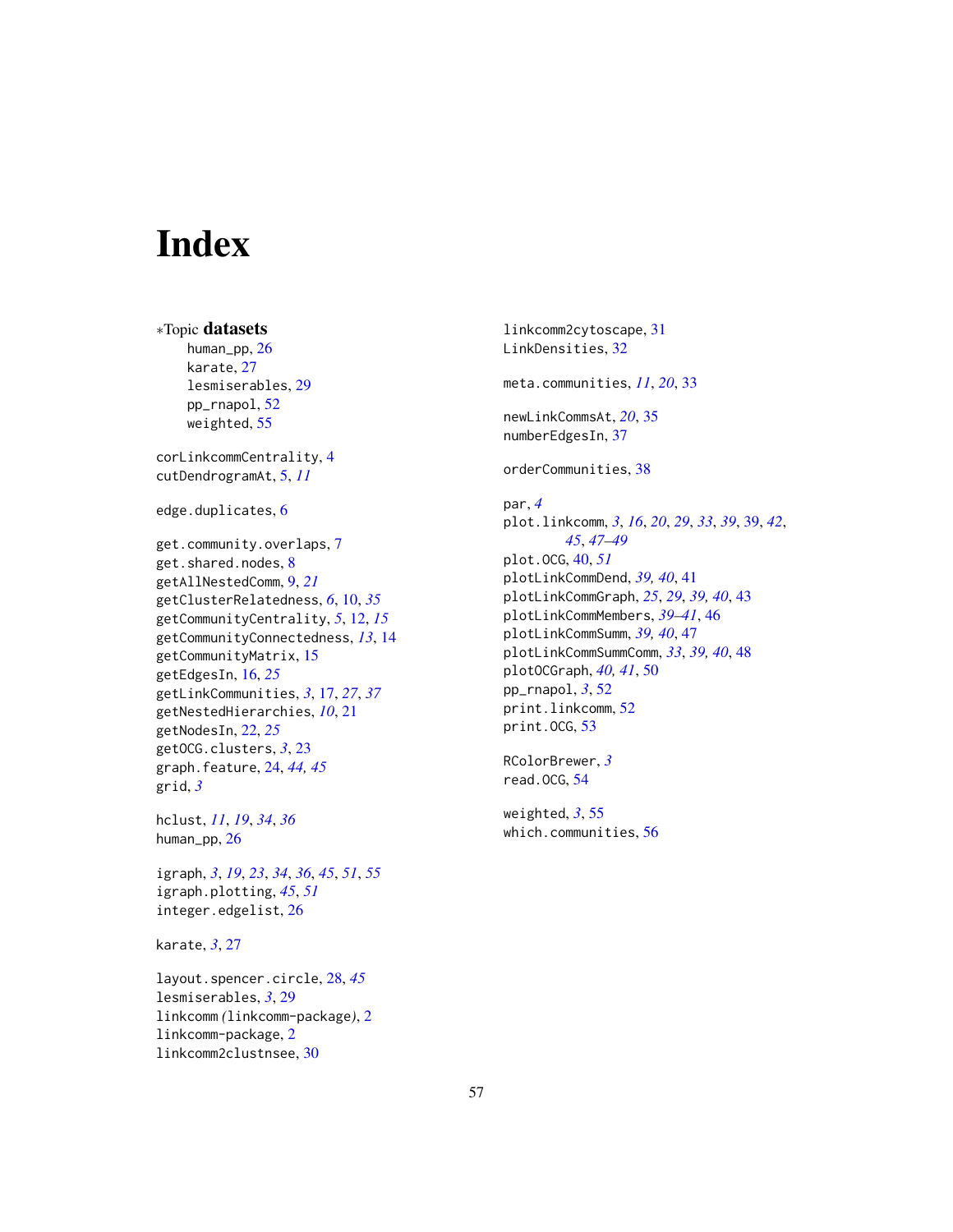# Index

∗Topic **datasets**
- human_pp, 26
- karate, 27
- lesmiserables, 29
- pp_rnapol, 52
- weighted, 55

corLinkcommCentrality, 4
cutDendrogramAt, 5, *11*

edge.duplicates, 6

get.community.overlaps, 7
get.shared.nodes, 8
getAllNestedComm, 9, *21*
getClusterRelatedness, *6*, 10, *35*
getCommunityCentrality, *5*, 12, *15*
getCommunityConnectedness, *13*, 14
getCommunityMatrix, 15
getEdgesIn, 16, *25*
getLinkCommunities, *3*, 17, *27*, *37*
getNestedHierarchies, *10*, 21
getNodesIn, 22, *25*
getOCG.clusters, *3*, 23
graph.feature, 24, *44*, *45*
grid, *3*

hclust, *11*, *19*, *34*, *36*
human_pp, 26

igraph, *3*, *19*, *23*, *34*, *36*, *45*, *51*, *55*
igraph.plotting, *45*, *51*
integer.edgelist, 26

karate, *3*, 27

layout.spencer.circle, 28, *45*
lesmiserables, *3*, 29
linkcomm (linkcomm-package), 2
linkcomm-package, 2
linkcomm2clustnsee, 30

linkcomm2cytoscape, 31
LinkDensities, 32

meta.communities, *11*, *20*, 33

newLinkCommsAt, *20*, 35
numberEdgesIn, 37

orderCommunities, 38

par, *4*
plot.linkcomm, *3*, *16*, *20*, *29*, *33*, *39*, 39, *42*, *45*, *47–49*
plot.OCG, 40, *51*
plotLinkCommDend, *39*, *40*, 41
plotLinkCommGraph, *25*, *29*, *39*, *40*, 43
plotLinkCommMembers, *39–41*, 46
plotLinkCommSumm, *39*, *40*, 47
plotLinkCommSummComm, *33*, *39*, *40*, 48
plotOCGraph, *40*, *41*, 50
pp_rnapol, *3*, 52
print.linkcomm, 52
print.OCG, 53

RColorBrewer, *3*
read.OCG, 54

weighted, *3*, 55
which.communities, 56